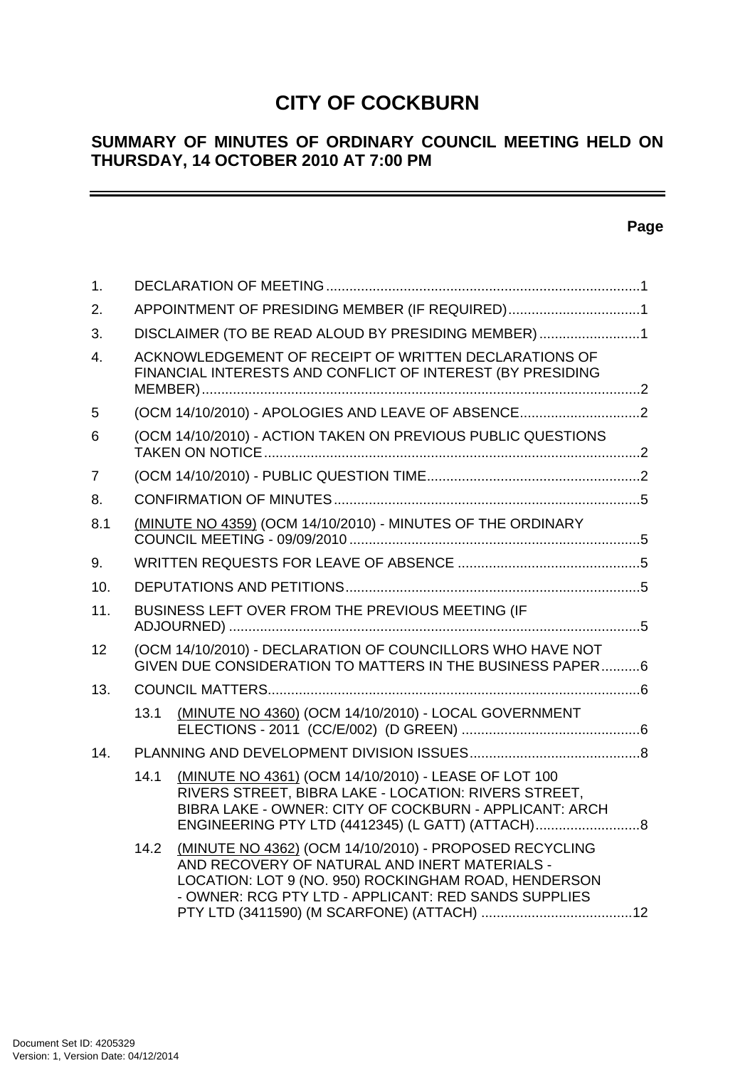# CITY OF COCKBURN

## SUMMARY OF MINUTES OF ORDINARY COUNCIL MEETING HELD ON THURSDAY, 14 OCTOBER 2010 AT 7:00 PM

---

**Page**

1. DECLARATION OF MEETING ................................................................................1
2. APPOINTMENT OF PRESIDING MEMBER (IF REQUIRED) ..................................1
3. DISCLAIMER (TO BE READ ALOUD BY PRESIDING MEMBER) ..........................1
4. ACKNOWLEDGEMENT OF RECEIPT OF WRITTEN DECLARATIONS OF FINANCIAL INTERESTS AND CONFLICT OF INTEREST (BY PRESIDING MEMBER) ................................................................................................................2
5 (OCM 14/10/2010) - APOLOGIES AND LEAVE OF ABSENCE ...............................2
6 (OCM 14/10/2010) - ACTION TAKEN ON PREVIOUS PUBLIC QUESTIONS TAKEN ON NOTICE ................................................................................................2
7 (OCM 14/10/2010) - PUBLIC QUESTION TIME .......................................................2
8. CONFIRMATION OF MINUTES ..............................................................................5

8.1 (MINUTE NO 4359) (OCM 14/10/2010) - MINUTES OF THE ORDINARY COUNCIL MEETING - 09/09/2010 ...........................................................................5

9. WRITTEN REQUESTS FOR LEAVE OF ABSENCE ...............................................5
10. DEPUTATIONS AND PETITIONS ...........................................................................5
11. BUSINESS LEFT OVER FROM THE PREVIOUS MEETING (IF ADJOURNED) .........................................................................................................5
12 (OCM 14/10/2010) - DECLARATION OF COUNCILLORS WHO HAVE NOT GIVEN DUE CONSIDERATION TO MATTERS IN THE BUSINESS PAPER ..........6
13. COUNCIL MATTERS ...............................................................................................6
    - 13.1 (MINUTE NO 4360) (OCM 14/10/2010) - LOCAL GOVERNMENT ELECTIONS - 2011 (CC/E/002) (D GREEN) .............................................6
14. PLANNING AND DEVELOPMENT DIVISION ISSUES ............................................8
    - 14.1 (MINUTE NO 4361) (OCM 14/10/2010) - LEASE OF LOT 100 RIVERS STREET, BIBRA LAKE - LOCATION: RIVERS STREET, BIBRA LAKE - OWNER: CITY OF COCKBURN - APPLICANT: ARCH ENGINEERING PTY LTD (4412345) (L GATT) (ATTACH) ...........................8
    - 14.2 (MINUTE NO 4362) (OCM 14/10/2010) - PROPOSED RECYCLING AND RECOVERY OF NATURAL AND INERT MATERIALS - LOCATION: LOT 9 (NO. 950) ROCKINGHAM ROAD, HENDERSON - OWNER: RCG PTY LTD - APPLICANT: RED SANDS SUPPLIES PTY LTD (3411590) (M SCARFONE) (ATTACH) .......................................12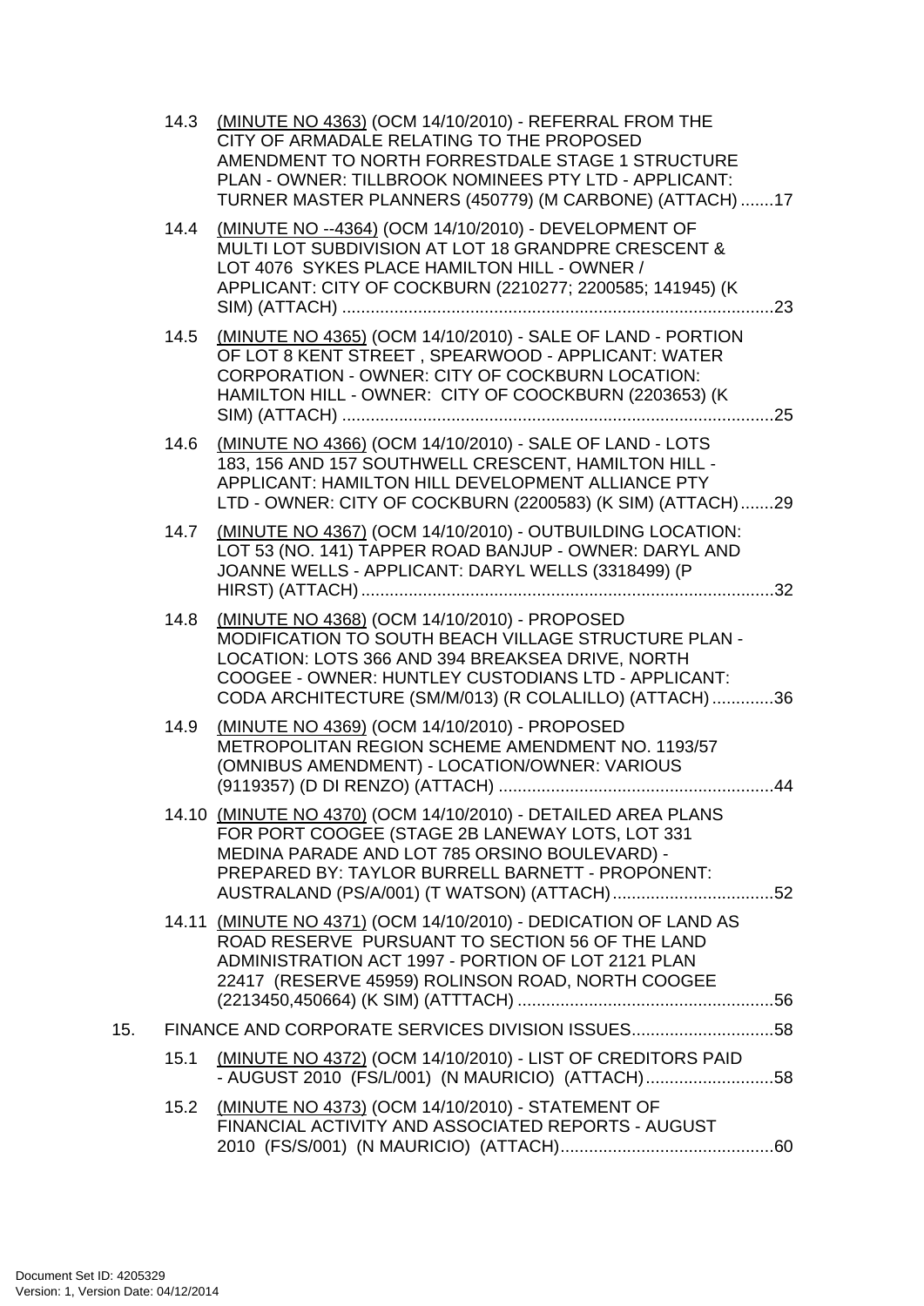14.3 (MINUTE NO 4363) (OCM 14/10/2010) - REFERRAL FROM THE CITY OF ARMADALE RELATING TO THE PROPOSED AMENDMENT TO NORTH FORRESTDALE STAGE 1 STRUCTURE PLAN - OWNER: TILLBROOK NOMINEES PTY LTD - APPLICANT: TURNER MASTER PLANNERS (450779) (M CARBONE) (ATTACH) .......17

14.4 (MINUTE NO --4364) (OCM 14/10/2010) - DEVELOPMENT OF MULTI LOT SUBDIVISION AT LOT 18 GRANDPRE CRESCENT & LOT 4076 SYKES PLACE HAMILTON HILL - OWNER / APPLICANT: CITY OF COCKBURN (2210277; 2200585; 141945) (K SIM) (ATTACH) ..........................................................................................23

14.5 (MINUTE NO 4365) (OCM 14/10/2010) - SALE OF LAND - PORTION OF LOT 8 KENT STREET , SPEARWOOD - APPLICANT: WATER CORPORATION - OWNER: CITY OF COCKBURN LOCATION: HAMILTON HILL - OWNER: CITY OF COOCKBURN (2203653) (K SIM) (ATTACH) ..........................................................................................25

14.6 (MINUTE NO 4366) (OCM 14/10/2010) - SALE OF LAND - LOTS 183, 156 AND 157 SOUTHWELL CRESCENT, HAMILTON HILL - APPLICANT: HAMILTON HILL DEVELOPMENT ALLIANCE PTY LTD - OWNER: CITY OF COCKBURN (2200583) (K SIM) (ATTACH).......29

14.7 (MINUTE NO 4367) (OCM 14/10/2010) - OUTBUILDING LOCATION: LOT 53 (NO. 141) TAPPER ROAD BANJUP - OWNER: DARYL AND JOANNE WELLS - APPLICANT: DARYL WELLS (3318499) (P HIRST) (ATTACH) ......................................................................................32

14.8 (MINUTE NO 4368) (OCM 14/10/2010) - PROPOSED MODIFICATION TO SOUTH BEACH VILLAGE STRUCTURE PLAN - LOCATION: LOTS 366 AND 394 BREAKSEA DRIVE, NORTH COOGEE - OWNER: HUNTLEY CUSTODIANS LTD - APPLICANT: CODA ARCHITECTURE (SM/M/013) (R COLALILLO) (ATTACH) .............36

14.9 (MINUTE NO 4369) (OCM 14/10/2010) - PROPOSED METROPOLITAN REGION SCHEME AMENDMENT NO. 1193/57 (OMNIBUS AMENDMENT) - LOCATION/OWNER: VARIOUS (9119357) (D DI RENZO) (ATTACH) ..........................................................44

14.10 (MINUTE NO 4370) (OCM 14/10/2010) - DETAILED AREA PLANS FOR PORT COOGEE (STAGE 2B LANEWAY LOTS, LOT 331 MEDINA PARADE AND LOT 785 ORSINO BOULEVARD) - PREPARED BY: TAYLOR BURRELL BARNETT - PROPONENT: AUSTRALAND (PS/A/001) (T WATSON) (ATTACH)..................................52

14.11 (MINUTE NO 4371) (OCM 14/10/2010) - DEDICATION OF LAND AS ROAD RESERVE PURSUANT TO SECTION 56 OF THE LAND ADMINISTRATION ACT 1997 - PORTION OF LOT 2121 PLAN 22417 (RESERVE 45959) ROLINSON ROAD, NORTH COOGEE (2213450,450664) (K SIM) (ATTTACH) ......................................................56

15. FINANCE AND CORPORATE SERVICES DIVISION ISSUES..............................58

15.1 (MINUTE NO 4372) (OCM 14/10/2010) - LIST OF CREDITORS PAID - AUGUST 2010 (FS/L/001) (N MAURICIO) (ATTACH)...........................58

15.2 (MINUTE NO 4373) (OCM 14/10/2010) - STATEMENT OF FINANCIAL ACTIVITY AND ASSOCIATED REPORTS - AUGUST 2010 (FS/S/001) (N MAURICIO) (ATTACH).............................................60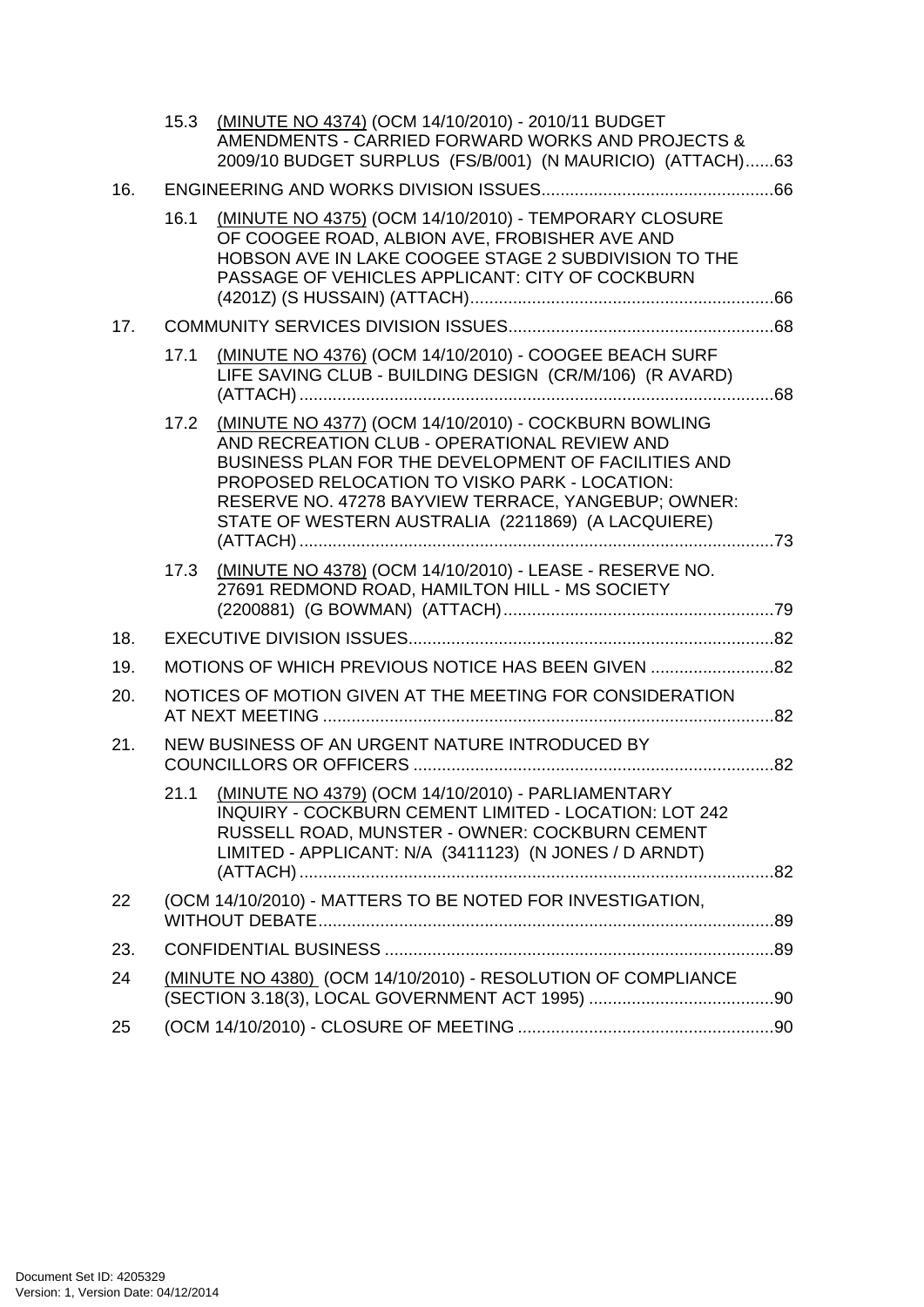15.3 (MINUTE NO 4374) (OCM 14/10/2010) - 2010/11 BUDGET AMENDMENTS - CARRIED FORWARD WORKS AND PROJECTS & 2009/10 BUDGET SURPLUS (FS/B/001) (N MAURICIO) (ATTACH)......63

16. ENGINEERING AND WORKS DIVISION ISSUES.................................................66

16.1 (MINUTE NO 4375) (OCM 14/10/2010) - TEMPORARY CLOSURE OF COOGEE ROAD, ALBION AVE, FROBISHER AVE AND HOBSON AVE IN LAKE COOGEE STAGE 2 SUBDIVISION TO THE PASSAGE OF VEHICLES APPLICANT: CITY OF COCKBURN (4201Z) (S HUSSAIN) (ATTACH)................................................................66

17. COMMUNITY SERVICES DIVISION ISSUES........................................................68

17.1 (MINUTE NO 4376) (OCM 14/10/2010) - COOGEE BEACH SURF LIFE SAVING CLUB - BUILDING DESIGN (CR/M/106) (R AVARD) (ATTACH)....................................................................................................68

17.2 (MINUTE NO 4377) (OCM 14/10/2010) - COCKBURN BOWLING AND RECREATION CLUB - OPERATIONAL REVIEW AND BUSINESS PLAN FOR THE DEVELOPMENT OF FACILITIES AND PROPOSED RELOCATION TO VISKO PARK - LOCATION: RESERVE NO. 47278 BAYVIEW TERRACE, YANGEBUP; OWNER: STATE OF WESTERN AUSTRALIA (2211869) (A LACQUIERE) (ATTACH)....................................................................................................73

17.3 (MINUTE NO 4378) (OCM 14/10/2010) - LEASE - RESERVE NO. 27691 REDMOND ROAD, HAMILTON HILL - MS SOCIETY (2200881) (G BOWMAN) (ATTACH).........................................................79

18. EXECUTIVE DIVISION ISSUES.............................................................................82

19. MOTIONS OF WHICH PREVIOUS NOTICE HAS BEEN GIVEN ..........................82

20. NOTICES OF MOTION GIVEN AT THE MEETING FOR CONSIDERATION AT NEXT MEETING ...............................................................................................82

21. NEW BUSINESS OF AN URGENT NATURE INTRODUCED BY COUNCILLORS OR OFFICERS ............................................................................82

21.1 (MINUTE NO 4379) (OCM 14/10/2010) - PARLIAMENTARY INQUIRY - COCKBURN CEMENT LIMITED - LOCATION: LOT 242 RUSSELL ROAD, MUNSTER - OWNER: COCKBURN CEMENT LIMITED - APPLICANT: N/A (3411123) (N JONES / D ARNDT) (ATTACH)....................................................................................................82

22 (OCM 14/10/2010) - MATTERS TO BE NOTED FOR INVESTIGATION, WITHOUT DEBATE................................................................................................89

23. CONFIDENTIAL BUSINESS ..................................................................................89

24 (MINUTE NO 4380) (OCM 14/10/2010) - RESOLUTION OF COMPLIANCE (SECTION 3.18(3), LOCAL GOVERNMENT ACT 1995) .......................................90

25 (OCM 14/10/2010) - CLOSURE OF MEETING ......................................................90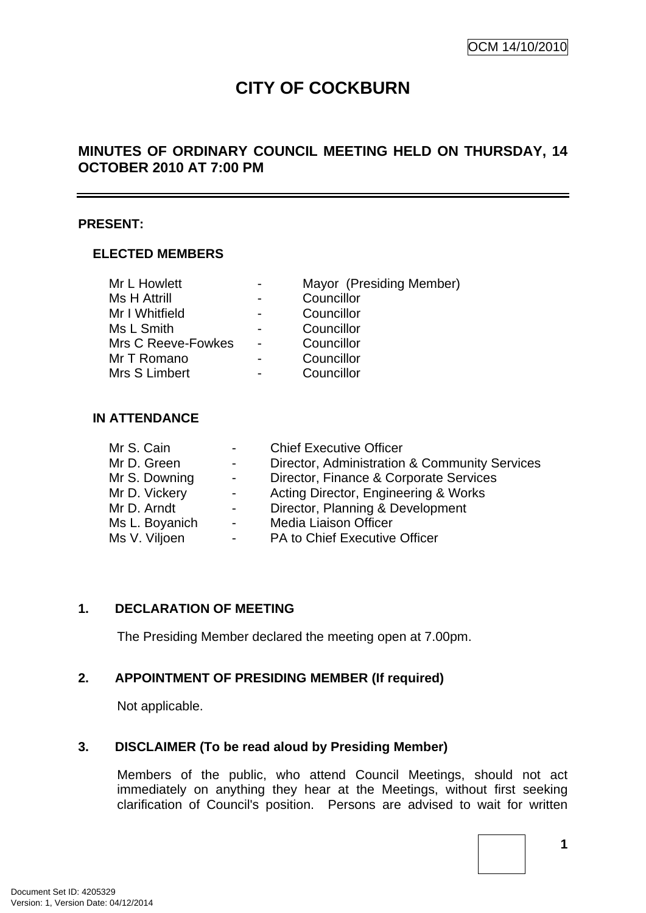OCM 14/10/2010

# CITY OF COCKBURN

## MINUTES OF ORDINARY COUNCIL MEETING HELD ON THURSDAY, 14 OCTOBER 2010 AT 7:00 PM

**PRESENT:**

**ELECTED MEMBERS**

| | | |
|---|---|---|
| Mr L Howlett | - | Mayor (Presiding Member) |
| Ms H Attrill | - | Councillor |
| Mr I Whitfield | - | Councillor |
| Ms L Smith | - | Councillor |
| Mrs C Reeve-Fowkes | - | Councillor |
| Mr T Romano | - | Councillor |
| Mrs S Limbert | - | Councillor |

**IN ATTENDANCE**

| | | |
|---|---|---|
| Mr S. Cain | - | Chief Executive Officer |
| Mr D. Green | - | Director, Administration & Community Services |
| Mr S. Downing | - | Director, Finance & Corporate Services |
| Mr D. Vickery | - | Acting Director, Engineering & Works |
| Mr D. Arndt | - | Director, Planning & Development |
| Ms L. Boyanich | - | Media Liaison Officer |
| Ms V. Viljoen | - | PA to Chief Executive Officer |

**1. DECLARATION OF MEETING**

The Presiding Member declared the meeting open at 7.00pm.

**2. APPOINTMENT OF PRESIDING MEMBER (If required)**

Not applicable.

**3. DISCLAIMER (To be read aloud by Presiding Member)**

Members of the public, who attend Council Meetings, should not act immediately on anything they hear at the Meetings, without first seeking clarification of Council's position. Persons are advised to wait for written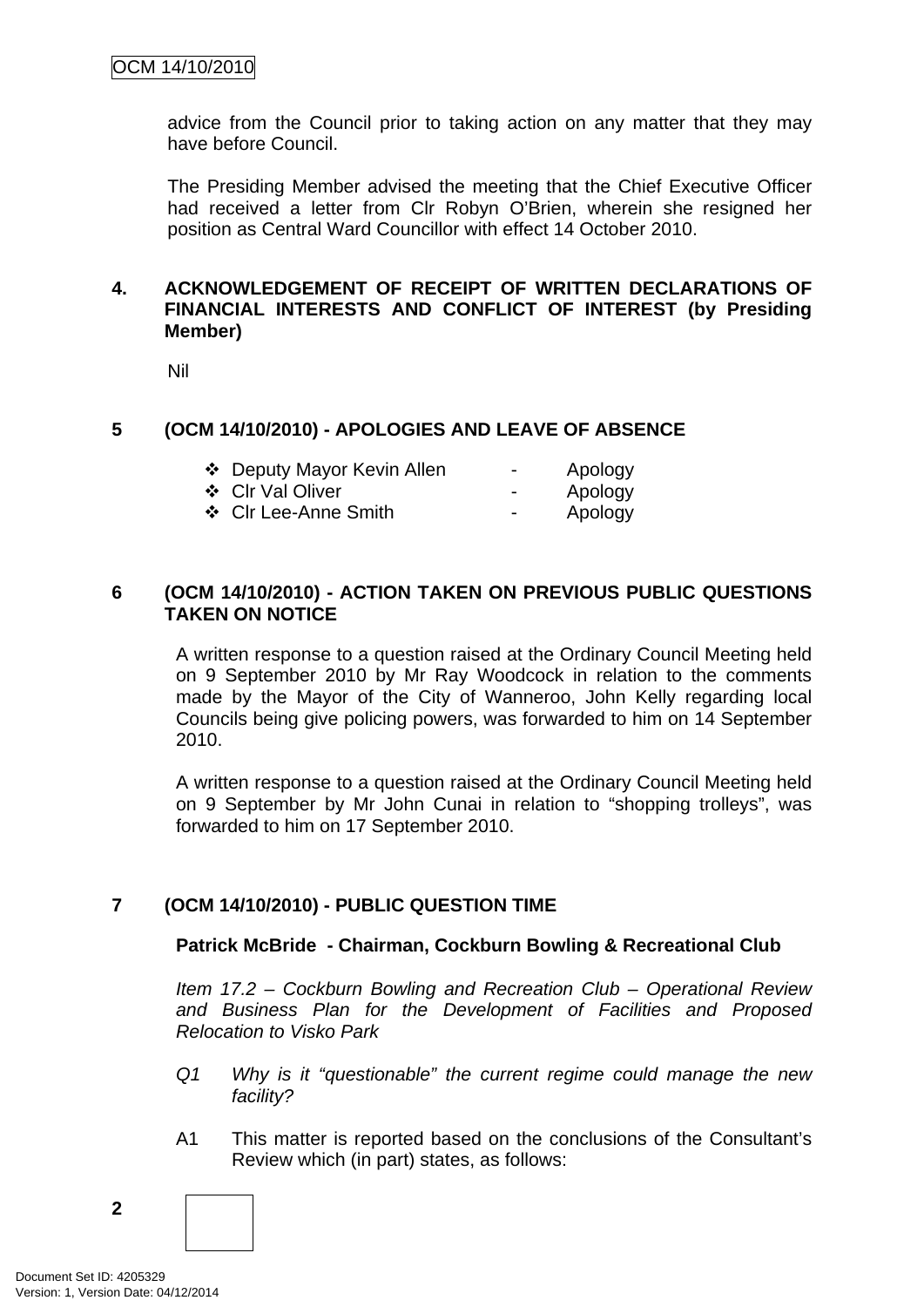advice from the Council prior to taking action on any matter that they may have before Council.

The Presiding Member advised the meeting that the Chief Executive Officer had received a letter from Clr Robyn O'Brien, wherein she resigned her position as Central Ward Councillor with effect 14 October 2010.

## 4. ACKNOWLEDGEMENT OF RECEIPT OF WRITTEN DECLARATIONS OF FINANCIAL INTERESTS AND CONFLICT OF INTEREST (by Presiding Member)

Nil

## 5 (OCM 14/10/2010) - APOLOGIES AND LEAVE OF ABSENCE

- Deputy Mayor Kevin Allen - Apology
- Clr Val Oliver - Apology
- Clr Lee-Anne Smith - Apology

## 6 (OCM 14/10/2010) - ACTION TAKEN ON PREVIOUS PUBLIC QUESTIONS TAKEN ON NOTICE

A written response to a question raised at the Ordinary Council Meeting held on 9 September 2010 by Mr Ray Woodcock in relation to the comments made by the Mayor of the City of Wanneroo, John Kelly regarding local Councils being give policing powers, was forwarded to him on 14 September 2010.

A written response to a question raised at the Ordinary Council Meeting held on 9 September by Mr John Cunai in relation to "shopping trolleys", was forwarded to him on 17 September 2010.

## 7 (OCM 14/10/2010) - PUBLIC QUESTION TIME

**Patrick McBride - Chairman, Cockburn Bowling & Recreational Club**

*Item 17.2 – Cockburn Bowling and Recreation Club – Operational Review and Business Plan for the Development of Facilities and Proposed Relocation to Visko Park*

*Q1 Why is it "questionable" the current regime could manage the new facility?*

A1 This matter is reported based on the conclusions of the Consultant's Review which (in part) states, as follows: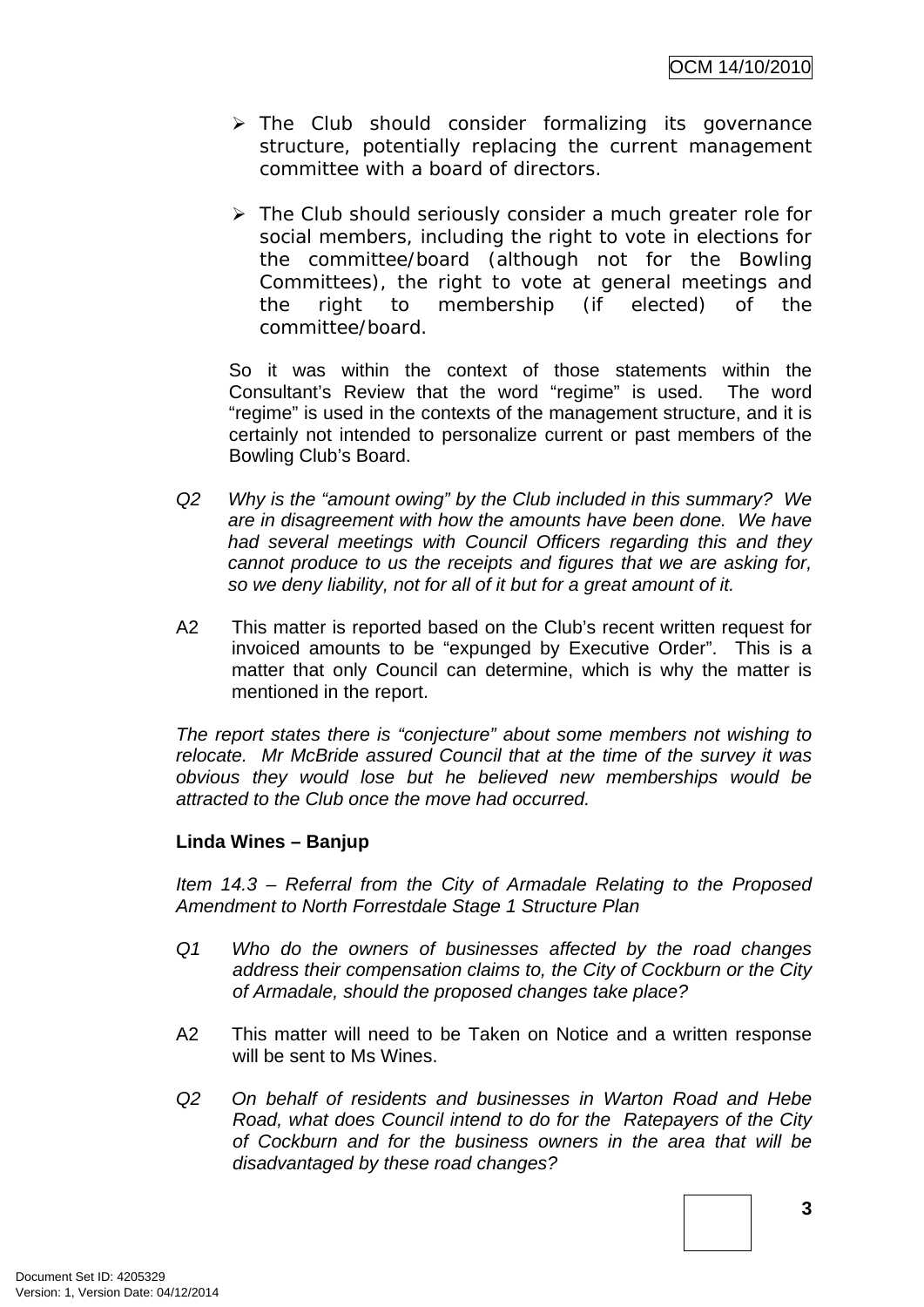- The Club should consider formalizing its governance structure, potentially replacing the current management committee with a board of directors.

- The Club should seriously consider a much greater role for social members, including the right to vote in elections for the committee/board (although not for the Bowling Committees), the right to vote at general meetings and the right to membership (if elected) of the committee/board.

So it was within the context of those statements within the Consultant's Review that the word "regime" is used. The word "regime" is used in the contexts of the management structure, and it is certainly not intended to personalize current or past members of the Bowling Club's Board.

*Q2 Why is the "amount owing" by the Club included in this summary? We are in disagreement with how the amounts have been done. We have had several meetings with Council Officers regarding this and they cannot produce to us the receipts and figures that we are asking for, so we deny liability, not for all of it but for a great amount of it.*

A2 This matter is reported based on the Club's recent written request for invoiced amounts to be "expunged by Executive Order". This is a matter that only Council can determine, which is why the matter is mentioned in the report.

*The report states there is "conjecture" about some members not wishing to relocate. Mr McBride assured Council that at the time of the survey it was obvious they would lose but he believed new memberships would be attracted to the Club once the move had occurred.*

**Linda Wines – Banjup**

*Item 14.3 – Referral from the City of Armadale Relating to the Proposed Amendment to North Forrestdale Stage 1 Structure Plan*

*Q1 Who do the owners of businesses affected by the road changes address their compensation claims to, the City of Cockburn or the City of Armadale, should the proposed changes take place?*

A2 This matter will need to be Taken on Notice and a written response will be sent to Ms Wines.

*Q2 On behalf of residents and businesses in Warton Road and Hebe Road, what does Council intend to do for the Ratepayers of the City of Cockburn and for the business owners in the area that will be disadvantaged by these road changes?*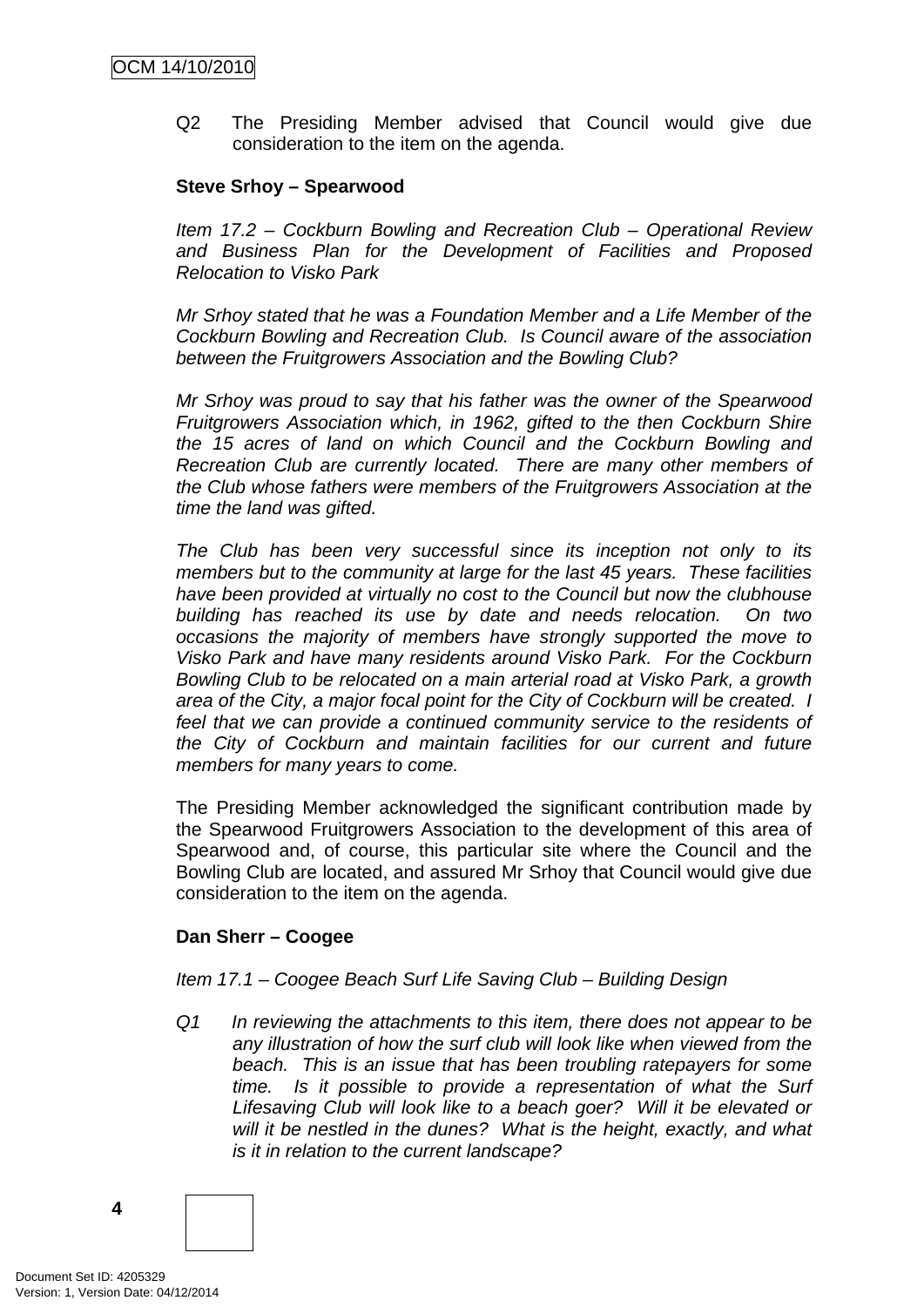Q2 The Presiding Member advised that Council would give due consideration to the item on the agenda.

**Steve Srhoy – Spearwood**

*Item 17.2 – Cockburn Bowling and Recreation Club – Operational Review and Business Plan for the Development of Facilities and Proposed Relocation to Visko Park*

*Mr Srhoy stated that he was a Foundation Member and a Life Member of the Cockburn Bowling and Recreation Club. Is Council aware of the association between the Fruitgrowers Association and the Bowling Club?*

*Mr Srhoy was proud to say that his father was the owner of the Spearwood Fruitgrowers Association which, in 1962, gifted to the then Cockburn Shire the 15 acres of land on which Council and the Cockburn Bowling and Recreation Club are currently located. There are many other members of the Club whose fathers were members of the Fruitgrowers Association at the time the land was gifted.*

*The Club has been very successful since its inception not only to its members but to the community at large for the last 45 years. These facilities have been provided at virtually no cost to the Council but now the clubhouse building has reached its use by date and needs relocation. On two occasions the majority of members have strongly supported the move to Visko Park and have many residents around Visko Park. For the Cockburn Bowling Club to be relocated on a main arterial road at Visko Park, a growth area of the City, a major focal point for the City of Cockburn will be created. I feel that we can provide a continued community service to the residents of the City of Cockburn and maintain facilities for our current and future members for many years to come.*

The Presiding Member acknowledged the significant contribution made by the Spearwood Fruitgrowers Association to the development of this area of Spearwood and, of course, this particular site where the Council and the Bowling Club are located, and assured Mr Srhoy that Council would give due consideration to the item on the agenda.

**Dan Sherr – Coogee**

*Item 17.1 – Coogee Beach Surf Life Saving Club – Building Design*

*Q1 In reviewing the attachments to this item, there does not appear to be any illustration of how the surf club will look like when viewed from the beach. This is an issue that has been troubling ratepayers for some time. Is it possible to provide a representation of what the Surf Lifesaving Club will look like to a beach goer? Will it be elevated or will it be nestled in the dunes? What is the height, exactly, and what is it in relation to the current landscape?*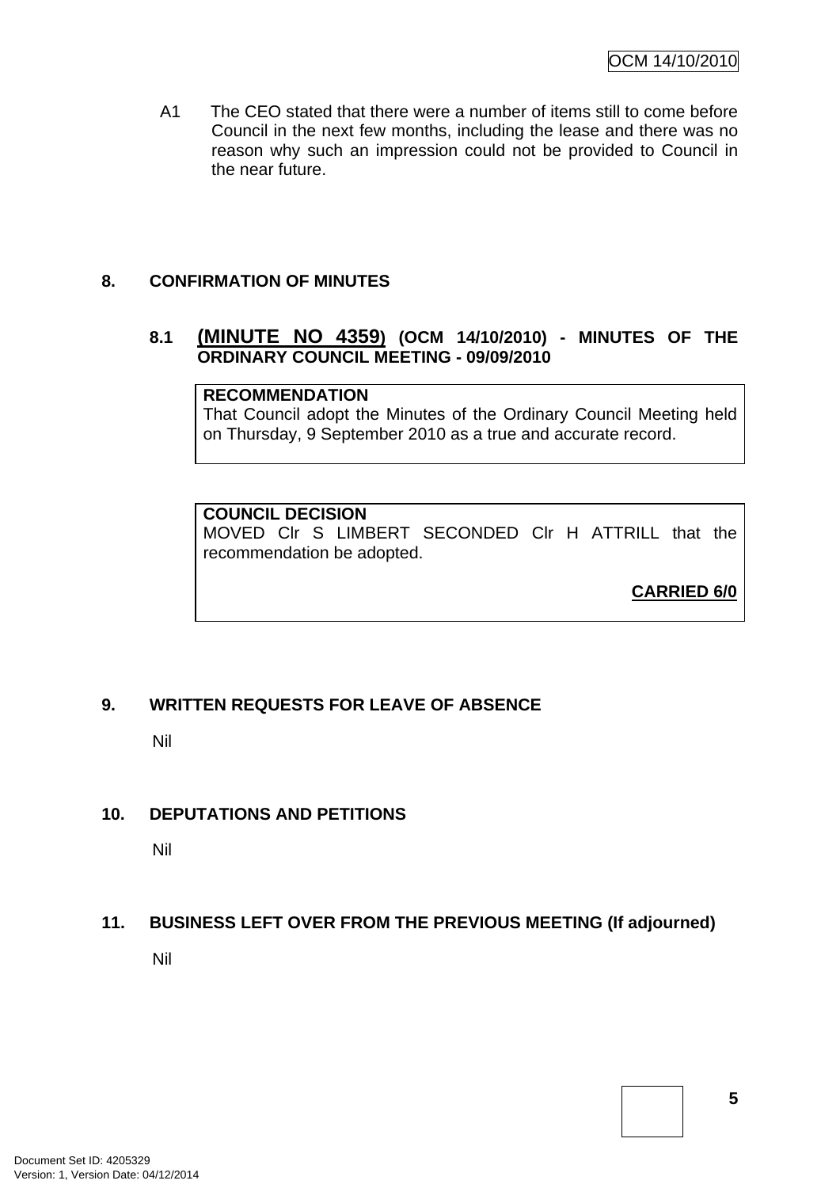A1 The CEO stated that there were a number of items still to come before Council in the next few months, including the lease and there was no reason why such an impression could not be provided to Council in the near future.

## 8. CONFIRMATION OF MINUTES

### 8.1 (MINUTE NO 4359) (OCM 14/10/2010) - MINUTES OF THE ORDINARY COUNCIL MEETING - 09/09/2010

**RECOMMENDATION**
That Council adopt the Minutes of the Ordinary Council Meeting held on Thursday, 9 September 2010 as a true and accurate record.

**COUNCIL DECISION**
MOVED Clr S LIMBERT SECONDED Clr H ATTRILL that the recommendation be adopted.

**CARRIED 6/0**

## 9. WRITTEN REQUESTS FOR LEAVE OF ABSENCE

Nil

## 10. DEPUTATIONS AND PETITIONS

Nil

## 11. BUSINESS LEFT OVER FROM THE PREVIOUS MEETING (If adjourned)

Nil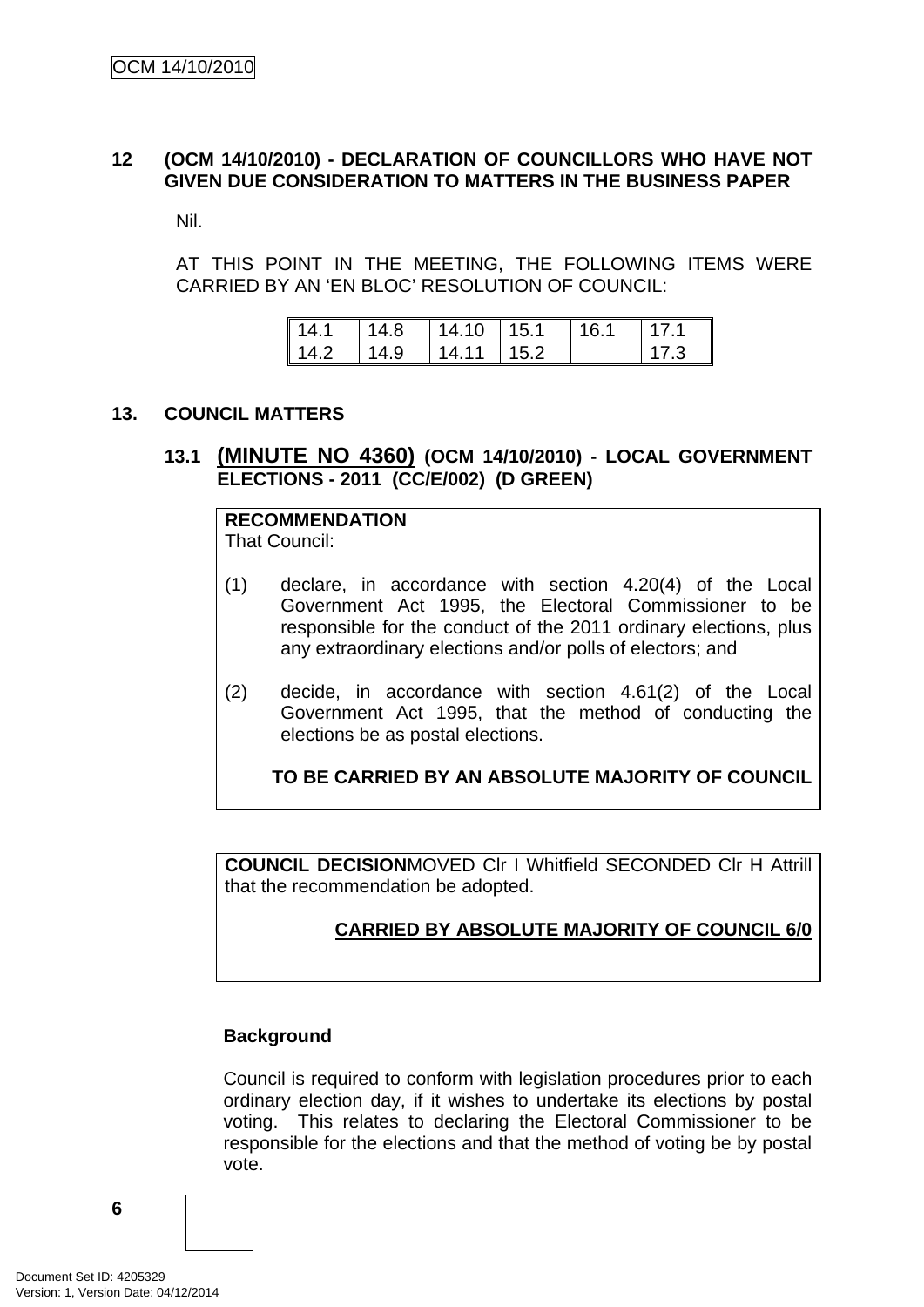## 12 (OCM 14/10/2010) - DECLARATION OF COUNCILLORS WHO HAVE NOT GIVEN DUE CONSIDERATION TO MATTERS IN THE BUSINESS PAPER

Nil.

AT THIS POINT IN THE MEETING, THE FOLLOWING ITEMS WERE CARRIED BY AN 'EN BLOC' RESOLUTION OF COUNCIL:

| 14.1 | 14.8 | 14.10 | 15.1 | 16.1 | 17.1 |
|---|---|---|---|---|---|
| 14.2 | 14.9 | 14.11 | 15.2 | | 17.3 |

## 13. COUNCIL MATTERS

### 13.1 (MINUTE NO 4360) (OCM 14/10/2010) - LOCAL GOVERNMENT ELECTIONS - 2011 (CC/E/002) (D GREEN)

**RECOMMENDATION**
That Council:

(1) declare, in accordance with section 4.20(4) of the Local Government Act 1995, the Electoral Commissioner to be responsible for the conduct of the 2011 ordinary elections, plus any extraordinary elections and/or polls of electors; and

(2) decide, in accordance with section 4.61(2) of the Local Government Act 1995, that the method of conducting the elections be as postal elections.

**TO BE CARRIED BY AN ABSOLUTE MAJORITY OF COUNCIL**

**COUNCIL DECISION** MOVED Clr I Whitfield SECONDED Clr H Attrill that the recommendation be adopted.

**CARRIED BY ABSOLUTE MAJORITY OF COUNCIL 6/0**

**Background**

Council is required to conform with legislation procedures prior to each ordinary election day, if it wishes to undertake its elections by postal voting. This relates to declaring the Electoral Commissioner to be responsible for the elections and that the method of voting be by postal vote.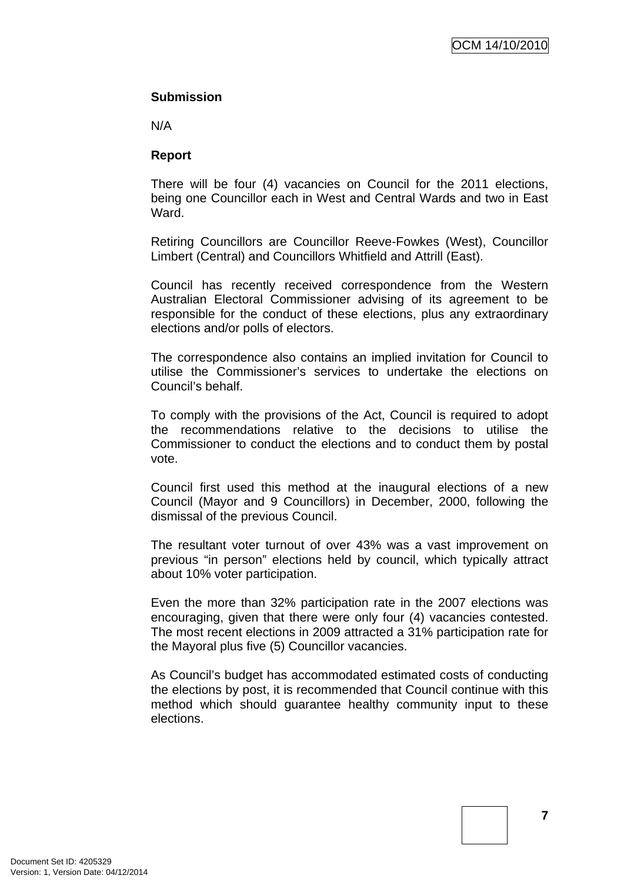**Submission**

N/A

**Report**

There will be four (4) vacancies on Council for the 2011 elections, being one Councillor each in West and Central Wards and two in East Ward.

Retiring Councillors are Councillor Reeve-Fowkes (West), Councillor Limbert (Central) and Councillors Whitfield and Attrill (East).

Council has recently received correspondence from the Western Australian Electoral Commissioner advising of its agreement to be responsible for the conduct of these elections, plus any extraordinary elections and/or polls of electors.

The correspondence also contains an implied invitation for Council to utilise the Commissioner's services to undertake the elections on Council's behalf.

To comply with the provisions of the Act, Council is required to adopt the recommendations relative to the decisions to utilise the Commissioner to conduct the elections and to conduct them by postal vote.

Council first used this method at the inaugural elections of a new Council (Mayor and 9 Councillors) in December, 2000, following the dismissal of the previous Council.

The resultant voter turnout of over 43% was a vast improvement on previous "in person" elections held by council, which typically attract about 10% voter participation.

Even the more than 32% participation rate in the 2007 elections was encouraging, given that there were only four (4) vacancies contested. The most recent elections in 2009 attracted a 31% participation rate for the Mayoral plus five (5) Councillor vacancies.

As Council's budget has accommodated estimated costs of conducting the elections by post, it is recommended that Council continue with this method which should guarantee healthy community input to these elections.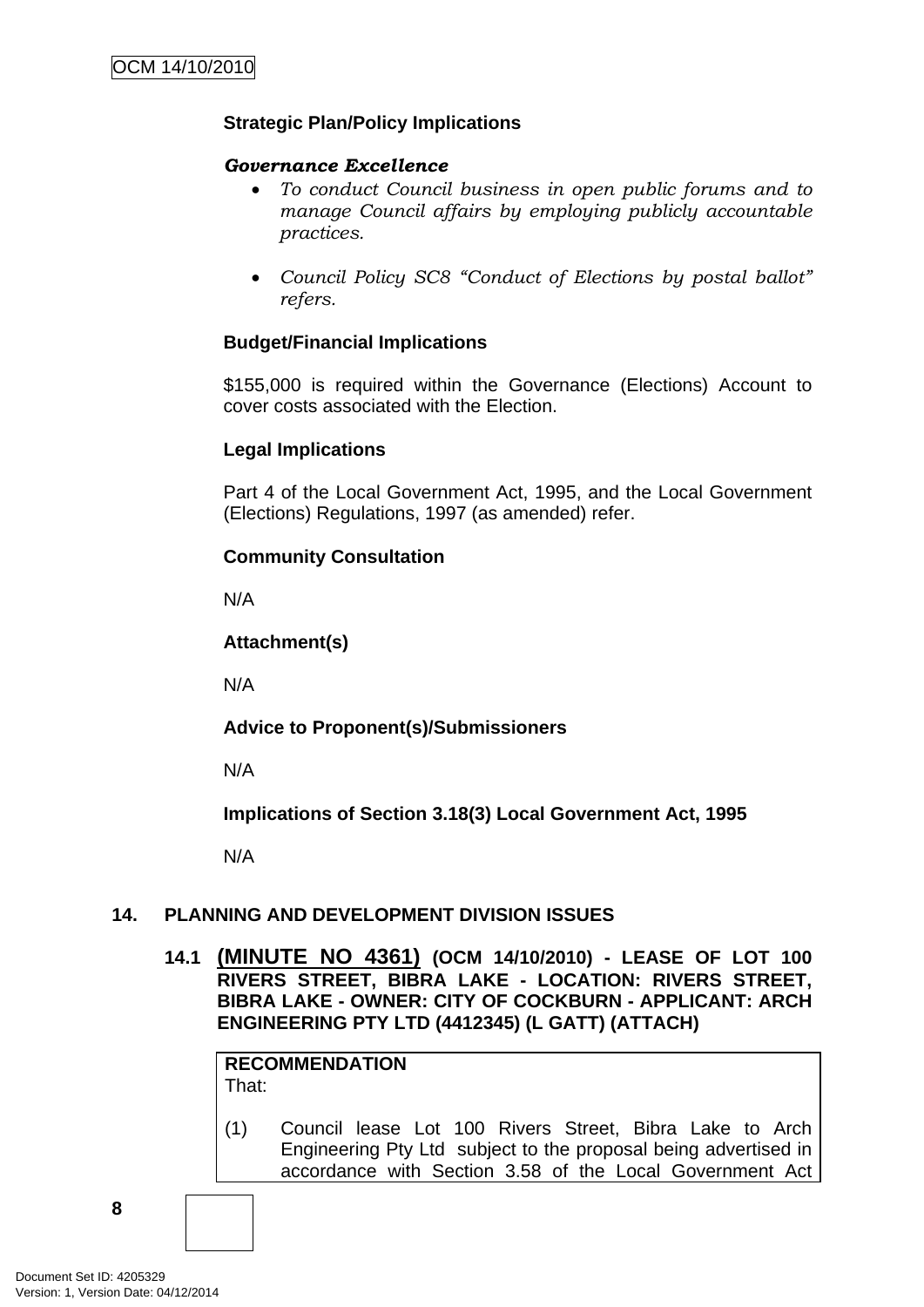**Strategic Plan/Policy Implications**

***Governance Excellence***

- *To conduct Council business in open public forums and to manage Council affairs by employing publicly accountable practices.*

- *Council Policy SC8 "Conduct of Elections by postal ballot" refers.*

**Budget/Financial Implications**

$155,000 is required within the Governance (Elections) Account to cover costs associated with the Election.

**Legal Implications**

Part 4 of the Local Government Act, 1995, and the Local Government (Elections) Regulations, 1997 (as amended) refer.

**Community Consultation**

N/A

**Attachment(s)**

N/A

**Advice to Proponent(s)/Submissioners**

N/A

**Implications of Section 3.18(3) Local Government Act, 1995**

N/A

## 14. PLANNING AND DEVELOPMENT DIVISION ISSUES

### 14.1 (MINUTE NO 4361) (OCM 14/10/2010) - LEASE OF LOT 100 RIVERS STREET, BIBRA LAKE - LOCATION: RIVERS STREET, BIBRA LAKE - OWNER: CITY OF COCKBURN - APPLICANT: ARCH ENGINEERING PTY LTD (4412345) (L GATT) (ATTACH)

**RECOMMENDATION**
That:

(1) Council lease Lot 100 Rivers Street, Bibra Lake to Arch Engineering Pty Ltd subject to the proposal being advertised in accordance with Section 3.58 of the Local Government Act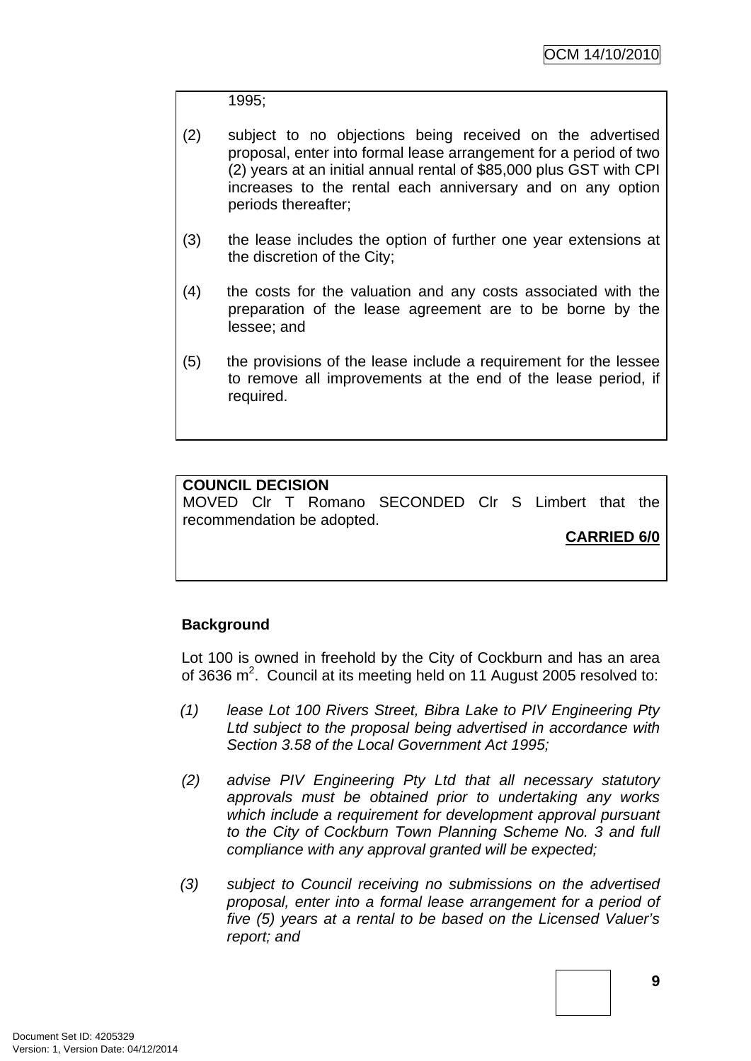1995;

(2) subject to no objections being received on the advertised proposal, enter into formal lease arrangement for a period of two (2) years at an initial annual rental of $85,000 plus GST with CPI increases to the rental each anniversary and on any option periods thereafter;

(3) the lease includes the option of further one year extensions at the discretion of the City;

(4) the costs for the valuation and any costs associated with the preparation of the lease agreement are to be borne by the lessee; and

(5) the provisions of the lease include a requirement for the lessee to remove all improvements at the end of the lease period, if required.

**COUNCIL DECISION**
MOVED Clr T Romano SECONDED Clr S Limbert that the recommendation be adopted.

**CARRIED 6/0**

**Background**

Lot 100 is owned in freehold by the City of Cockburn and has an area of 3636 m$^2$. Council at its meeting held on 11 August 2005 resolved to:

*(1) lease Lot 100 Rivers Street, Bibra Lake to PIV Engineering Pty Ltd subject to the proposal being advertised in accordance with Section 3.58 of the Local Government Act 1995;*

*(2) advise PIV Engineering Pty Ltd that all necessary statutory approvals must be obtained prior to undertaking any works which include a requirement for development approval pursuant to the City of Cockburn Town Planning Scheme No. 3 and full compliance with any approval granted will be expected;*

*(3) subject to Council receiving no submissions on the advertised proposal, enter into a formal lease arrangement for a period of five (5) years at a rental to be based on the Licensed Valuer's report; and*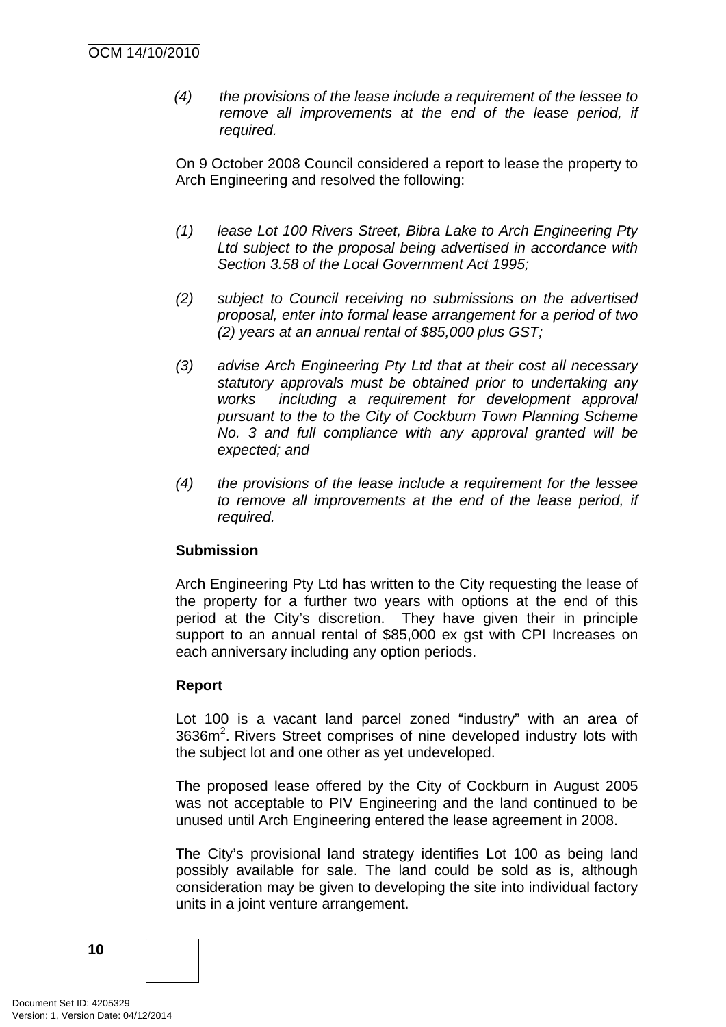(4) *the provisions of the lease include a requirement of the lessee to remove all improvements at the end of the lease period, if required.*

On 9 October 2008 Council considered a report to lease the property to Arch Engineering and resolved the following:

(1) *lease Lot 100 Rivers Street, Bibra Lake to Arch Engineering Pty Ltd subject to the proposal being advertised in accordance with Section 3.58 of the Local Government Act 1995;*

(2) *subject to Council receiving no submissions on the advertised proposal, enter into formal lease arrangement for a period of two (2) years at an annual rental of $85,000 plus GST;*

(3) *advise Arch Engineering Pty Ltd that at their cost all necessary statutory approvals must be obtained prior to undertaking any works including a requirement for development approval pursuant to the to the City of Cockburn Town Planning Scheme No. 3 and full compliance with any approval granted will be expected; and*

(4) *the provisions of the lease include a requirement for the lessee to remove all improvements at the end of the lease period, if required.*

**Submission**

Arch Engineering Pty Ltd has written to the City requesting the lease of the property for a further two years with options at the end of this period at the City's discretion. They have given their in principle support to an annual rental of $85,000 ex gst with CPI Increases on each anniversary including any option periods.

**Report**

Lot 100 is a vacant land parcel zoned "industry" with an area of 3636m$^2$. Rivers Street comprises of nine developed industry lots with the subject lot and one other as yet undeveloped.

The proposed lease offered by the City of Cockburn in August 2005 was not acceptable to PIV Engineering and the land continued to be unused until Arch Engineering entered the lease agreement in 2008.

The City's provisional land strategy identifies Lot 100 as being land possibly available for sale. The land could be sold as is, although consideration may be given to developing the site into individual factory units in a joint venture arrangement.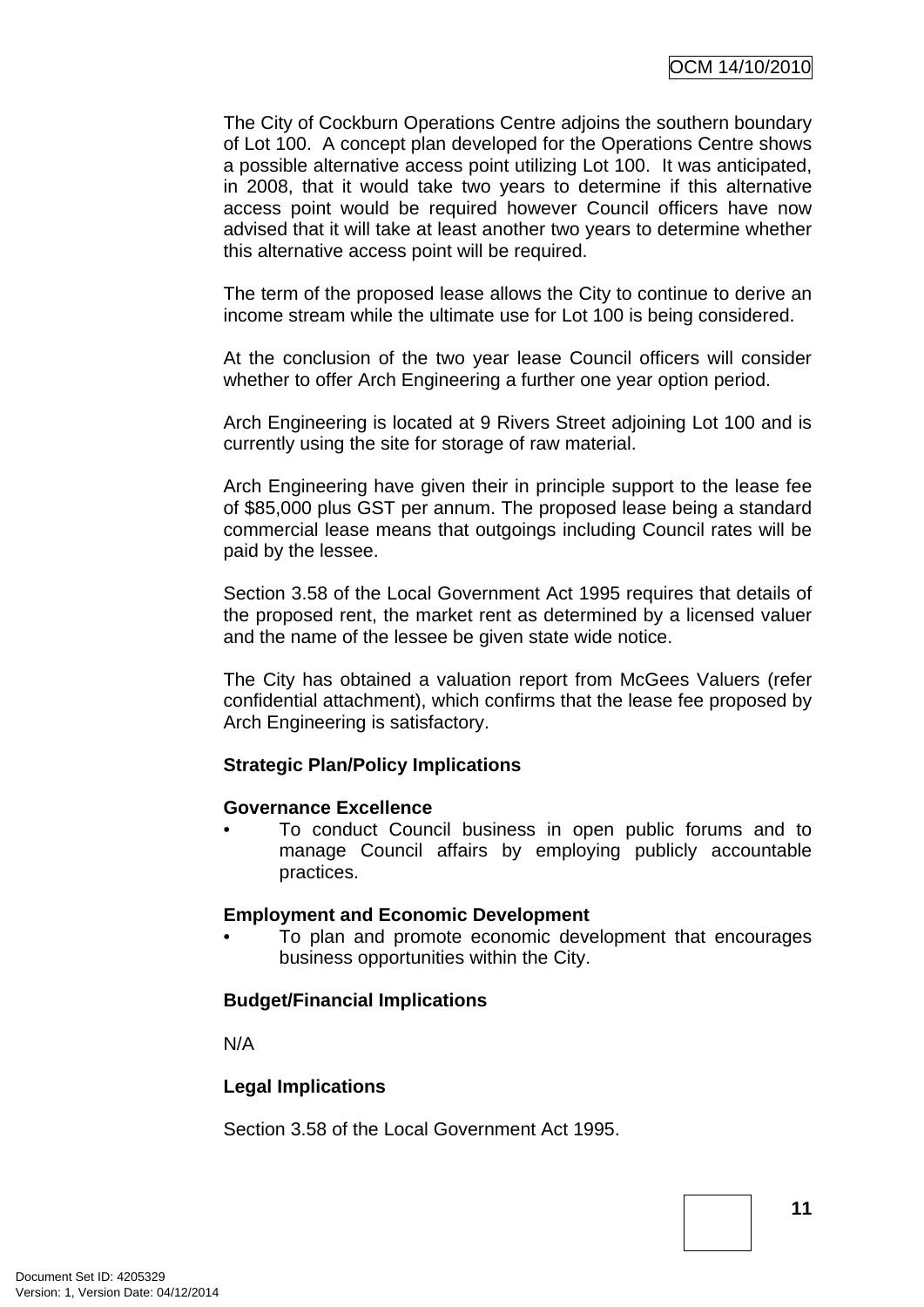The City of Cockburn Operations Centre adjoins the southern boundary of Lot 100. A concept plan developed for the Operations Centre shows a possible alternative access point utilizing Lot 100. It was anticipated, in 2008, that it would take two years to determine if this alternative access point would be required however Council officers have now advised that it will take at least another two years to determine whether this alternative access point will be required.

The term of the proposed lease allows the City to continue to derive an income stream while the ultimate use for Lot 100 is being considered.

At the conclusion of the two year lease Council officers will consider whether to offer Arch Engineering a further one year option period.

Arch Engineering is located at 9 Rivers Street adjoining Lot 100 and is currently using the site for storage of raw material.

Arch Engineering have given their in principle support to the lease fee of $85,000 plus GST per annum. The proposed lease being a standard commercial lease means that outgoings including Council rates will be paid by the lessee.

Section 3.58 of the Local Government Act 1995 requires that details of the proposed rent, the market rent as determined by a licensed valuer and the name of the lessee be given state wide notice.

The City has obtained a valuation report from McGees Valuers (refer confidential attachment), which confirms that the lease fee proposed by Arch Engineering is satisfactory.

**Strategic Plan/Policy Implications**

**Governance Excellence**

- To conduct Council business in open public forums and to manage Council affairs by employing publicly accountable practices.

**Employment and Economic Development**

- To plan and promote economic development that encourages business opportunities within the City.

**Budget/Financial Implications**

N/A

**Legal Implications**

Section 3.58 of the Local Government Act 1995.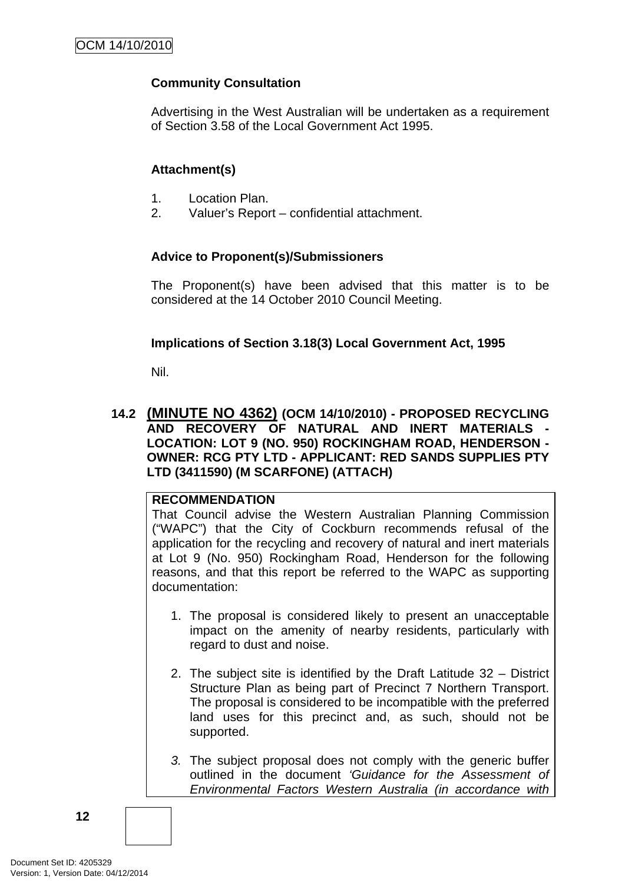**Community Consultation**

Advertising in the West Australian will be undertaken as a requirement of Section 3.58 of the Local Government Act 1995.

**Attachment(s)**

1. Location Plan.
2. Valuer's Report – confidential attachment.

**Advice to Proponent(s)/Submissioners**

The Proponent(s) have been advised that this matter is to be considered at the 14 October 2010 Council Meeting.

**Implications of Section 3.18(3) Local Government Act, 1995**

Nil.

## 14.2 (MINUTE NO 4362) (OCM 14/10/2010) - PROPOSED RECYCLING AND RECOVERY OF NATURAL AND INERT MATERIALS - LOCATION: LOT 9 (NO. 950) ROCKINGHAM ROAD, HENDERSON - OWNER: RCG PTY LTD - APPLICANT: RED SANDS SUPPLIES PTY LTD (3411590) (M SCARFONE) (ATTACH)

**RECOMMENDATION**

That Council advise the Western Australian Planning Commission ("WAPC") that the City of Cockburn recommends refusal of the application for the recycling and recovery of natural and inert materials at Lot 9 (No. 950) Rockingham Road, Henderson for the following reasons, and that this report be referred to the WAPC as supporting documentation:

1. The proposal is considered likely to present an unacceptable impact on the amenity of nearby residents, particularly with regard to dust and noise.

2. The subject site is identified by the Draft Latitude 32 – District Structure Plan as being part of Precinct 7 Northern Transport. The proposal is considered to be incompatible with the preferred land uses for this precinct and, as such, should not be supported.

3. The subject proposal does not comply with the generic buffer outlined in the document *'Guidance for the Assessment of Environmental Factors Western Australia (in accordance with*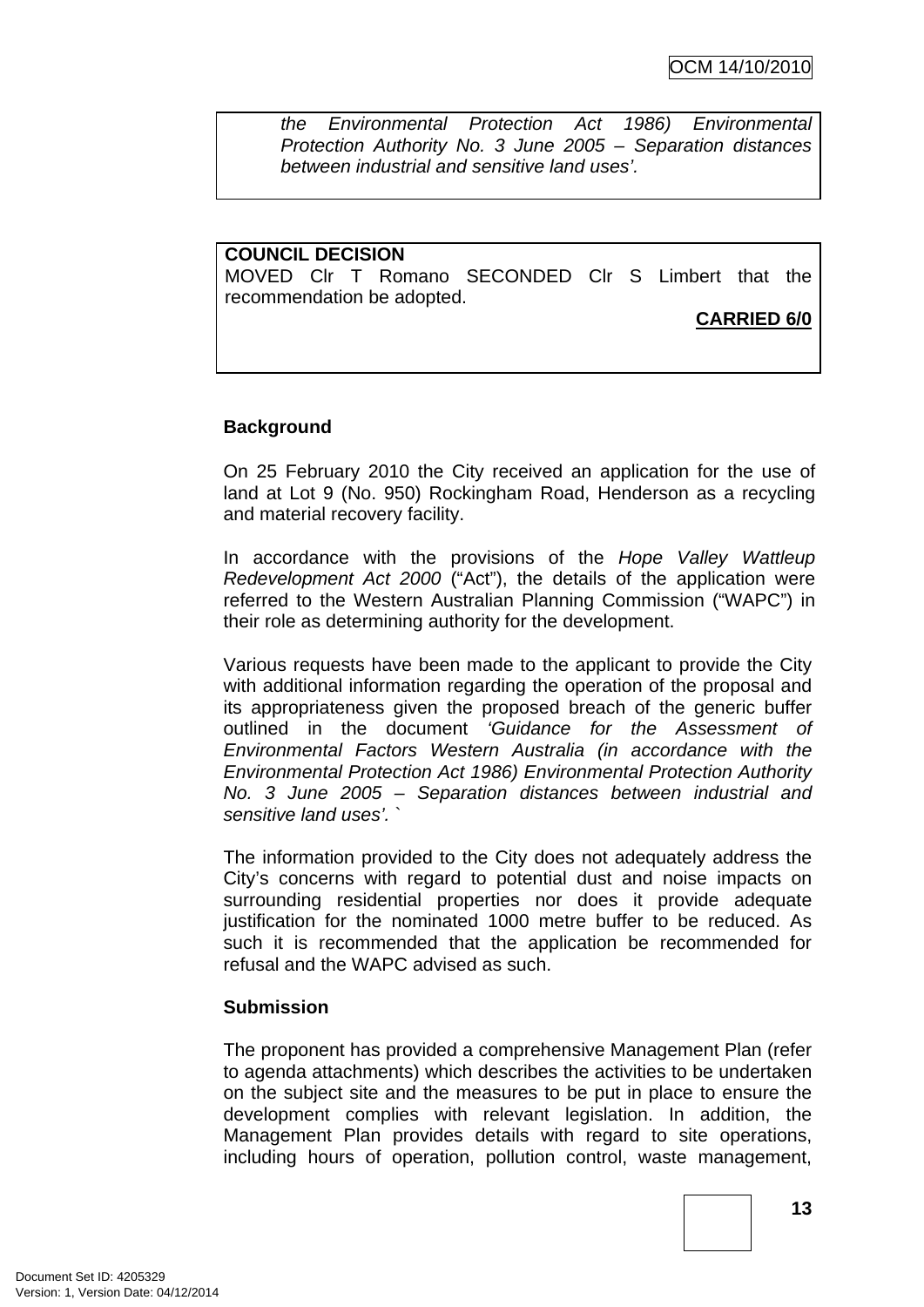*the Environmental Protection Act 1986) Environmental Protection Authority No. 3 June 2005 – Separation distances between industrial and sensitive land uses'.*

**COUNCIL DECISION**
MOVED Clr T Romano SECONDED Clr S Limbert that the recommendation be adopted.

**CARRIED 6/0**

**Background**

On 25 February 2010 the City received an application for the use of land at Lot 9 (No. 950) Rockingham Road, Henderson as a recycling and material recovery facility.

In accordance with the provisions of the *Hope Valley Wattleup Redevelopment Act 2000* ("Act"), the details of the application were referred to the Western Australian Planning Commission ("WAPC") in their role as determining authority for the development.

Various requests have been made to the applicant to provide the City with additional information regarding the operation of the proposal and its appropriateness given the proposed breach of the generic buffer outlined in the document *'Guidance for the Assessment of Environmental Factors Western Australia (in accordance with the Environmental Protection Act 1986) Environmental Protection Authority No. 3 June 2005 – Separation distances between industrial and sensitive land uses'.* `

The information provided to the City does not adequately address the City's concerns with regard to potential dust and noise impacts on surrounding residential properties nor does it provide adequate justification for the nominated 1000 metre buffer to be reduced. As such it is recommended that the application be recommended for refusal and the WAPC advised as such.

**Submission**

The proponent has provided a comprehensive Management Plan (refer to agenda attachments) which describes the activities to be undertaken on the subject site and the measures to be put in place to ensure the development complies with relevant legislation. In addition, the Management Plan provides details with regard to site operations, including hours of operation, pollution control, waste management,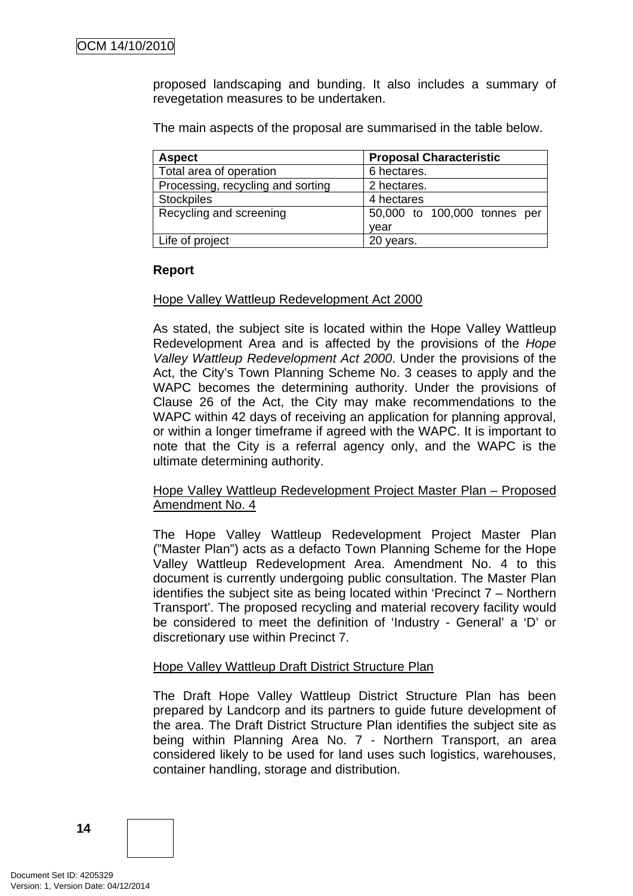proposed landscaping and bunding. It also includes a summary of revegetation measures to be undertaken.

The main aspects of the proposal are summarised in the table below.

| Aspect | Proposal Characteristic |
|---|---|
| Total area of operation | 6 hectares. |
| Processing, recycling and sorting | 2 hectares. |
| Stockpiles | 4 hectares |
| Recycling and screening | 50,000 to 100,000 tonnes per year |
| Life of project | 20 years. |

**Report**

Hope Valley Wattleup Redevelopment Act 2000

As stated, the subject site is located within the Hope Valley Wattleup Redevelopment Area and is affected by the provisions of the *Hope Valley Wattleup Redevelopment Act 2000*. Under the provisions of the Act, the City's Town Planning Scheme No. 3 ceases to apply and the WAPC becomes the determining authority. Under the provisions of Clause 26 of the Act, the City may make recommendations to the WAPC within 42 days of receiving an application for planning approval, or within a longer timeframe if agreed with the WAPC. It is important to note that the City is a referral agency only, and the WAPC is the ultimate determining authority.

Hope Valley Wattleup Redevelopment Project Master Plan – Proposed Amendment No. 4

The Hope Valley Wattleup Redevelopment Project Master Plan ("Master Plan") acts as a defacto Town Planning Scheme for the Hope Valley Wattleup Redevelopment Area. Amendment No. 4 to this document is currently undergoing public consultation. The Master Plan identifies the subject site as being located within 'Precinct 7 – Northern Transport'. The proposed recycling and material recovery facility would be considered to meet the definition of 'Industry - General' a 'D' or discretionary use within Precinct 7.

Hope Valley Wattleup Draft District Structure Plan

The Draft Hope Valley Wattleup District Structure Plan has been prepared by Landcorp and its partners to guide future development of the area. The Draft District Structure Plan identifies the subject site as being within Planning Area No. 7 - Northern Transport, an area considered likely to be used for land uses such logistics, warehouses, container handling, storage and distribution.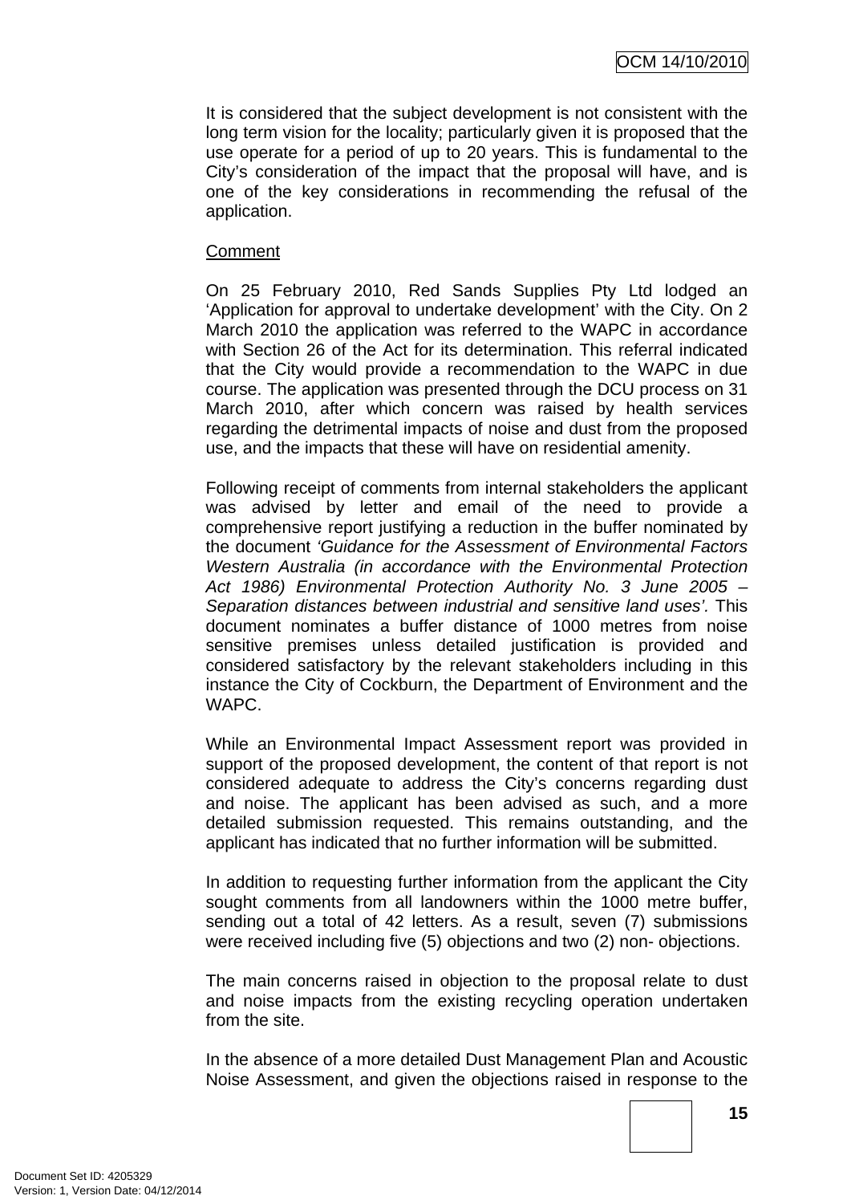It is considered that the subject development is not consistent with the long term vision for the locality; particularly given it is proposed that the use operate for a period of up to 20 years. This is fundamental to the City's consideration of the impact that the proposal will have, and is one of the key considerations in recommending the refusal of the application.

Comment

On 25 February 2010, Red Sands Supplies Pty Ltd lodged an 'Application for approval to undertake development' with the City. On 2 March 2010 the application was referred to the WAPC in accordance with Section 26 of the Act for its determination. This referral indicated that the City would provide a recommendation to the WAPC in due course. The application was presented through the DCU process on 31 March 2010, after which concern was raised by health services regarding the detrimental impacts of noise and dust from the proposed use, and the impacts that these will have on residential amenity.

Following receipt of comments from internal stakeholders the applicant was advised by letter and email of the need to provide a comprehensive report justifying a reduction in the buffer nominated by the document *'Guidance for the Assessment of Environmental Factors Western Australia (in accordance with the Environmental Protection Act 1986) Environmental Protection Authority No. 3 June 2005 – Separation distances between industrial and sensitive land uses'.* This document nominates a buffer distance of 1000 metres from noise sensitive premises unless detailed justification is provided and considered satisfactory by the relevant stakeholders including in this instance the City of Cockburn, the Department of Environment and the WAPC.

While an Environmental Impact Assessment report was provided in support of the proposed development, the content of that report is not considered adequate to address the City's concerns regarding dust and noise. The applicant has been advised as such, and a more detailed submission requested. This remains outstanding, and the applicant has indicated that no further information will be submitted.

In addition to requesting further information from the applicant the City sought comments from all landowners within the 1000 metre buffer, sending out a total of 42 letters. As a result, seven (7) submissions were received including five (5) objections and two (2) non- objections.

The main concerns raised in objection to the proposal relate to dust and noise impacts from the existing recycling operation undertaken from the site.

In the absence of a more detailed Dust Management Plan and Acoustic Noise Assessment, and given the objections raised in response to the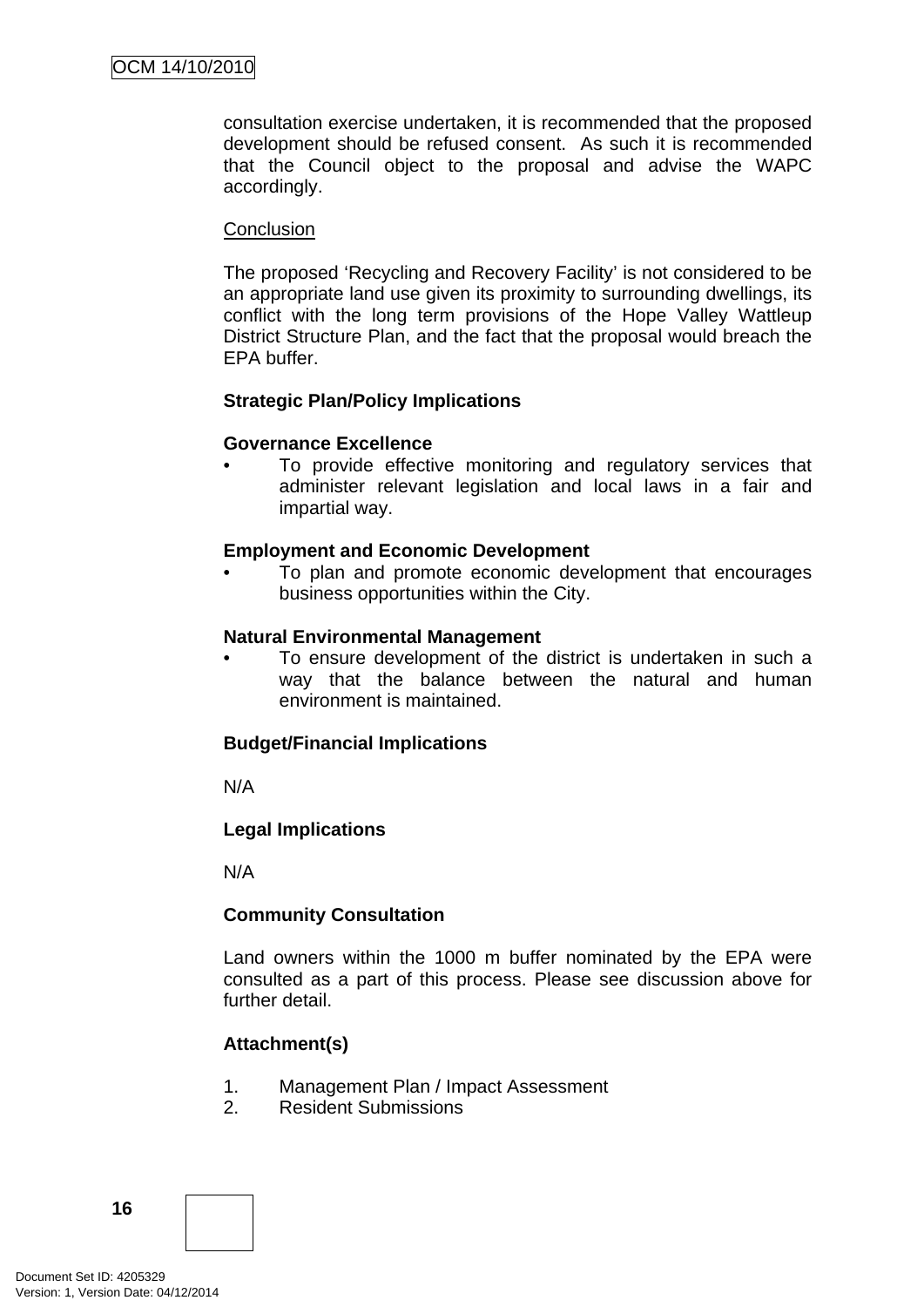consultation exercise undertaken, it is recommended that the proposed development should be refused consent. As such it is recommended that the Council object to the proposal and advise the WAPC accordingly.

Conclusion

The proposed 'Recycling and Recovery Facility' is not considered to be an appropriate land use given its proximity to surrounding dwellings, its conflict with the long term provisions of the Hope Valley Wattleup District Structure Plan, and the fact that the proposal would breach the EPA buffer.

**Strategic Plan/Policy Implications**

**Governance Excellence**

- To provide effective monitoring and regulatory services that administer relevant legislation and local laws in a fair and impartial way.

**Employment and Economic Development**

- To plan and promote economic development that encourages business opportunities within the City.

**Natural Environmental Management**

- To ensure development of the district is undertaken in such a way that the balance between the natural and human environment is maintained.

**Budget/Financial Implications**

N/A

**Legal Implications**

N/A

**Community Consultation**

Land owners within the 1000 m buffer nominated by the EPA were consulted as a part of this process. Please see discussion above for further detail.

**Attachment(s)**

1. Management Plan / Impact Assessment
2. Resident Submissions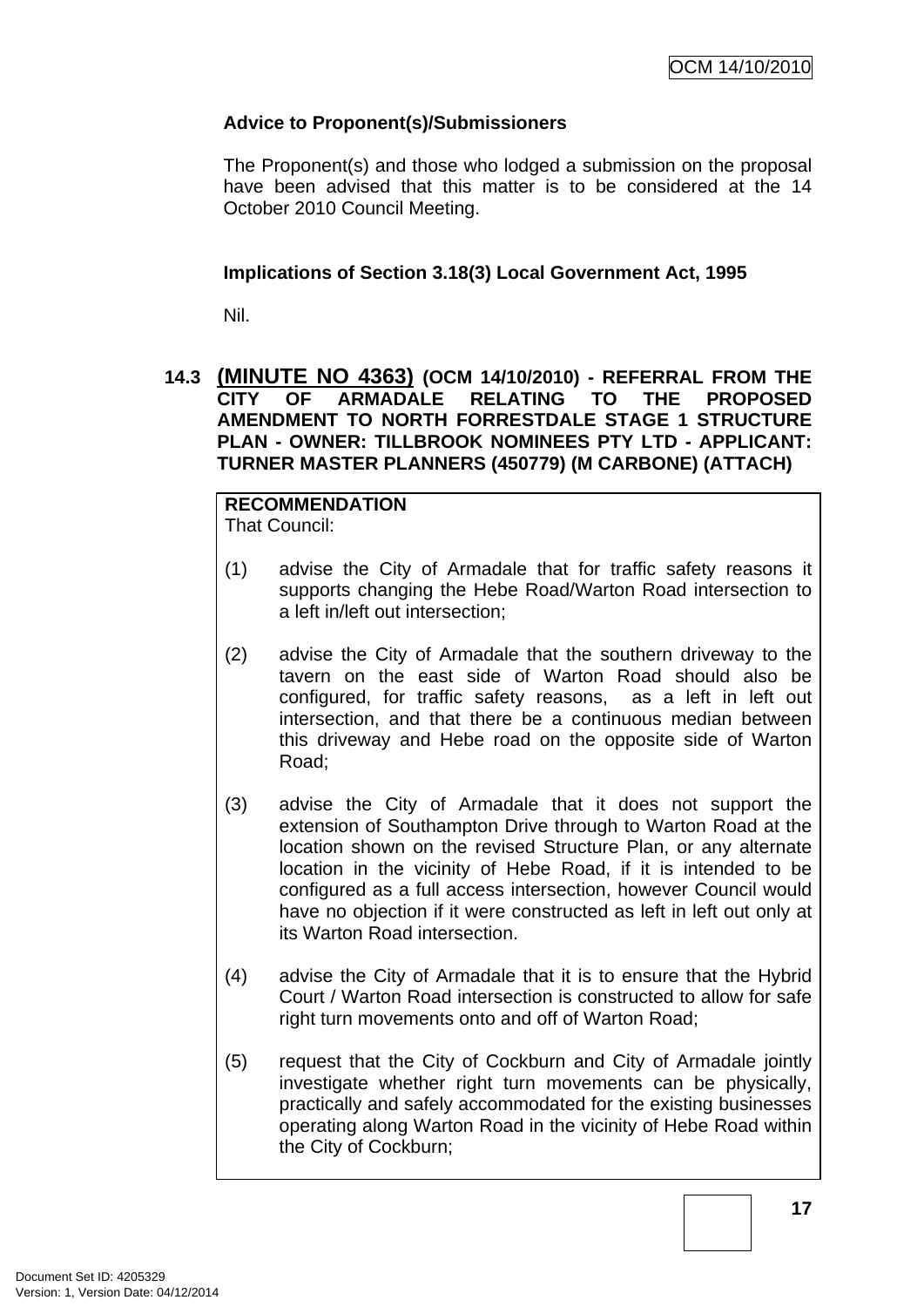**Advice to Proponent(s)/Submissioners**

The Proponent(s) and those who lodged a submission on the proposal have been advised that this matter is to be considered at the 14 October 2010 Council Meeting.

**Implications of Section 3.18(3) Local Government Act, 1995**

Nil.

### 14.3 (MINUTE NO 4363) (OCM 14/10/2010) - REFERRAL FROM THE CITY OF ARMADALE RELATING TO THE PROPOSED AMENDMENT TO NORTH FORRESTDALE STAGE 1 STRUCTURE PLAN - OWNER: TILLBROOK NOMINEES PTY LTD - APPLICANT: TURNER MASTER PLANNERS (450779) (M CARBONE) (ATTACH)

**RECOMMENDATION**
That Council:

(1) advise the City of Armadale that for traffic safety reasons it supports changing the Hebe Road/Warton Road intersection to a left in/left out intersection;

(2) advise the City of Armadale that the southern driveway to the tavern on the east side of Warton Road should also be configured, for traffic safety reasons, as a left in left out intersection, and that there be a continuous median between this driveway and Hebe road on the opposite side of Warton Road;

(3) advise the City of Armadale that it does not support the extension of Southampton Drive through to Warton Road at the location shown on the revised Structure Plan, or any alternate location in the vicinity of Hebe Road, if it is intended to be configured as a full access intersection, however Council would have no objection if it were constructed as left in left out only at its Warton Road intersection.

(4) advise the City of Armadale that it is to ensure that the Hybrid Court / Warton Road intersection is constructed to allow for safe right turn movements onto and off of Warton Road;

(5) request that the City of Cockburn and City of Armadale jointly investigate whether right turn movements can be physically, practically and safely accommodated for the existing businesses operating along Warton Road in the vicinity of Hebe Road within the City of Cockburn;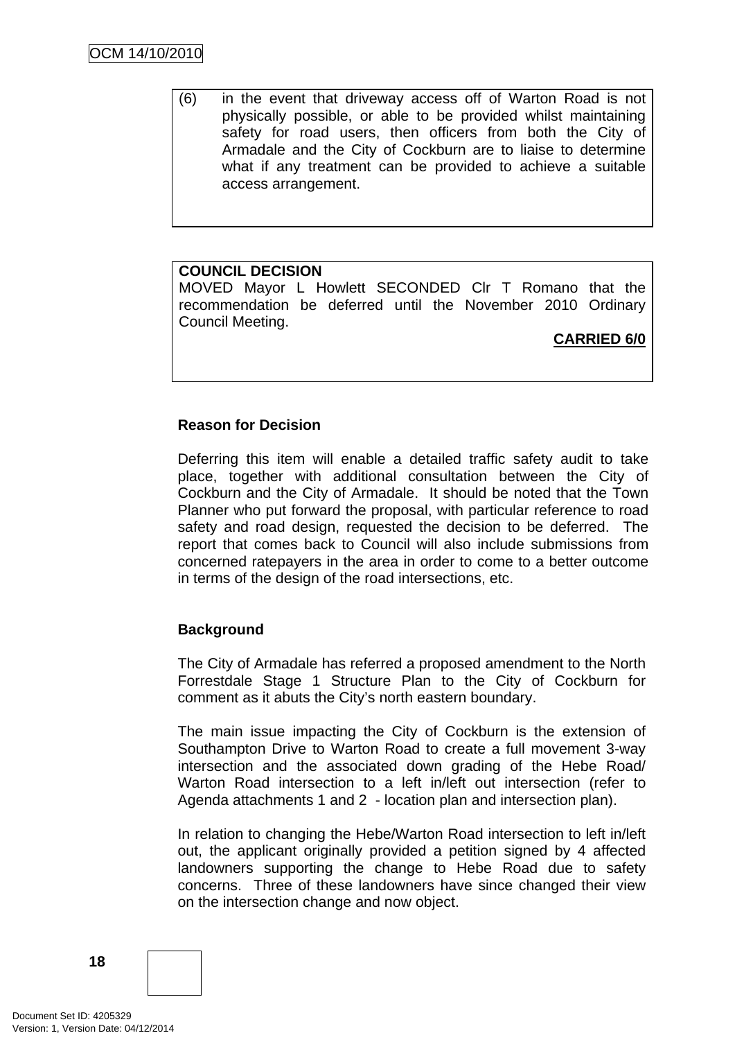(6) in the event that driveway access off of Warton Road is not physically possible, or able to be provided whilst maintaining safety for road users, then officers from both the City of Armadale and the City of Cockburn are to liaise to determine what if any treatment can be provided to achieve a suitable access arrangement.

**COUNCIL DECISION**
MOVED Mayor L Howlett SECONDED Clr T Romano that the recommendation be deferred until the November 2010 Ordinary Council Meeting.

**CARRIED 6/0**

**Reason for Decision**

Deferring this item will enable a detailed traffic safety audit to take place, together with additional consultation between the City of Cockburn and the City of Armadale. It should be noted that the Town Planner who put forward the proposal, with particular reference to road safety and road design, requested the decision to be deferred. The report that comes back to Council will also include submissions from concerned ratepayers in the area in order to come to a better outcome in terms of the design of the road intersections, etc.

**Background**

The City of Armadale has referred a proposed amendment to the North Forrestdale Stage 1 Structure Plan to the City of Cockburn for comment as it abuts the City's north eastern boundary.

The main issue impacting the City of Cockburn is the extension of Southampton Drive to Warton Road to create a full movement 3-way intersection and the associated down grading of the Hebe Road/ Warton Road intersection to a left in/left out intersection (refer to Agenda attachments 1 and 2 - location plan and intersection plan).

In relation to changing the Hebe/Warton Road intersection to left in/left out, the applicant originally provided a petition signed by 4 affected landowners supporting the change to Hebe Road due to safety concerns. Three of these landowners have since changed their view on the intersection change and now object.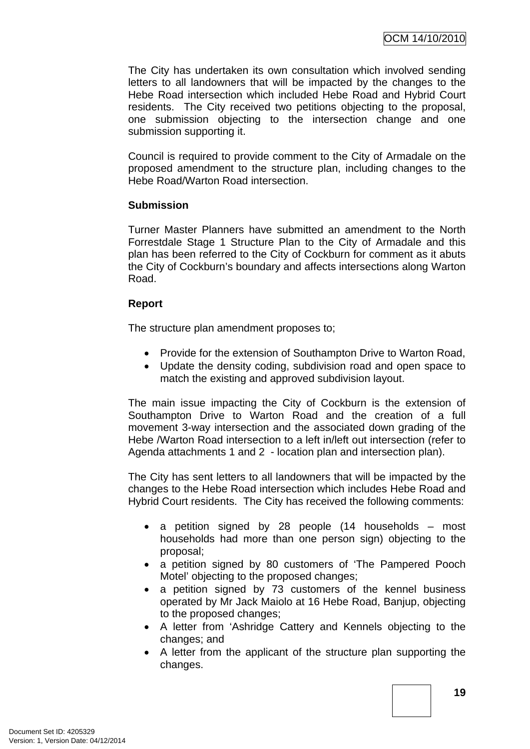The City has undertaken its own consultation which involved sending letters to all landowners that will be impacted by the changes to the Hebe Road intersection which included Hebe Road and Hybrid Court residents. The City received two petitions objecting to the proposal, one submission objecting to the intersection change and one submission supporting it.

Council is required to provide comment to the City of Armadale on the proposed amendment to the structure plan, including changes to the Hebe Road/Warton Road intersection.

**Submission**

Turner Master Planners have submitted an amendment to the North Forrestdale Stage 1 Structure Plan to the City of Armadale and this plan has been referred to the City of Cockburn for comment as it abuts the City of Cockburn's boundary and affects intersections along Warton Road.

**Report**

The structure plan amendment proposes to;

- Provide for the extension of Southampton Drive to Warton Road,
- Update the density coding, subdivision road and open space to match the existing and approved subdivision layout.

The main issue impacting the City of Cockburn is the extension of Southampton Drive to Warton Road and the creation of a full movement 3-way intersection and the associated down grading of the Hebe /Warton Road intersection to a left in/left out intersection (refer to Agenda attachments 1 and 2 - location plan and intersection plan).

The City has sent letters to all landowners that will be impacted by the changes to the Hebe Road intersection which includes Hebe Road and Hybrid Court residents. The City has received the following comments:

- a petition signed by 28 people (14 households – most households had more than one person sign) objecting to the proposal;
- a petition signed by 80 customers of 'The Pampered Pooch Motel' objecting to the proposed changes;
- a petition signed by 73 customers of the kennel business operated by Mr Jack Maiolo at 16 Hebe Road, Banjup, objecting to the proposed changes;
- A letter from 'Ashridge Cattery and Kennels objecting to the changes; and
- A letter from the applicant of the structure plan supporting the changes.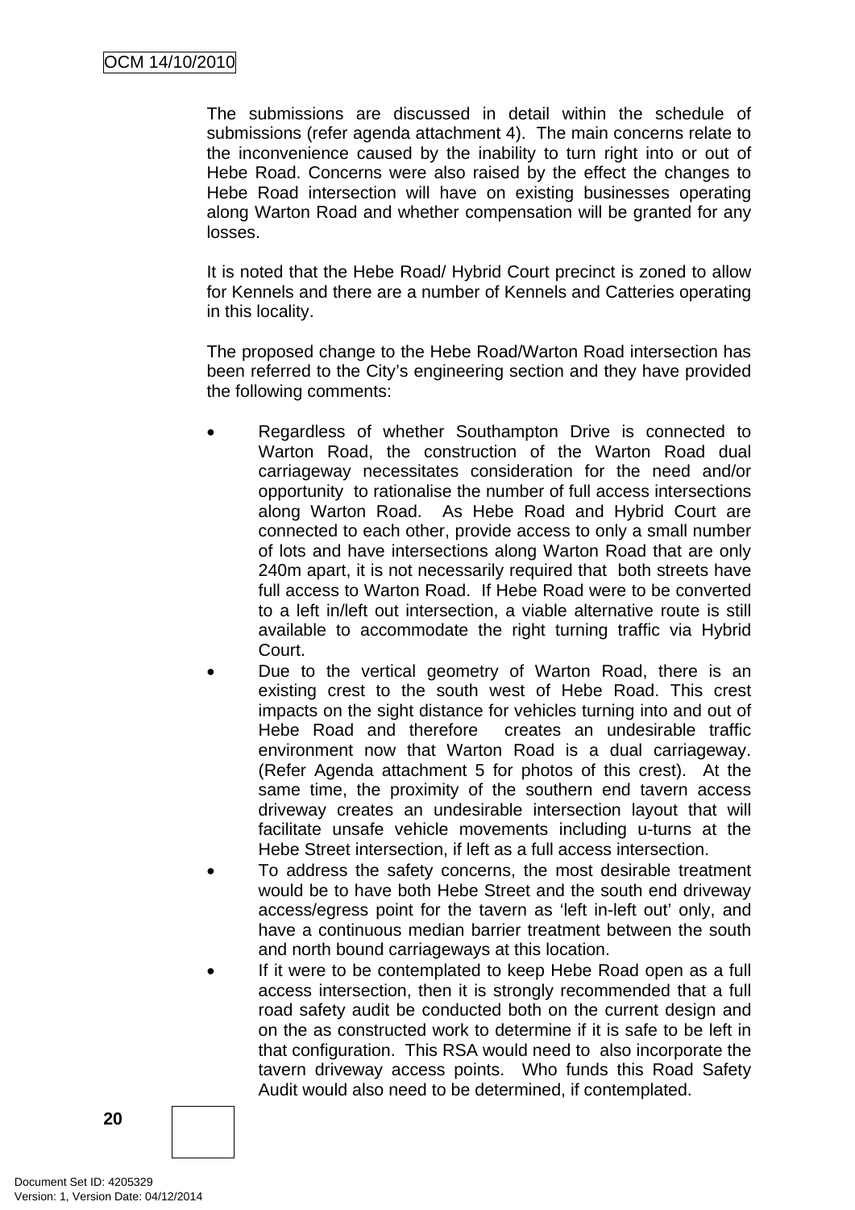The submissions are discussed in detail within the schedule of submissions (refer agenda attachment 4). The main concerns relate to the inconvenience caused by the inability to turn right into or out of Hebe Road. Concerns were also raised by the effect the changes to Hebe Road intersection will have on existing businesses operating along Warton Road and whether compensation will be granted for any losses.

It is noted that the Hebe Road/ Hybrid Court precinct is zoned to allow for Kennels and there are a number of Kennels and Catteries operating in this locality.

The proposed change to the Hebe Road/Warton Road intersection has been referred to the City's engineering section and they have provided the following comments:

- Regardless of whether Southampton Drive is connected to Warton Road, the construction of the Warton Road dual carriageway necessitates consideration for the need and/or opportunity to rationalise the number of full access intersections along Warton Road. As Hebe Road and Hybrid Court are connected to each other, provide access to only a small number of lots and have intersections along Warton Road that are only 240m apart, it is not necessarily required that both streets have full access to Warton Road. If Hebe Road were to be converted to a left in/left out intersection, a viable alternative route is still available to accommodate the right turning traffic via Hybrid Court.
- Due to the vertical geometry of Warton Road, there is an existing crest to the south west of Hebe Road. This crest impacts on the sight distance for vehicles turning into and out of Hebe Road and therefore creates an undesirable traffic environment now that Warton Road is a dual carriageway. (Refer Agenda attachment 5 for photos of this crest). At the same time, the proximity of the southern end tavern access driveway creates an undesirable intersection layout that will facilitate unsafe vehicle movements including u-turns at the Hebe Street intersection, if left as a full access intersection.
- To address the safety concerns, the most desirable treatment would be to have both Hebe Street and the south end driveway access/egress point for the tavern as 'left in-left out' only, and have a continuous median barrier treatment between the south and north bound carriageways at this location.
- If it were to be contemplated to keep Hebe Road open as a full access intersection, then it is strongly recommended that a full road safety audit be conducted both on the current design and on the as constructed work to determine if it is safe to be left in that configuration. This RSA would need to also incorporate the tavern driveway access points. Who funds this Road Safety Audit would also need to be determined, if contemplated.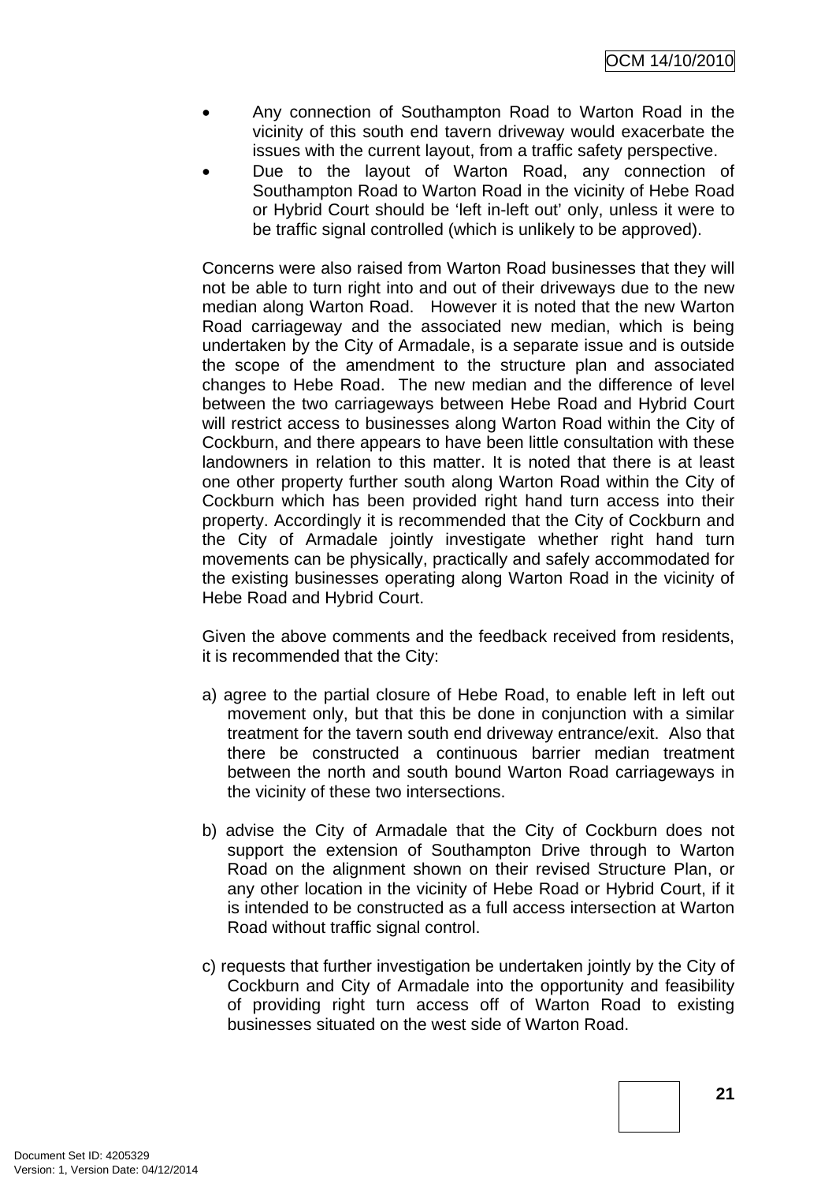- Any connection of Southampton Road to Warton Road in the vicinity of this south end tavern driveway would exacerbate the issues with the current layout, from a traffic safety perspective.
- Due to the layout of Warton Road, any connection of Southampton Road to Warton Road in the vicinity of Hebe Road or Hybrid Court should be 'left in-left out' only, unless it were to be traffic signal controlled (which is unlikely to be approved).

Concerns were also raised from Warton Road businesses that they will not be able to turn right into and out of their driveways due to the new median along Warton Road. However it is noted that the new Warton Road carriageway and the associated new median, which is being undertaken by the City of Armadale, is a separate issue and is outside the scope of the amendment to the structure plan and associated changes to Hebe Road. The new median and the difference of level between the two carriageways between Hebe Road and Hybrid Court will restrict access to businesses along Warton Road within the City of Cockburn, and there appears to have been little consultation with these landowners in relation to this matter. It is noted that there is at least one other property further south along Warton Road within the City of Cockburn which has been provided right hand turn access into their property. Accordingly it is recommended that the City of Cockburn and the City of Armadale jointly investigate whether right hand turn movements can be physically, practically and safely accommodated for the existing businesses operating along Warton Road in the vicinity of Hebe Road and Hybrid Court.

Given the above comments and the feedback received from residents, it is recommended that the City:

a) agree to the partial closure of Hebe Road, to enable left in left out movement only, but that this be done in conjunction with a similar treatment for the tavern south end driveway entrance/exit. Also that there be constructed a continuous barrier median treatment between the north and south bound Warton Road carriageways in the vicinity of these two intersections.

b) advise the City of Armadale that the City of Cockburn does not support the extension of Southampton Drive through to Warton Road on the alignment shown on their revised Structure Plan, or any other location in the vicinity of Hebe Road or Hybrid Court, if it is intended to be constructed as a full access intersection at Warton Road without traffic signal control.

c) requests that further investigation be undertaken jointly by the City of Cockburn and City of Armadale into the opportunity and feasibility of providing right turn access off of Warton Road to existing businesses situated on the west side of Warton Road.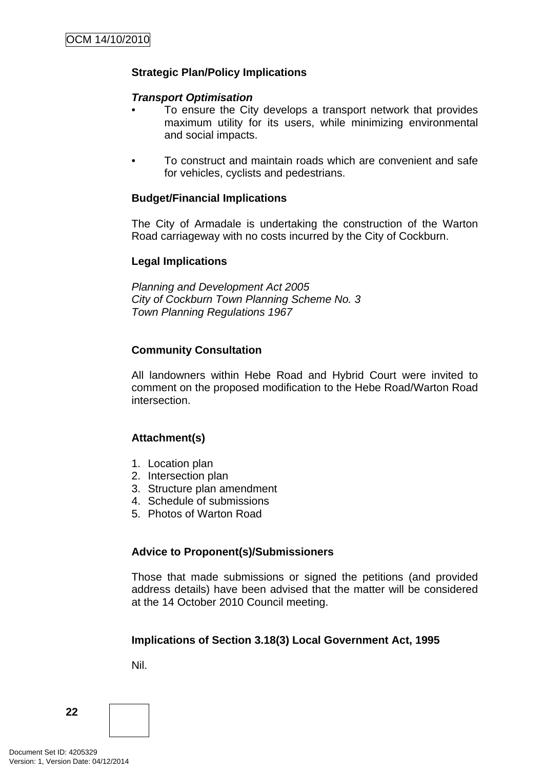**Strategic Plan/Policy Implications**

***Transport Optimisation***

- To ensure the City develops a transport network that provides maximum utility for its users, while minimizing environmental and social impacts.

- To construct and maintain roads which are convenient and safe for vehicles, cyclists and pedestrians.

**Budget/Financial Implications**

The City of Armadale is undertaking the construction of the Warton Road carriageway with no costs incurred by the City of Cockburn.

**Legal Implications**

*Planning and Development Act 2005*
*City of Cockburn Town Planning Scheme No. 3*
*Town Planning Regulations 1967*

**Community Consultation**

All landowners within Hebe Road and Hybrid Court were invited to comment on the proposed modification to the Hebe Road/Warton Road intersection.

**Attachment(s)**

1. Location plan
2. Intersection plan
3. Structure plan amendment
4. Schedule of submissions
5. Photos of Warton Road

**Advice to Proponent(s)/Submissioners**

Those that made submissions or signed the petitions (and provided address details) have been advised that the matter will be considered at the 14 October 2010 Council meeting.

**Implications of Section 3.18(3) Local Government Act, 1995**

Nil.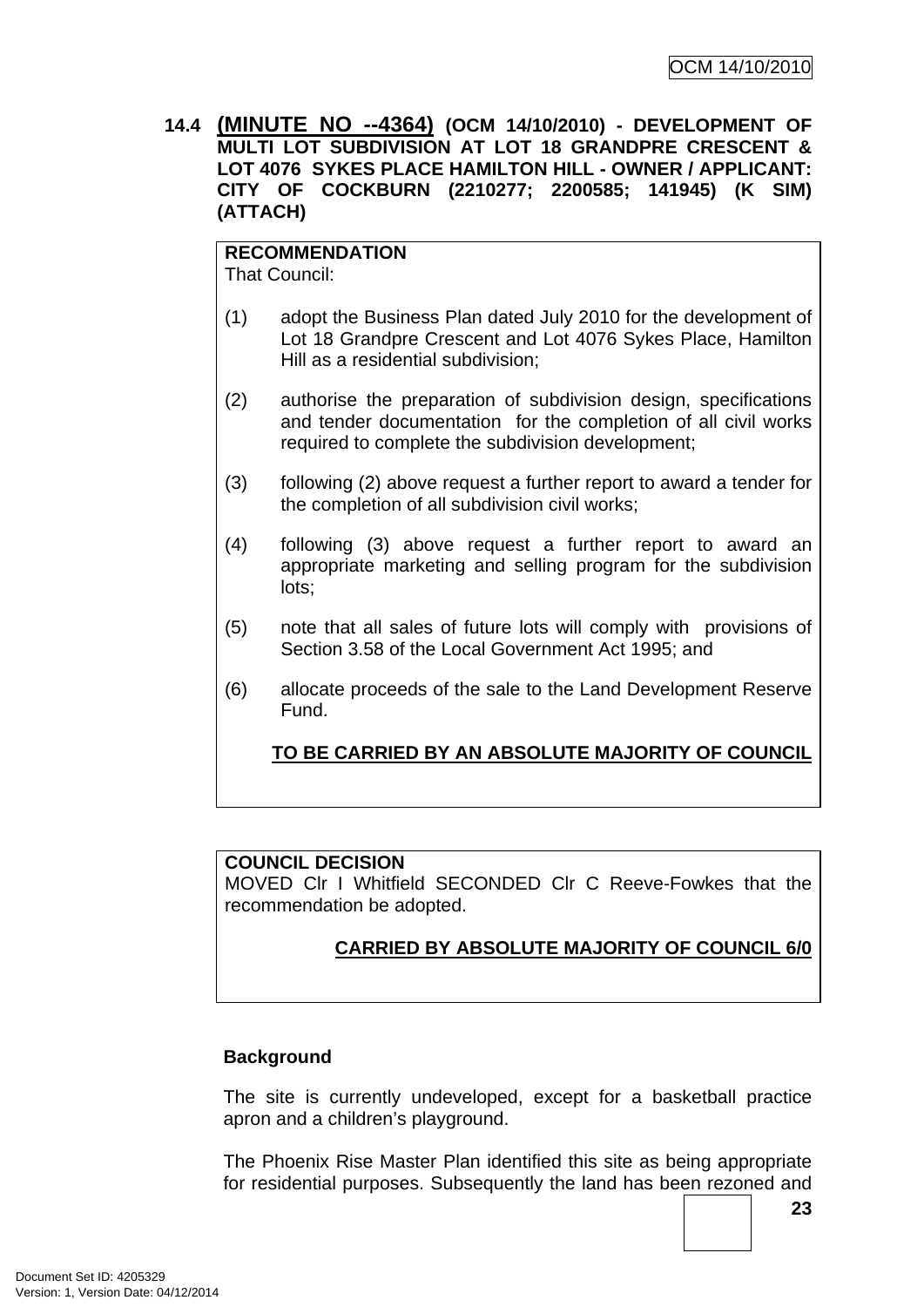**14.4 (MINUTE NO --4364) (OCM 14/10/2010) - DEVELOPMENT OF MULTI LOT SUBDIVISION AT LOT 18 GRANDPRE CRESCENT & LOT 4076 SYKES PLACE HAMILTON HILL - OWNER / APPLICANT: CITY OF COCKBURN (2210277; 2200585; 141945) (K SIM) (ATTACH)**

**RECOMMENDATION**
That Council:

(1) adopt the Business Plan dated July 2010 for the development of Lot 18 Grandpre Crescent and Lot 4076 Sykes Place, Hamilton Hill as a residential subdivision;

(2) authorise the preparation of subdivision design, specifications and tender documentation for the completion of all civil works required to complete the subdivision development;

(3) following (2) above request a further report to award a tender for the completion of all subdivision civil works;

(4) following (3) above request a further report to award an appropriate marketing and selling program for the subdivision lots;

(5) note that all sales of future lots will comply with provisions of Section 3.58 of the Local Government Act 1995; and

(6) allocate proceeds of the sale to the Land Development Reserve Fund.

**TO BE CARRIED BY AN ABSOLUTE MAJORITY OF COUNCIL**

**COUNCIL DECISION**
MOVED Clr I Whitfield SECONDED Clr C Reeve-Fowkes that the recommendation be adopted.

**CARRIED BY ABSOLUTE MAJORITY OF COUNCIL 6/0**

**Background**

The site is currently undeveloped, except for a basketball practice apron and a children's playground.

The Phoenix Rise Master Plan identified this site as being appropriate for residential purposes. Subsequently the land has been rezoned and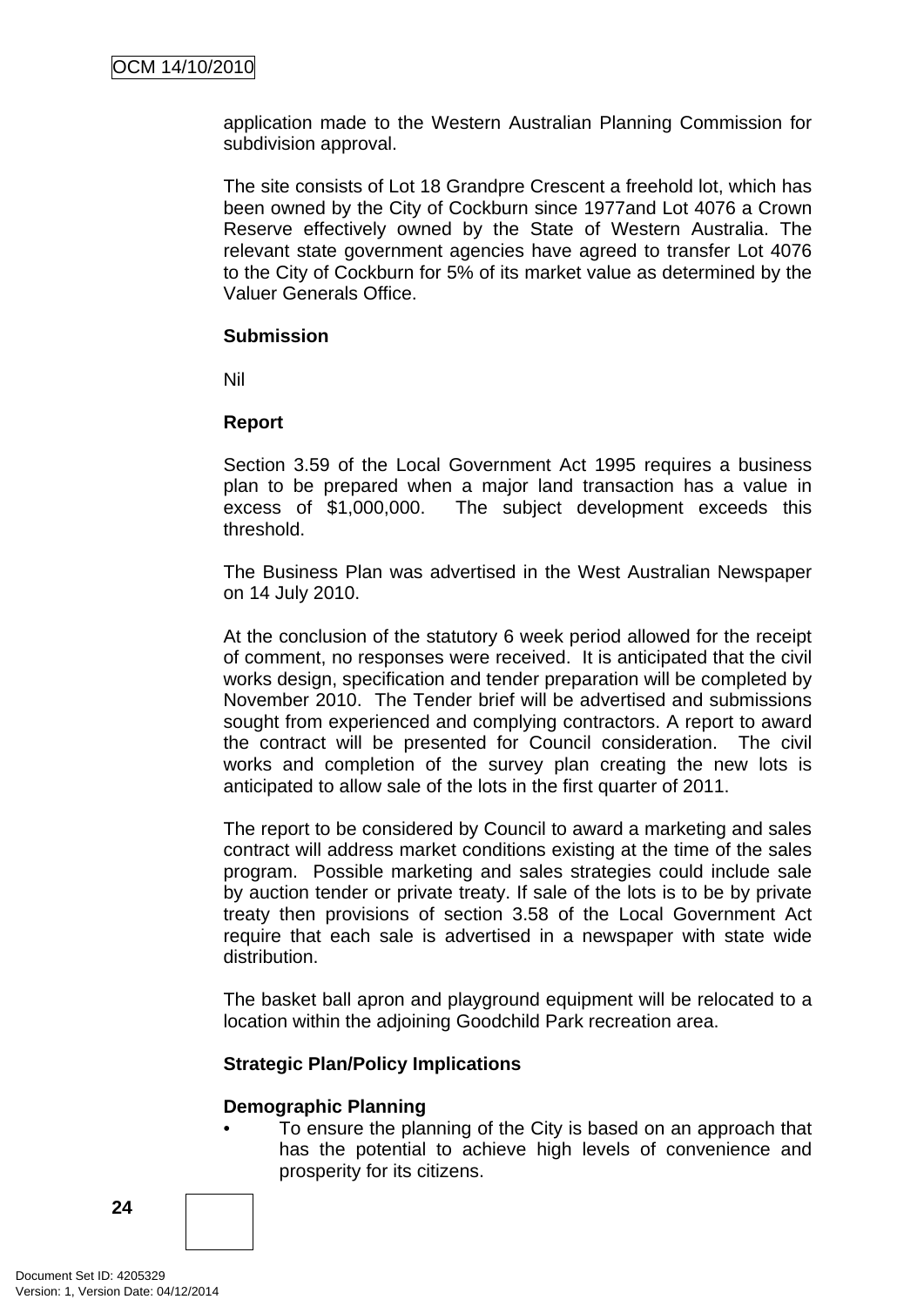application made to the Western Australian Planning Commission for subdivision approval.

The site consists of Lot 18 Grandpre Crescent a freehold lot, which has been owned by the City of Cockburn since 1977and Lot 4076 a Crown Reserve effectively owned by the State of Western Australia. The relevant state government agencies have agreed to transfer Lot 4076 to the City of Cockburn for 5% of its market value as determined by the Valuer Generals Office.

**Submission**

Nil

**Report**

Section 3.59 of the Local Government Act 1995 requires a business plan to be prepared when a major land transaction has a value in excess of $1,000,000. The subject development exceeds this threshold.

The Business Plan was advertised in the West Australian Newspaper on 14 July 2010.

At the conclusion of the statutory 6 week period allowed for the receipt of comment, no responses were received. It is anticipated that the civil works design, specification and tender preparation will be completed by November 2010. The Tender brief will be advertised and submissions sought from experienced and complying contractors. A report to award the contract will be presented for Council consideration. The civil works and completion of the survey plan creating the new lots is anticipated to allow sale of the lots in the first quarter of 2011.

The report to be considered by Council to award a marketing and sales contract will address market conditions existing at the time of the sales program. Possible marketing and sales strategies could include sale by auction tender or private treaty. If sale of the lots is to be by private treaty then provisions of section 3.58 of the Local Government Act require that each sale is advertised in a newspaper with state wide distribution.

The basket ball apron and playground equipment will be relocated to a location within the adjoining Goodchild Park recreation area.

**Strategic Plan/Policy Implications**

**Demographic Planning**

- To ensure the planning of the City is based on an approach that has the potential to achieve high levels of convenience and prosperity for its citizens.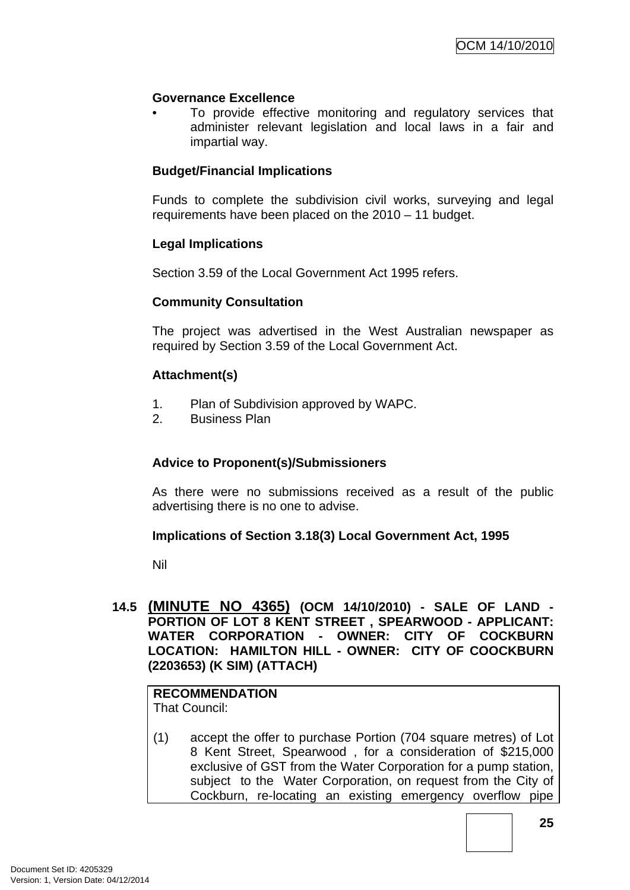**Governance Excellence**

- To provide effective monitoring and regulatory services that administer relevant legislation and local laws in a fair and impartial way.

**Budget/Financial Implications**

Funds to complete the subdivision civil works, surveying and legal requirements have been placed on the 2010 – 11 budget.

**Legal Implications**

Section 3.59 of the Local Government Act 1995 refers.

**Community Consultation**

The project was advertised in the West Australian newspaper as required by Section 3.59 of the Local Government Act.

**Attachment(s)**

1. Plan of Subdivision approved by WAPC.
2. Business Plan

**Advice to Proponent(s)/Submissioners**

As there were no submissions received as a result of the public advertising there is no one to advise.

**Implications of Section 3.18(3) Local Government Act, 1995**

Nil

## 14.5 (MINUTE NO 4365) (OCM 14/10/2010) - SALE OF LAND - PORTION OF LOT 8 KENT STREET , SPEARWOOD - APPLICANT: WATER CORPORATION - OWNER: CITY OF COCKBURN LOCATION: HAMILTON HILL - OWNER: CITY OF COOCKBURN (2203653) (K SIM) (ATTACH)

**RECOMMENDATION**
That Council:

(1) accept the offer to purchase Portion (704 square metres) of Lot 8 Kent Street, Spearwood , for a consideration of $215,000 exclusive of GST from the Water Corporation for a pump station, subject to the Water Corporation, on request from the City of Cockburn, re-locating an existing emergency overflow pipe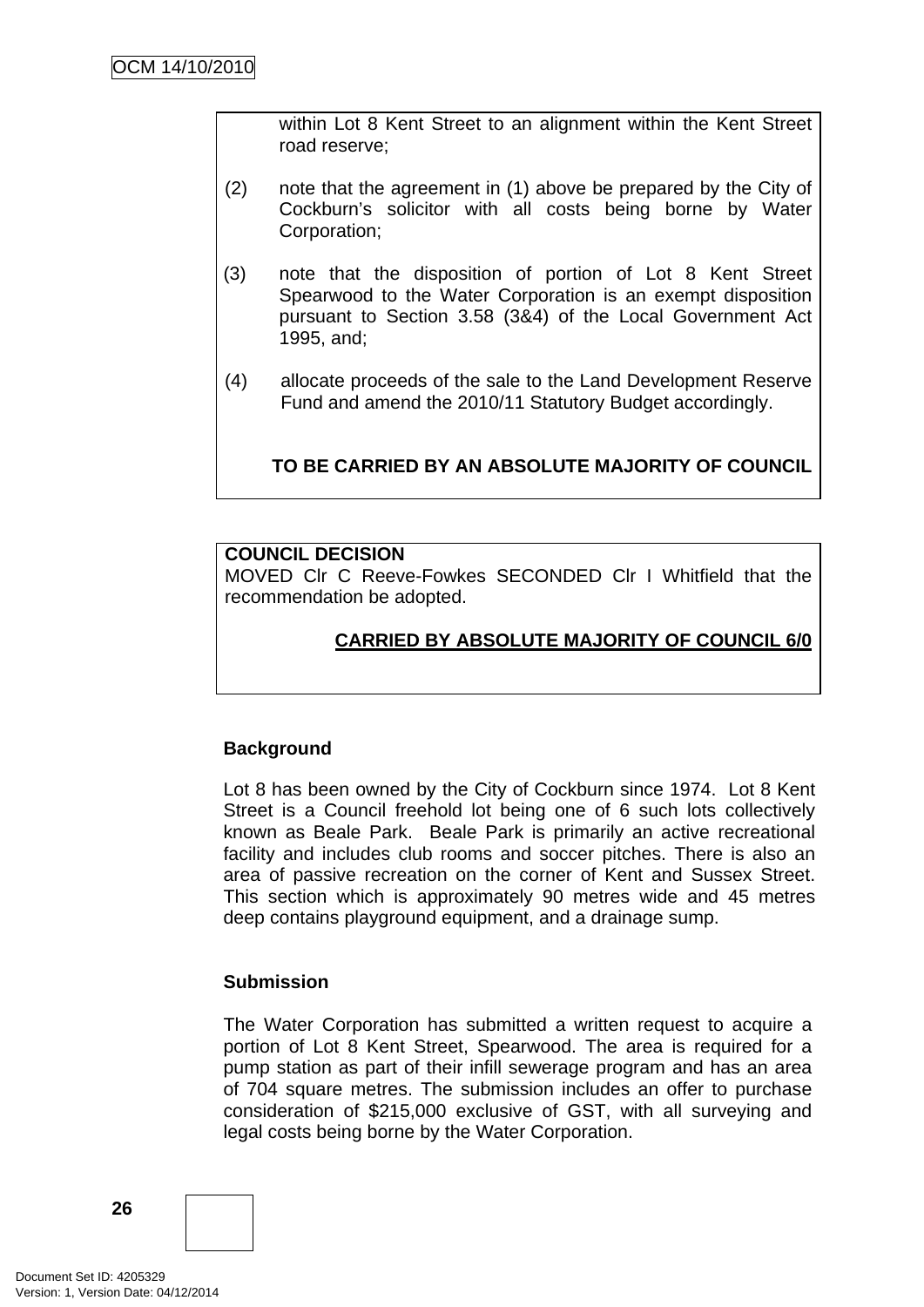within Lot 8 Kent Street to an alignment within the Kent Street road reserve;

(2) note that the agreement in (1) above be prepared by the City of Cockburn's solicitor with all costs being borne by Water Corporation;

(3) note that the disposition of portion of Lot 8 Kent Street Spearwood to the Water Corporation is an exempt disposition pursuant to Section 3.58 (3&4) of the Local Government Act 1995, and;

(4) allocate proceeds of the sale to the Land Development Reserve Fund and amend the 2010/11 Statutory Budget accordingly.

**TO BE CARRIED BY AN ABSOLUTE MAJORITY OF COUNCIL**

**COUNCIL DECISION**
MOVED Clr C Reeve-Fowkes SECONDED Clr I Whitfield that the recommendation be adopted.

**CARRIED BY ABSOLUTE MAJORITY OF COUNCIL 6/0**

**Background**

Lot 8 has been owned by the City of Cockburn since 1974. Lot 8 Kent Street is a Council freehold lot being one of 6 such lots collectively known as Beale Park. Beale Park is primarily an active recreational facility and includes club rooms and soccer pitches. There is also an area of passive recreation on the corner of Kent and Sussex Street. This section which is approximately 90 metres wide and 45 metres deep contains playground equipment, and a drainage sump.

**Submission**

The Water Corporation has submitted a written request to acquire a portion of Lot 8 Kent Street, Spearwood. The area is required for a pump station as part of their infill sewerage program and has an area of 704 square metres. The submission includes an offer to purchase consideration of $215,000 exclusive of GST, with all surveying and legal costs being borne by the Water Corporation.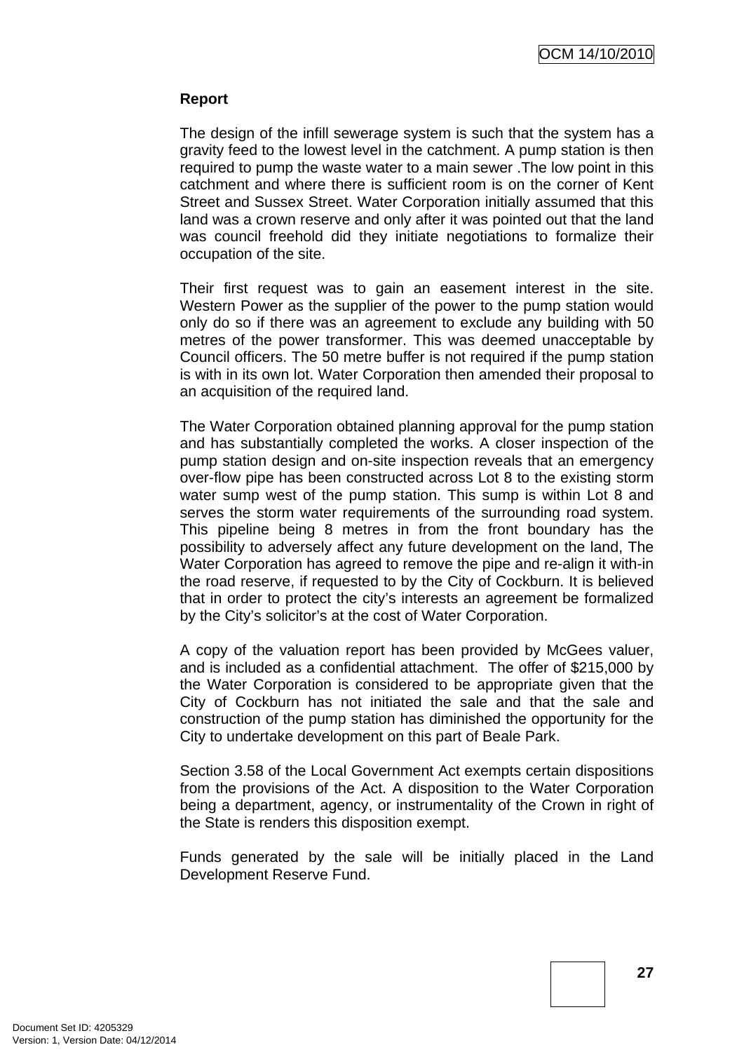**Report**

The design of the infill sewerage system is such that the system has a gravity feed to the lowest level in the catchment. A pump station is then required to pump the waste water to a main sewer .The low point in this catchment and where there is sufficient room is on the corner of Kent Street and Sussex Street. Water Corporation initially assumed that this land was a crown reserve and only after it was pointed out that the land was council freehold did they initiate negotiations to formalize their occupation of the site.

Their first request was to gain an easement interest in the site. Western Power as the supplier of the power to the pump station would only do so if there was an agreement to exclude any building with 50 metres of the power transformer. This was deemed unacceptable by Council officers. The 50 metre buffer is not required if the pump station is with in its own lot. Water Corporation then amended their proposal to an acquisition of the required land.

The Water Corporation obtained planning approval for the pump station and has substantially completed the works. A closer inspection of the pump station design and on-site inspection reveals that an emergency over-flow pipe has been constructed across Lot 8 to the existing storm water sump west of the pump station. This sump is within Lot 8 and serves the storm water requirements of the surrounding road system. This pipeline being 8 metres in from the front boundary has the possibility to adversely affect any future development on the land, The Water Corporation has agreed to remove the pipe and re-align it with-in the road reserve, if requested to by the City of Cockburn. It is believed that in order to protect the city's interests an agreement be formalized by the City's solicitor's at the cost of Water Corporation.

A copy of the valuation report has been provided by McGees valuer, and is included as a confidential attachment. The offer of $215,000 by the Water Corporation is considered to be appropriate given that the City of Cockburn has not initiated the sale and that the sale and construction of the pump station has diminished the opportunity for the City to undertake development on this part of Beale Park.

Section 3.58 of the Local Government Act exempts certain dispositions from the provisions of the Act. A disposition to the Water Corporation being a department, agency, or instrumentality of the Crown in right of the State is renders this disposition exempt.

Funds generated by the sale will be initially placed in the Land Development Reserve Fund.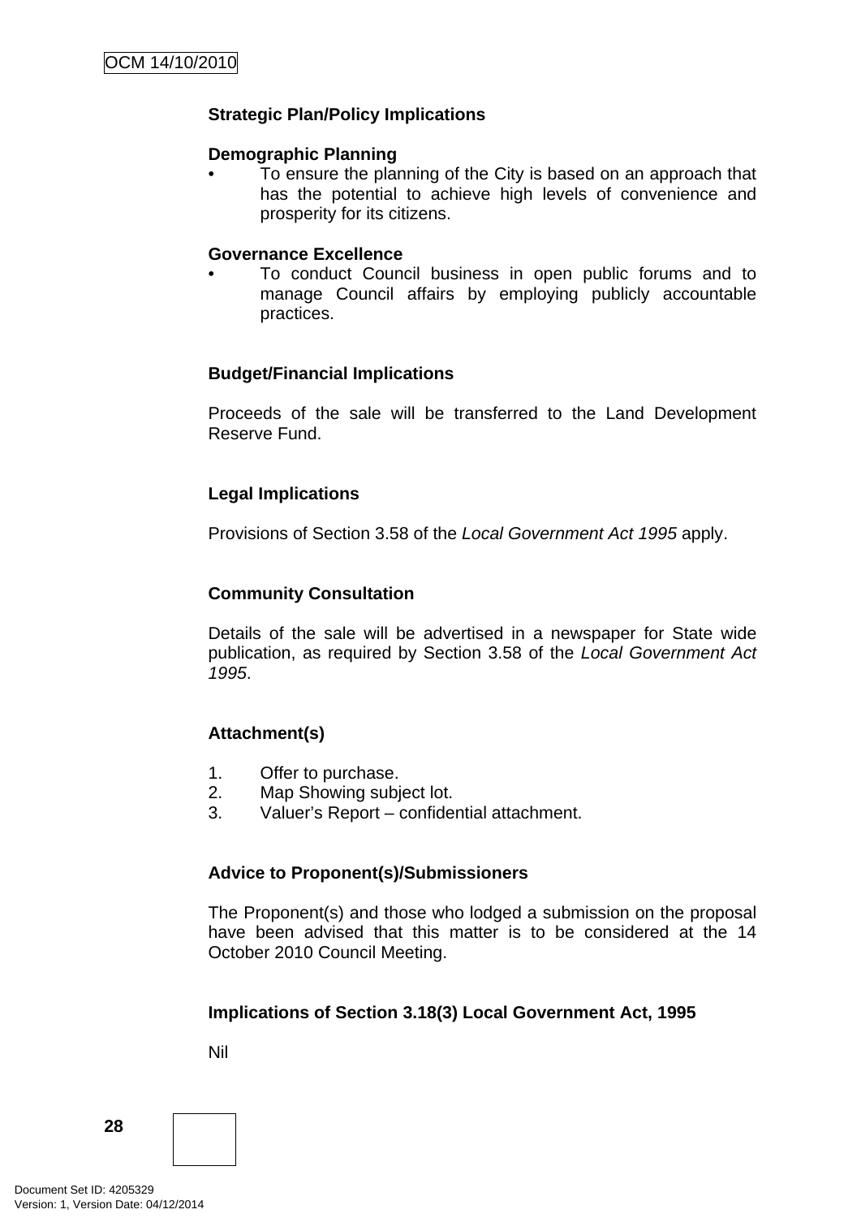**Strategic Plan/Policy Implications**

**Demographic Planning**

- To ensure the planning of the City is based on an approach that has the potential to achieve high levels of convenience and prosperity for its citizens.

**Governance Excellence**

- To conduct Council business in open public forums and to manage Council affairs by employing publicly accountable practices.

**Budget/Financial Implications**

Proceeds of the sale will be transferred to the Land Development Reserve Fund.

**Legal Implications**

Provisions of Section 3.58 of the *Local Government Act 1995* apply.

**Community Consultation**

Details of the sale will be advertised in a newspaper for State wide publication, as required by Section 3.58 of the *Local Government Act 1995*.

**Attachment(s)**

1. Offer to purchase.
2. Map Showing subject lot.
3. Valuer's Report – confidential attachment.

**Advice to Proponent(s)/Submissioners**

The Proponent(s) and those who lodged a submission on the proposal have been advised that this matter is to be considered at the 14 October 2010 Council Meeting.

**Implications of Section 3.18(3) Local Government Act, 1995**

Nil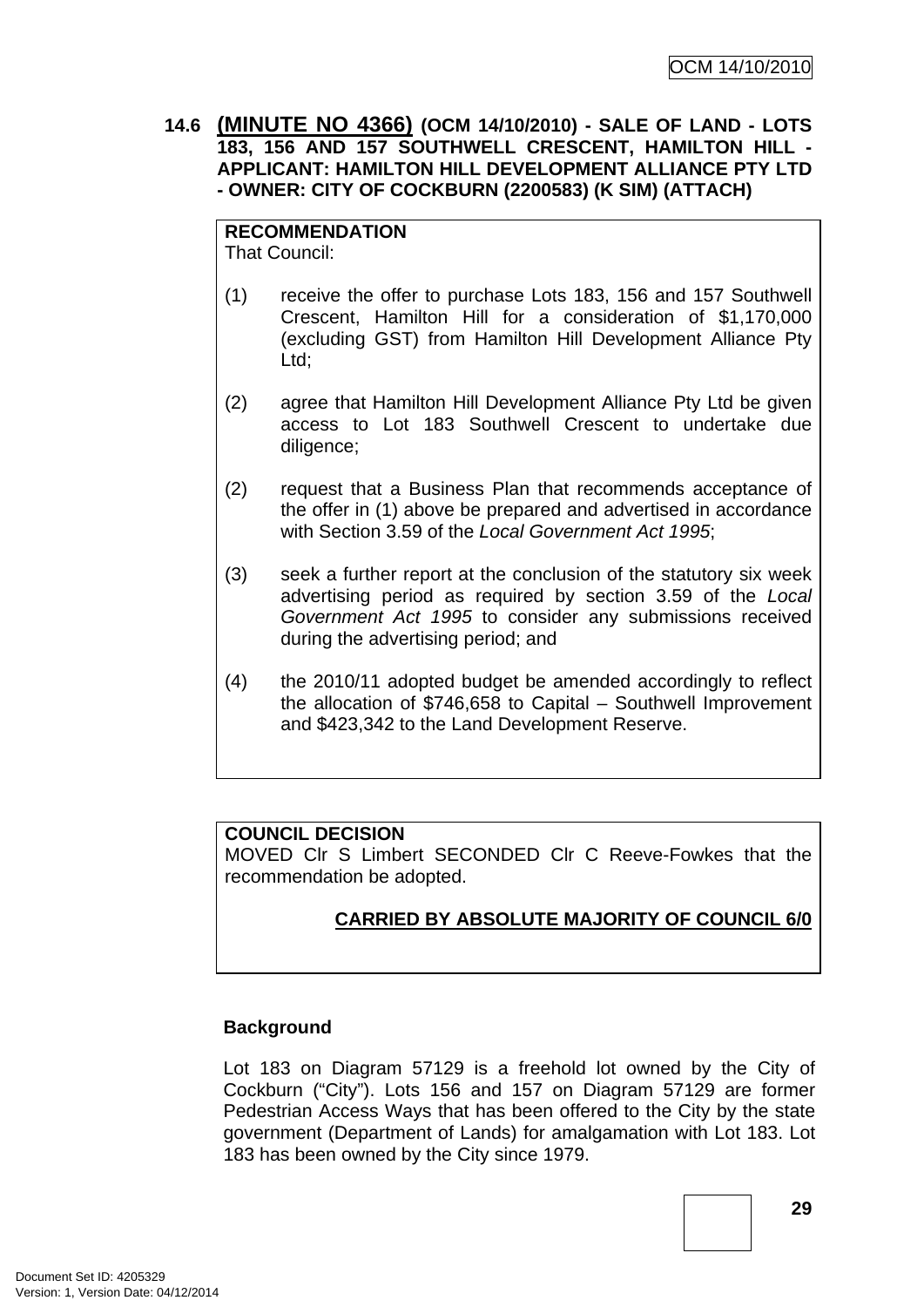### 14.6 **(MINUTE NO 4366)** (OCM 14/10/2010) - SALE OF LAND - LOTS 183, 156 AND 157 SOUTHWELL CRESCENT, HAMILTON HILL - APPLICANT: HAMILTON HILL DEVELOPMENT ALLIANCE PTY LTD - OWNER: CITY OF COCKBURN (2200583) (K SIM) (ATTACH)

**RECOMMENDATION**
That Council:

(1) receive the offer to purchase Lots 183, 156 and 157 Southwell Crescent, Hamilton Hill for a consideration of $1,170,000 (excluding GST) from Hamilton Hill Development Alliance Pty Ltd;

(2) agree that Hamilton Hill Development Alliance Pty Ltd be given access to Lot 183 Southwell Crescent to undertake due diligence;

(2) request that a Business Plan that recommends acceptance of the offer in (1) above be prepared and advertised in accordance with Section 3.59 of the *Local Government Act 1995*;

(3) seek a further report at the conclusion of the statutory six week advertising period as required by section 3.59 of the *Local Government Act 1995* to consider any submissions received during the advertising period; and

(4) the 2010/11 adopted budget be amended accordingly to reflect the allocation of $746,658 to Capital – Southwell Improvement and $423,342 to the Land Development Reserve.

**COUNCIL DECISION**
MOVED Clr S Limbert SECONDED Clr C Reeve-Fowkes that the recommendation be adopted.

**CARRIED BY ABSOLUTE MAJORITY OF COUNCIL 6/0**

**Background**

Lot 183 on Diagram 57129 is a freehold lot owned by the City of Cockburn ("City"). Lots 156 and 157 on Diagram 57129 are former Pedestrian Access Ways that has been offered to the City by the state government (Department of Lands) for amalgamation with Lot 183. Lot 183 has been owned by the City since 1979.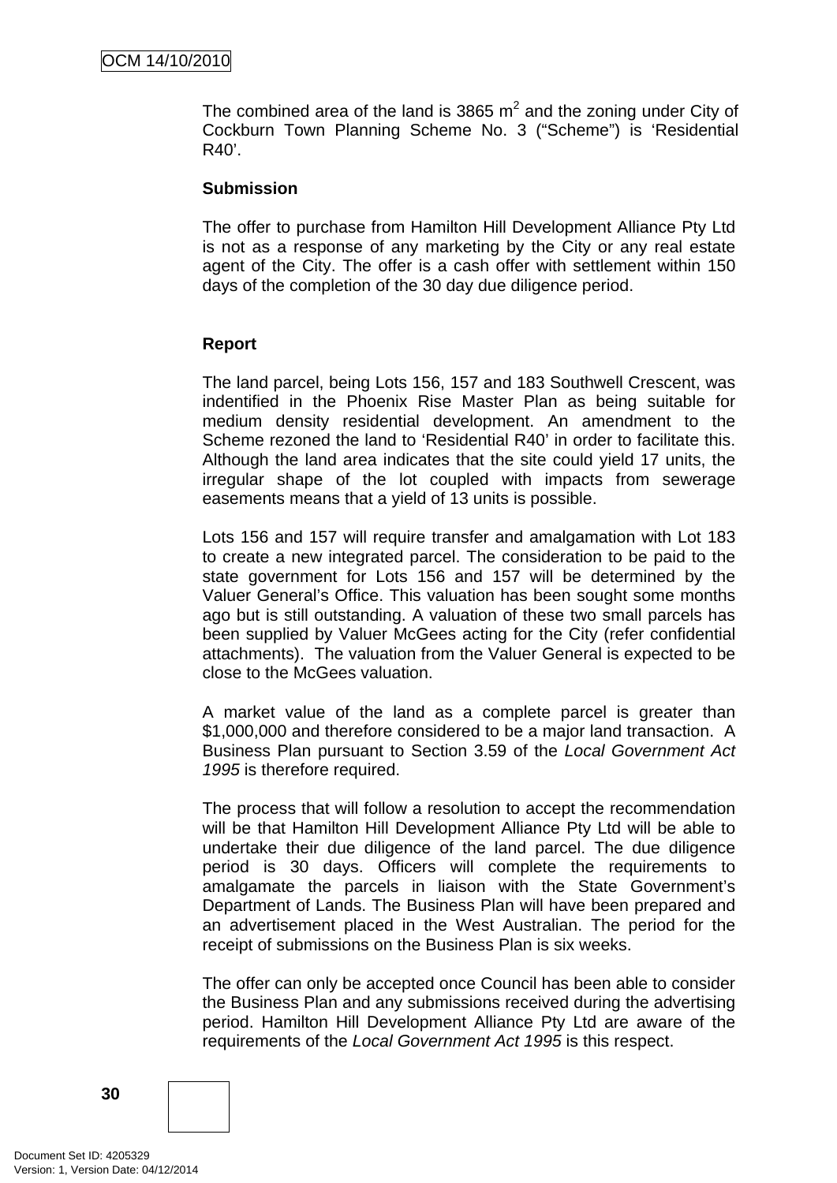The combined area of the land is 3865 $m^2$ and the zoning under City of Cockburn Town Planning Scheme No. 3 ("Scheme") is 'Residential R40'.

**Submission**

The offer to purchase from Hamilton Hill Development Alliance Pty Ltd is not as a response of any marketing by the City or any real estate agent of the City. The offer is a cash offer with settlement within 150 days of the completion of the 30 day due diligence period.

**Report**

The land parcel, being Lots 156, 157 and 183 Southwell Crescent, was indentified in the Phoenix Rise Master Plan as being suitable for medium density residential development. An amendment to the Scheme rezoned the land to 'Residential R40' in order to facilitate this. Although the land area indicates that the site could yield 17 units, the irregular shape of the lot coupled with impacts from sewerage easements means that a yield of 13 units is possible.

Lots 156 and 157 will require transfer and amalgamation with Lot 183 to create a new integrated parcel. The consideration to be paid to the state government for Lots 156 and 157 will be determined by the Valuer General's Office. This valuation has been sought some months ago but is still outstanding. A valuation of these two small parcels has been supplied by Valuer McGees acting for the City (refer confidential attachments). The valuation from the Valuer General is expected to be close to the McGees valuation.

A market value of the land as a complete parcel is greater than $1,000,000 and therefore considered to be a major land transaction. A Business Plan pursuant to Section 3.59 of the *Local Government Act 1995* is therefore required.

The process that will follow a resolution to accept the recommendation will be that Hamilton Hill Development Alliance Pty Ltd will be able to undertake their due diligence of the land parcel. The due diligence period is 30 days. Officers will complete the requirements to amalgamate the parcels in liaison with the State Government's Department of Lands. The Business Plan will have been prepared and an advertisement placed in the West Australian. The period for the receipt of submissions on the Business Plan is six weeks.

The offer can only be accepted once Council has been able to consider the Business Plan and any submissions received during the advertising period. Hamilton Hill Development Alliance Pty Ltd are aware of the requirements of the *Local Government Act 1995* is this respect.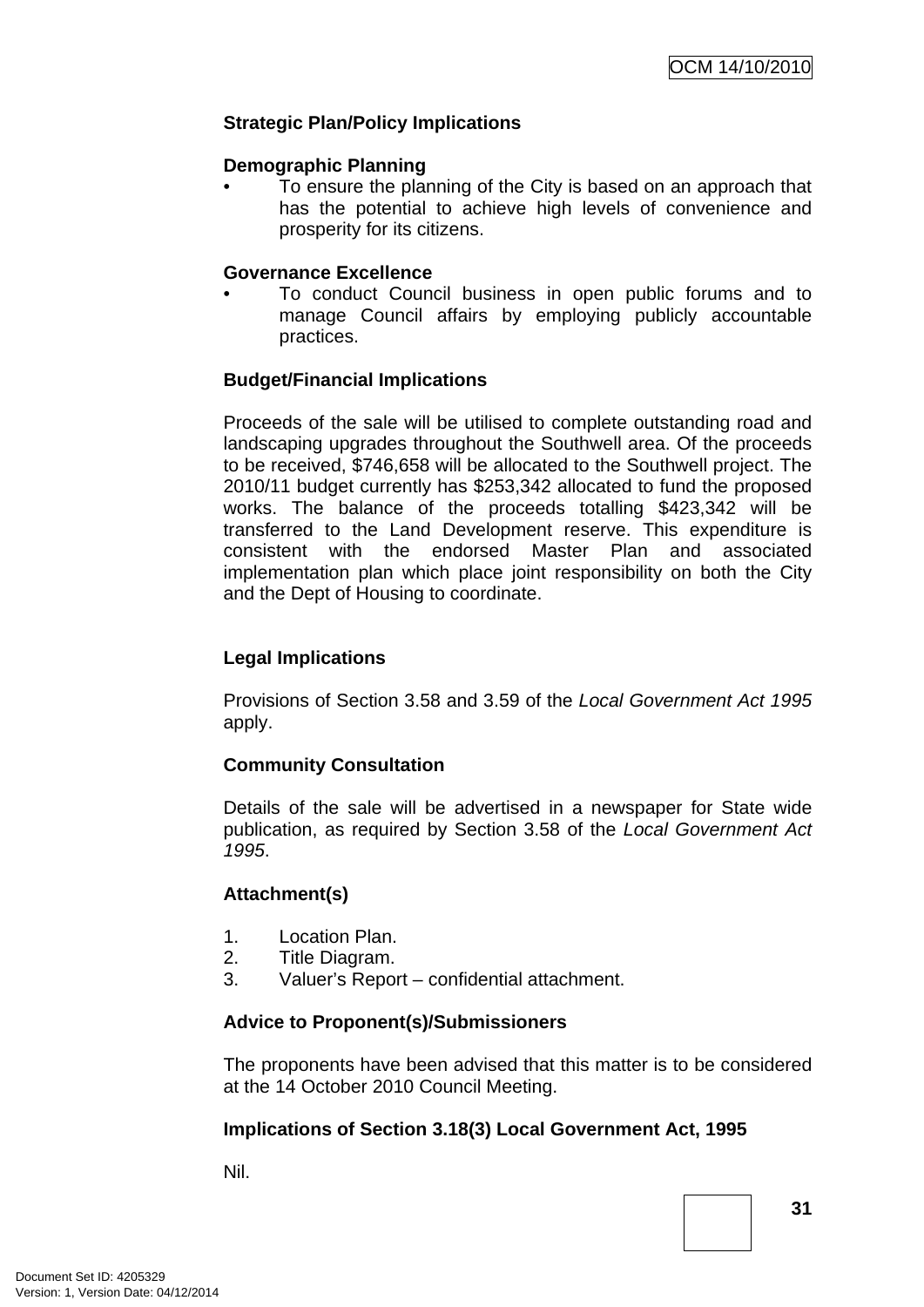**Strategic Plan/Policy Implications**

**Demographic Planning**

- To ensure the planning of the City is based on an approach that has the potential to achieve high levels of convenience and prosperity for its citizens.

**Governance Excellence**

- To conduct Council business in open public forums and to manage Council affairs by employing publicly accountable practices.

**Budget/Financial Implications**

Proceeds of the sale will be utilised to complete outstanding road and landscaping upgrades throughout the Southwell area. Of the proceeds to be received, $746,658 will be allocated to the Southwell project. The 2010/11 budget currently has $253,342 allocated to fund the proposed works. The balance of the proceeds totalling $423,342 will be transferred to the Land Development reserve. This expenditure is consistent with the endorsed Master Plan and associated implementation plan which place joint responsibility on both the City and the Dept of Housing to coordinate.

**Legal Implications**

Provisions of Section 3.58 and 3.59 of the *Local Government Act 1995* apply.

**Community Consultation**

Details of the sale will be advertised in a newspaper for State wide publication, as required by Section 3.58 of the *Local Government Act 1995*.

**Attachment(s)**

1. Location Plan.
2. Title Diagram.
3. Valuer's Report – confidential attachment.

**Advice to Proponent(s)/Submissioners**

The proponents have been advised that this matter is to be considered at the 14 October 2010 Council Meeting.

**Implications of Section 3.18(3) Local Government Act, 1995**

Nil.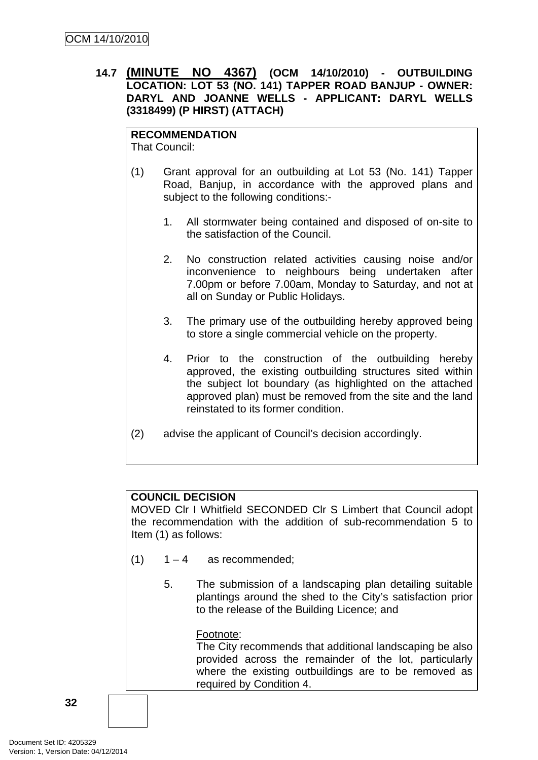## 14.7 (MINUTE NO 4367) (OCM 14/10/2010) - OUTBUILDING LOCATION: LOT 53 (NO. 141) TAPPER ROAD BANJUP - OWNER: DARYL AND JOANNE WELLS - APPLICANT: DARYL WELLS (3318499) (P HIRST) (ATTACH)

**RECOMMENDATION**
That Council:

(1) Grant approval for an outbuilding at Lot 53 (No. 141) Tapper Road, Banjup, in accordance with the approved plans and subject to the following conditions:-

1. All stormwater being contained and disposed of on-site to the satisfaction of the Council.

2. No construction related activities causing noise and/or inconvenience to neighbours being undertaken after 7.00pm or before 7.00am, Monday to Saturday, and not at all on Sunday or Public Holidays.

3. The primary use of the outbuilding hereby approved being to store a single commercial vehicle on the property.

4. Prior to the construction of the outbuilding hereby approved, the existing outbuilding structures sited within the subject lot boundary (as highlighted on the attached approved plan) must be removed from the site and the land reinstated to its former condition.

(2) advise the applicant of Council's decision accordingly.

**COUNCIL DECISION**
MOVED Clr I Whitfield SECONDED Clr S Limbert that Council adopt the recommendation with the addition of sub-recommendation 5 to Item (1) as follows:

(1) 1 – 4 as recommended;

5. The submission of a landscaping plan detailing suitable plantings around the shed to the City's satisfaction prior to the release of the Building Licence; and

<u>Footnote</u>:
The City recommends that additional landscaping be also provided across the remainder of the lot, particularly where the existing outbuildings are to be removed as required by Condition 4.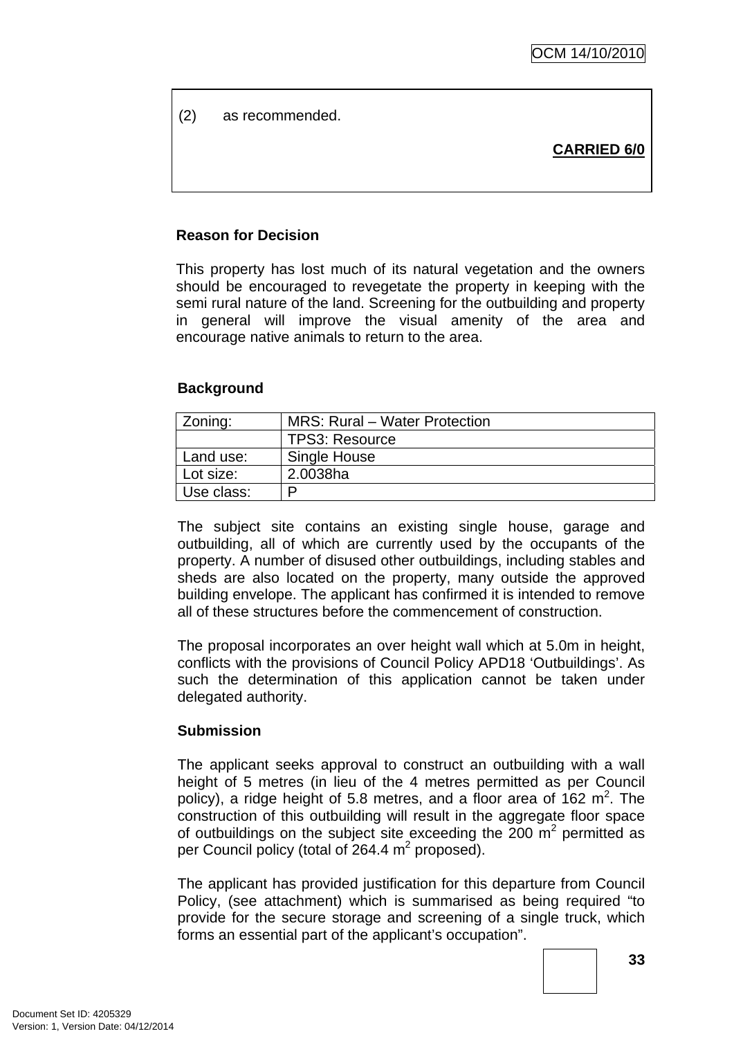(2) as recommended.

**CARRIED 6/0**

**Reason for Decision**

This property has lost much of its natural vegetation and the owners should be encouraged to revegetate the property in keeping with the semi rural nature of the land. Screening for the outbuilding and property in general will improve the visual amenity of the area and encourage native animals to return to the area.

**Background**

| Zoning: | MRS: Rural – Water Protection |
|---|---|
| | TPS3: Resource |
| Land use: | Single House |
| Lot size: | 2.0038ha |
| Use class: | P |

The subject site contains an existing single house, garage and outbuilding, all of which are currently used by the occupants of the property. A number of disused other outbuildings, including stables and sheds are also located on the property, many outside the approved building envelope. The applicant has confirmed it is intended to remove all of these structures before the commencement of construction.

The proposal incorporates an over height wall which at 5.0m in height, conflicts with the provisions of Council Policy APD18 'Outbuildings'. As such the determination of this application cannot be taken under delegated authority.

**Submission**

The applicant seeks approval to construct an outbuilding with a wall height of 5 metres (in lieu of the 4 metres permitted as per Council policy), a ridge height of 5.8 metres, and a floor area of 162 $m^2$. The construction of this outbuilding will result in the aggregate floor space of outbuildings on the subject site exceeding the 200 $m^2$ permitted as per Council policy (total of 264.4 $m^2$ proposed).

The applicant has provided justification for this departure from Council Policy, (see attachment) which is summarised as being required "to provide for the secure storage and screening of a single truck, which forms an essential part of the applicant's occupation".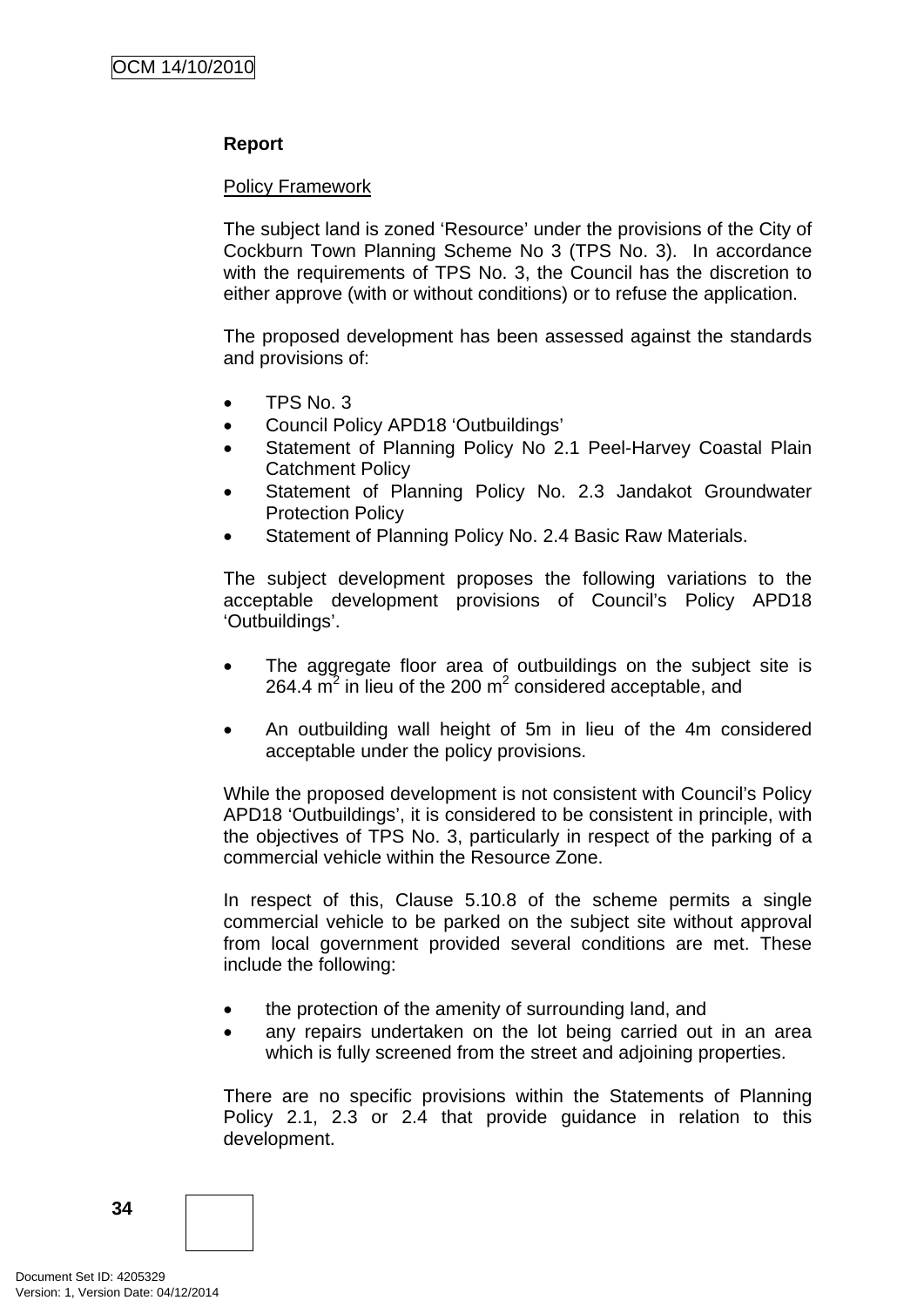**Report**

Policy Framework

The subject land is zoned 'Resource' under the provisions of the City of Cockburn Town Planning Scheme No 3 (TPS No. 3). In accordance with the requirements of TPS No. 3, the Council has the discretion to either approve (with or without conditions) or to refuse the application.

The proposed development has been assessed against the standards and provisions of:

- TPS No. 3
- Council Policy APD18 'Outbuildings'
- Statement of Planning Policy No 2.1 Peel-Harvey Coastal Plain Catchment Policy
- Statement of Planning Policy No. 2.3 Jandakot Groundwater Protection Policy
- Statement of Planning Policy No. 2.4 Basic Raw Materials.

The subject development proposes the following variations to the acceptable development provisions of Council's Policy APD18 'Outbuildings'.

- The aggregate floor area of outbuildings on the subject site is 264.4 $m^2$ in lieu of the 200 $m^2$ considered acceptable, and

- An outbuilding wall height of 5m in lieu of the 4m considered acceptable under the policy provisions.

While the proposed development is not consistent with Council's Policy APD18 'Outbuildings', it is considered to be consistent in principle, with the objectives of TPS No. 3, particularly in respect of the parking of a commercial vehicle within the Resource Zone.

In respect of this, Clause 5.10.8 of the scheme permits a single commercial vehicle to be parked on the subject site without approval from local government provided several conditions are met. These include the following:

- the protection of the amenity of surrounding land, and
- any repairs undertaken on the lot being carried out in an area which is fully screened from the street and adjoining properties.

There are no specific provisions within the Statements of Planning Policy 2.1, 2.3 or 2.4 that provide guidance in relation to this development.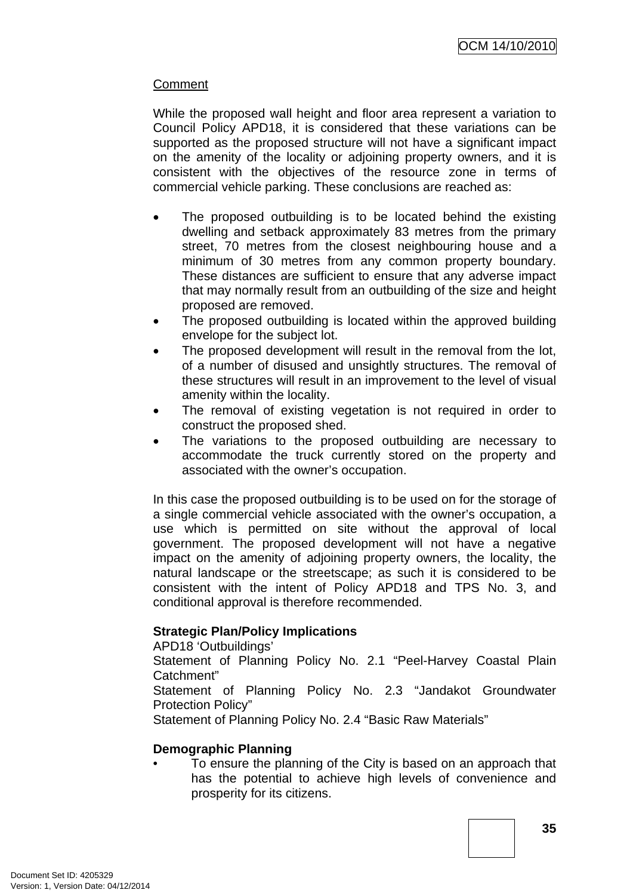Comment

While the proposed wall height and floor area represent a variation to Council Policy APD18, it is considered that these variations can be supported as the proposed structure will not have a significant impact on the amenity of the locality or adjoining property owners, and it is consistent with the objectives of the resource zone in terms of commercial vehicle parking. These conclusions are reached as:

- The proposed outbuilding is to be located behind the existing dwelling and setback approximately 83 metres from the primary street, 70 metres from the closest neighbouring house and a minimum of 30 metres from any common property boundary. These distances are sufficient to ensure that any adverse impact that may normally result from an outbuilding of the size and height proposed are removed.
- The proposed outbuilding is located within the approved building envelope for the subject lot.
- The proposed development will result in the removal from the lot, of a number of disused and unsightly structures. The removal of these structures will result in an improvement to the level of visual amenity within the locality.
- The removal of existing vegetation is not required in order to construct the proposed shed.
- The variations to the proposed outbuilding are necessary to accommodate the truck currently stored on the property and associated with the owner's occupation.

In this case the proposed outbuilding is to be used on for the storage of a single commercial vehicle associated with the owner's occupation, a use which is permitted on site without the approval of local government. The proposed development will not have a negative impact on the amenity of adjoining property owners, the locality, the natural landscape or the streetscape; as such it is considered to be consistent with the intent of Policy APD18 and TPS No. 3, and conditional approval is therefore recommended.

**Strategic Plan/Policy Implications**

APD18 'Outbuildings'

Statement of Planning Policy No. 2.1 "Peel-Harvey Coastal Plain Catchment"

Statement of Planning Policy No. 2.3 "Jandakot Groundwater Protection Policy"

Statement of Planning Policy No. 2.4 "Basic Raw Materials"

**Demographic Planning**

- To ensure the planning of the City is based on an approach that has the potential to achieve high levels of convenience and prosperity for its citizens.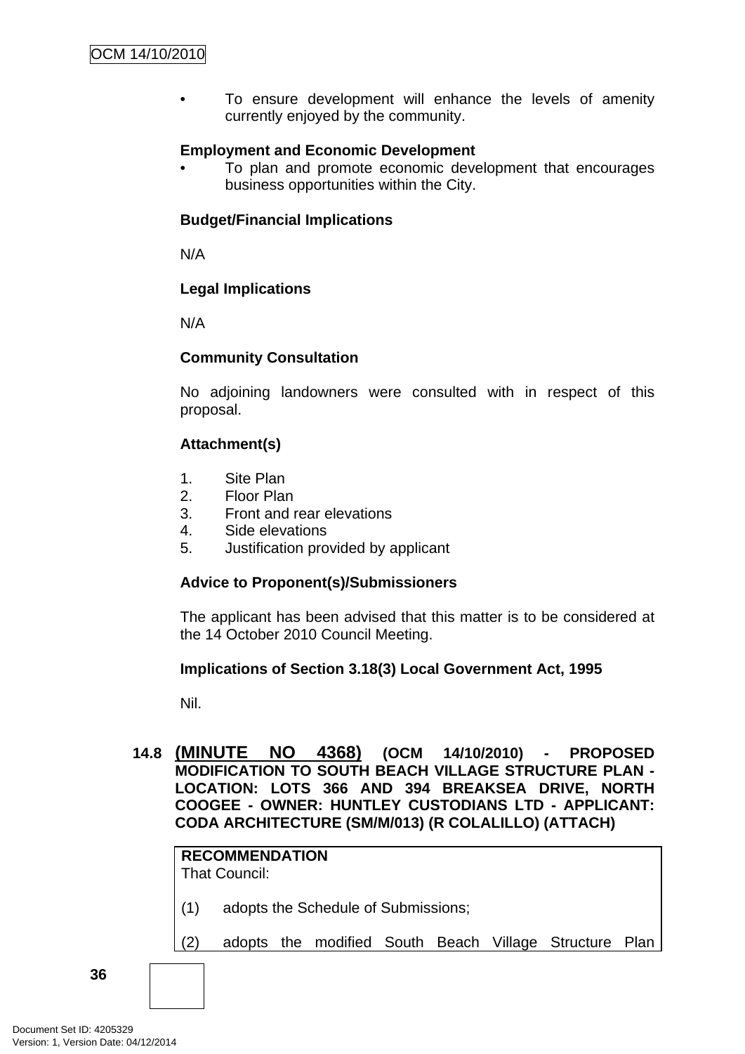- To ensure development will enhance the levels of amenity currently enjoyed by the community.

**Employment and Economic Development**

- To plan and promote economic development that encourages business opportunities within the City.

**Budget/Financial Implications**

N/A

**Legal Implications**

N/A

**Community Consultation**

No adjoining landowners were consulted with in respect of this proposal.

**Attachment(s)**

1. Site Plan
2. Floor Plan
3. Front and rear elevations
4. Side elevations
5. Justification provided by applicant

**Advice to Proponent(s)/Submissioners**

The applicant has been advised that this matter is to be considered at the 14 October 2010 Council Meeting.

**Implications of Section 3.18(3) Local Government Act, 1995**

Nil.

## 14.8 (MINUTE NO 4368) (OCM 14/10/2010) - PROPOSED MODIFICATION TO SOUTH BEACH VILLAGE STRUCTURE PLAN - LOCATION: LOTS 366 AND 394 BREAKSEA DRIVE, NORTH COOGEE - OWNER: HUNTLEY CUSTODIANS LTD - APPLICANT: CODA ARCHITECTURE (SM/M/013) (R COLALILLO) (ATTACH)

**RECOMMENDATION**

That Council:

(1) adopts the Schedule of Submissions;

(2) adopts the modified South Beach Village Structure Plan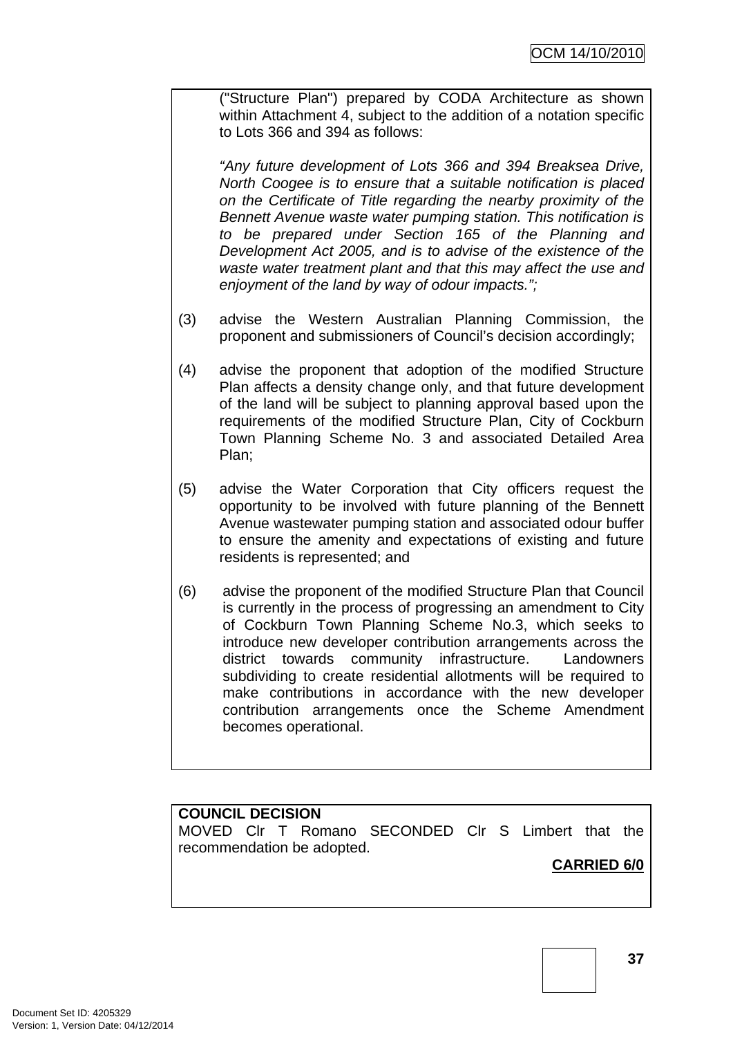("Structure Plan") prepared by CODA Architecture as shown within Attachment 4, subject to the addition of a notation specific to Lots 366 and 394 as follows:

*"Any future development of Lots 366 and 394 Breaksea Drive, North Coogee is to ensure that a suitable notification is placed on the Certificate of Title regarding the nearby proximity of the Bennett Avenue waste water pumping station. This notification is to be prepared under Section 165 of the Planning and Development Act 2005, and is to advise of the existence of the waste water treatment plant and that this may affect the use and enjoyment of the land by way of odour impacts.";*

(3) advise the Western Australian Planning Commission, the proponent and submissioners of Council's decision accordingly;

(4) advise the proponent that adoption of the modified Structure Plan affects a density change only, and that future development of the land will be subject to planning approval based upon the requirements of the modified Structure Plan, City of Cockburn Town Planning Scheme No. 3 and associated Detailed Area Plan;

(5) advise the Water Corporation that City officers request the opportunity to be involved with future planning of the Bennett Avenue wastewater pumping station and associated odour buffer to ensure the amenity and expectations of existing and future residents is represented; and

(6) advise the proponent of the modified Structure Plan that Council is currently in the process of progressing an amendment to City of Cockburn Town Planning Scheme No.3, which seeks to introduce new developer contribution arrangements across the district towards community infrastructure. Landowners subdividing to create residential allotments will be required to make contributions in accordance with the new developer contribution arrangements once the Scheme Amendment becomes operational.

**COUNCIL DECISION**
MOVED Clr T Romano SECONDED Clr S Limbert that the recommendation be adopted.

**CARRIED 6/0**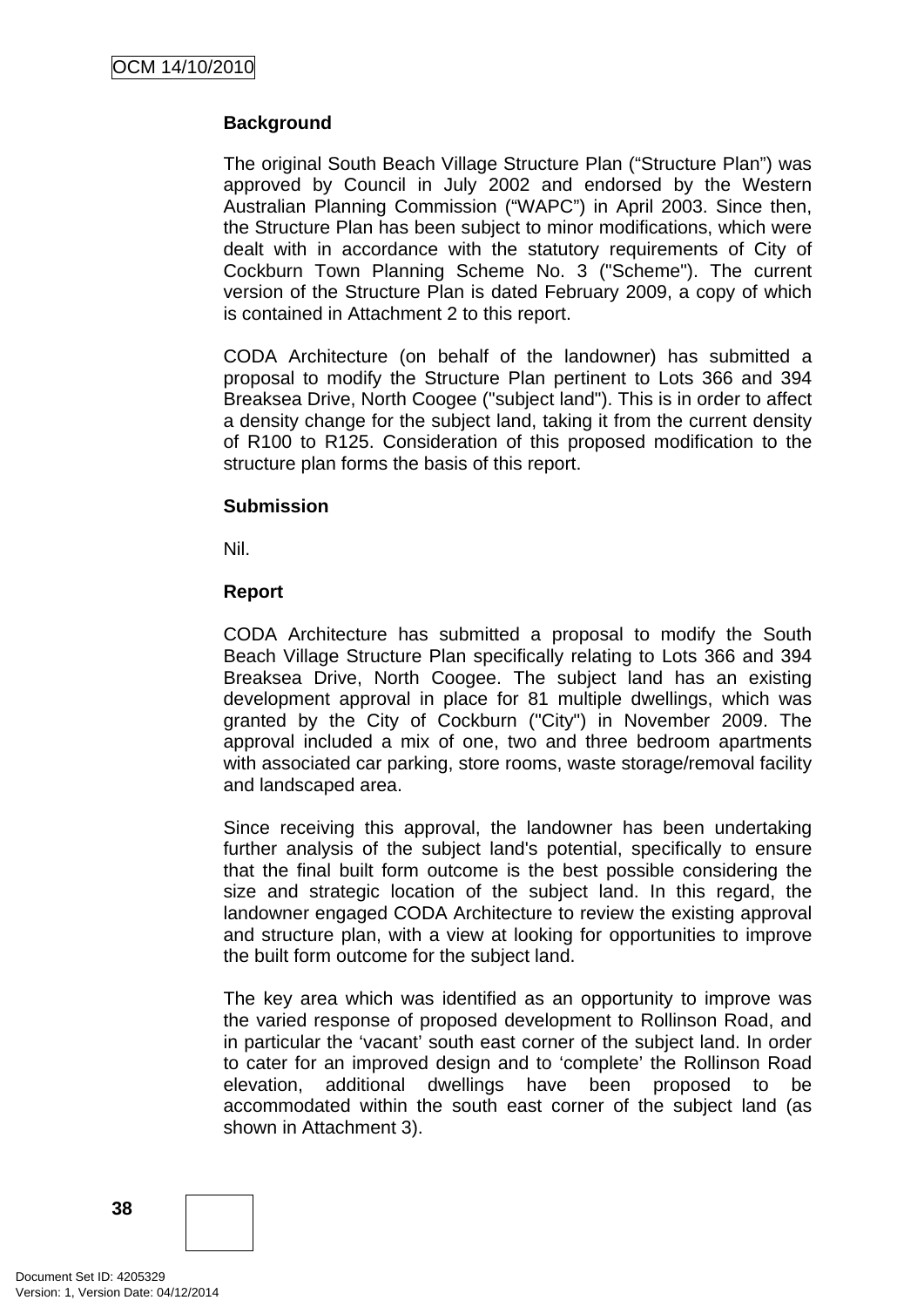**Background**

The original South Beach Village Structure Plan ("Structure Plan") was approved by Council in July 2002 and endorsed by the Western Australian Planning Commission ("WAPC") in April 2003. Since then, the Structure Plan has been subject to minor modifications, which were dealt with in accordance with the statutory requirements of City of Cockburn Town Planning Scheme No. 3 ("Scheme"). The current version of the Structure Plan is dated February 2009, a copy of which is contained in Attachment 2 to this report.

CODA Architecture (on behalf of the landowner) has submitted a proposal to modify the Structure Plan pertinent to Lots 366 and 394 Breaksea Drive, North Coogee ("subject land"). This is in order to affect a density change for the subject land, taking it from the current density of R100 to R125. Consideration of this proposed modification to the structure plan forms the basis of this report.

**Submission**

Nil.

**Report**

CODA Architecture has submitted a proposal to modify the South Beach Village Structure Plan specifically relating to Lots 366 and 394 Breaksea Drive, North Coogee. The subject land has an existing development approval in place for 81 multiple dwellings, which was granted by the City of Cockburn ("City") in November 2009. The approval included a mix of one, two and three bedroom apartments with associated car parking, store rooms, waste storage/removal facility and landscaped area.

Since receiving this approval, the landowner has been undertaking further analysis of the subject land's potential, specifically to ensure that the final built form outcome is the best possible considering the size and strategic location of the subject land. In this regard, the landowner engaged CODA Architecture to review the existing approval and structure plan, with a view at looking for opportunities to improve the built form outcome for the subject land.

The key area which was identified as an opportunity to improve was the varied response of proposed development to Rollinson Road, and in particular the 'vacant' south east corner of the subject land. In order to cater for an improved design and to 'complete' the Rollinson Road elevation, additional dwellings have been proposed to be accommodated within the south east corner of the subject land (as shown in Attachment 3).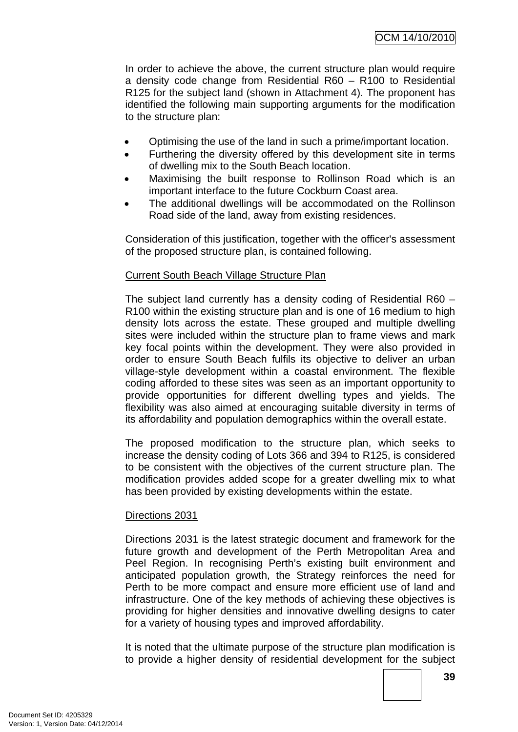In order to achieve the above, the current structure plan would require a density code change from Residential R60 – R100 to Residential R125 for the subject land (shown in Attachment 4). The proponent has identified the following main supporting arguments for the modification to the structure plan:

- Optimising the use of the land in such a prime/important location.
- Furthering the diversity offered by this development site in terms of dwelling mix to the South Beach location.
- Maximising the built response to Rollinson Road which is an important interface to the future Cockburn Coast area.
- The additional dwellings will be accommodated on the Rollinson Road side of the land, away from existing residences.

Consideration of this justification, together with the officer's assessment of the proposed structure plan, is contained following.

Current South Beach Village Structure Plan

The subject land currently has a density coding of Residential R60 – R100 within the existing structure plan and is one of 16 medium to high density lots across the estate. These grouped and multiple dwelling sites were included within the structure plan to frame views and mark key focal points within the development. They were also provided in order to ensure South Beach fulfils its objective to deliver an urban village-style development within a coastal environment. The flexible coding afforded to these sites was seen as an important opportunity to provide opportunities for different dwelling types and yields. The flexibility was also aimed at encouraging suitable diversity in terms of its affordability and population demographics within the overall estate.

The proposed modification to the structure plan, which seeks to increase the density coding of Lots 366 and 394 to R125, is considered to be consistent with the objectives of the current structure plan. The modification provides added scope for a greater dwelling mix to what has been provided by existing developments within the estate.

Directions 2031

Directions 2031 is the latest strategic document and framework for the future growth and development of the Perth Metropolitan Area and Peel Region. In recognising Perth's existing built environment and anticipated population growth, the Strategy reinforces the need for Perth to be more compact and ensure more efficient use of land and infrastructure. One of the key methods of achieving these objectives is providing for higher densities and innovative dwelling designs to cater for a variety of housing types and improved affordability.

It is noted that the ultimate purpose of the structure plan modification is to provide a higher density of residential development for the subject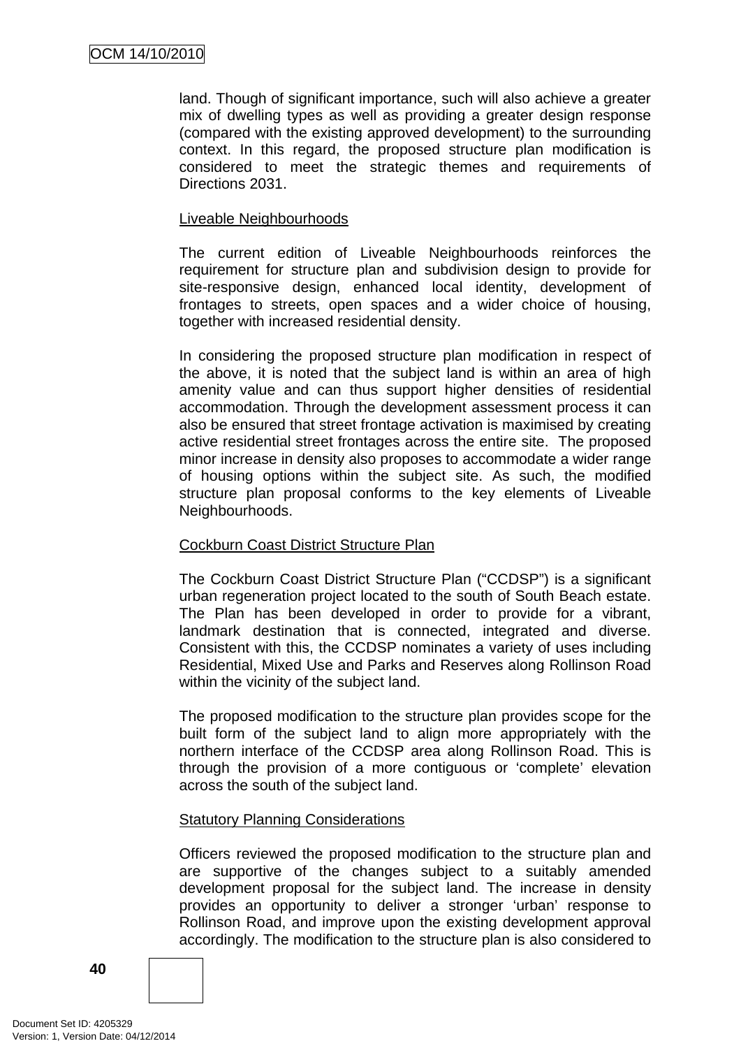land. Though of significant importance, such will also achieve a greater mix of dwelling types as well as providing a greater design response (compared with the existing approved development) to the surrounding context. In this regard, the proposed structure plan modification is considered to meet the strategic themes and requirements of Directions 2031.

Liveable Neighbourhoods

The current edition of Liveable Neighbourhoods reinforces the requirement for structure plan and subdivision design to provide for site-responsive design, enhanced local identity, development of frontages to streets, open spaces and a wider choice of housing, together with increased residential density.

In considering the proposed structure plan modification in respect of the above, it is noted that the subject land is within an area of high amenity value and can thus support higher densities of residential accommodation. Through the development assessment process it can also be ensured that street frontage activation is maximised by creating active residential street frontages across the entire site. The proposed minor increase in density also proposes to accommodate a wider range of housing options within the subject site. As such, the modified structure plan proposal conforms to the key elements of Liveable Neighbourhoods.

Cockburn Coast District Structure Plan

The Cockburn Coast District Structure Plan ("CCDSP") is a significant urban regeneration project located to the south of South Beach estate. The Plan has been developed in order to provide for a vibrant, landmark destination that is connected, integrated and diverse. Consistent with this, the CCDSP nominates a variety of uses including Residential, Mixed Use and Parks and Reserves along Rollinson Road within the vicinity of the subject land.

The proposed modification to the structure plan provides scope for the built form of the subject land to align more appropriately with the northern interface of the CCDSP area along Rollinson Road. This is through the provision of a more contiguous or 'complete' elevation across the south of the subject land.

Statutory Planning Considerations

Officers reviewed the proposed modification to the structure plan and are supportive of the changes subject to a suitably amended development proposal for the subject land. The increase in density provides an opportunity to deliver a stronger 'urban' response to Rollinson Road, and improve upon the existing development approval accordingly. The modification to the structure plan is also considered to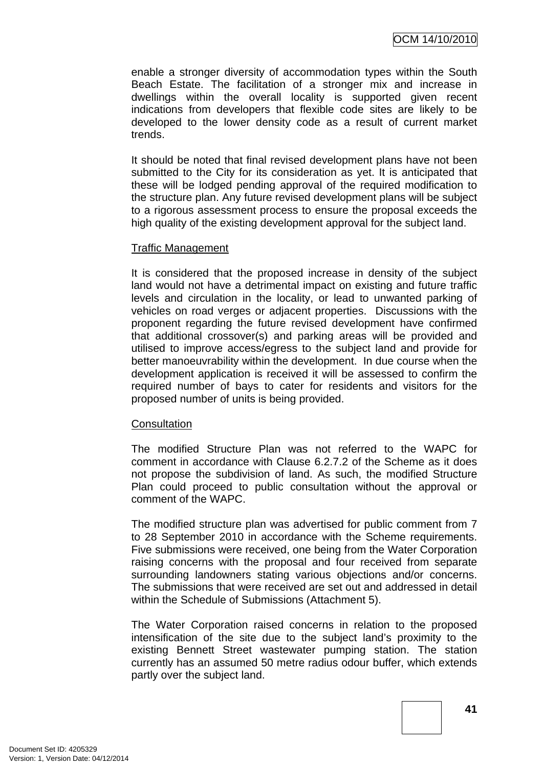enable a stronger diversity of accommodation types within the South Beach Estate. The facilitation of a stronger mix and increase in dwellings within the overall locality is supported given recent indications from developers that flexible code sites are likely to be developed to the lower density code as a result of current market trends.

It should be noted that final revised development plans have not been submitted to the City for its consideration as yet. It is anticipated that these will be lodged pending approval of the required modification to the structure plan. Any future revised development plans will be subject to a rigorous assessment process to ensure the proposal exceeds the high quality of the existing development approval for the subject land.

<u>Traffic Management</u>

It is considered that the proposed increase in density of the subject land would not have a detrimental impact on existing and future traffic levels and circulation in the locality, or lead to unwanted parking of vehicles on road verges or adjacent properties. Discussions with the proponent regarding the future revised development have confirmed that additional crossover(s) and parking areas will be provided and utilised to improve access/egress to the subject land and provide for better manoeuvrability within the development. In due course when the development application is received it will be assessed to confirm the required number of bays to cater for residents and visitors for the proposed number of units is being provided.

<u>Consultation</u>

The modified Structure Plan was not referred to the WAPC for comment in accordance with Clause 6.2.7.2 of the Scheme as it does not propose the subdivision of land. As such, the modified Structure Plan could proceed to public consultation without the approval or comment of the WAPC.

The modified structure plan was advertised for public comment from 7 to 28 September 2010 in accordance with the Scheme requirements. Five submissions were received, one being from the Water Corporation raising concerns with the proposal and four received from separate surrounding landowners stating various objections and/or concerns. The submissions that were received are set out and addressed in detail within the Schedule of Submissions (Attachment 5).

The Water Corporation raised concerns in relation to the proposed intensification of the site due to the subject land's proximity to the existing Bennett Street wastewater pumping station. The station currently has an assumed 50 metre radius odour buffer, which extends partly over the subject land.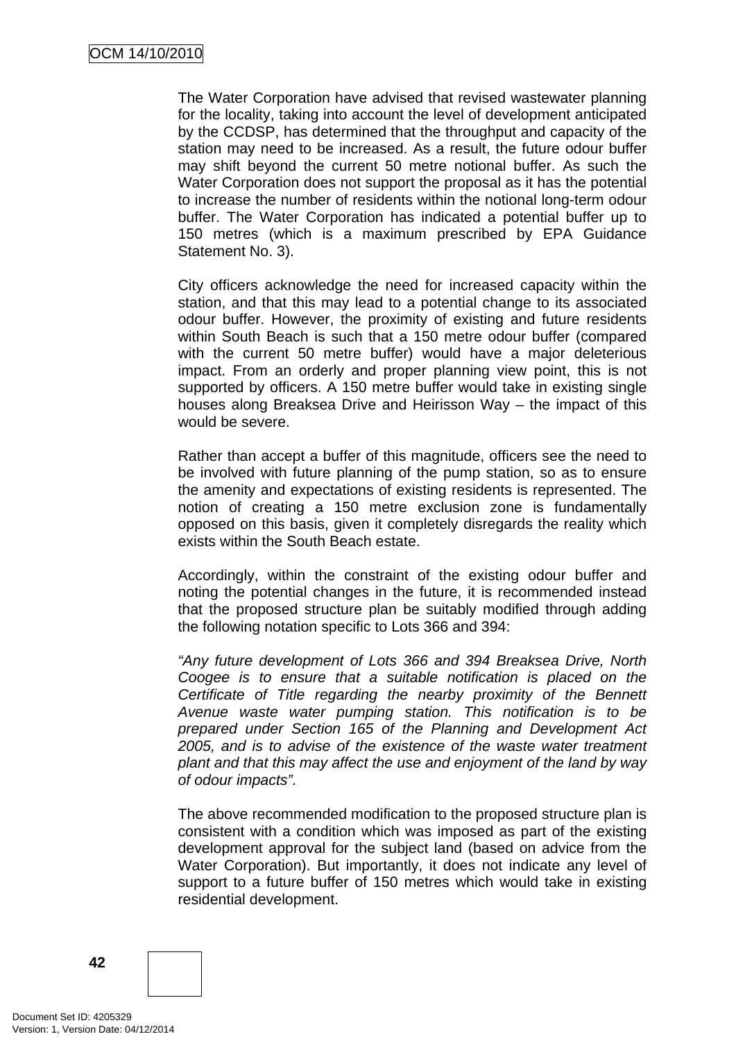The Water Corporation have advised that revised wastewater planning for the locality, taking into account the level of development anticipated by the CCDSP, has determined that the throughput and capacity of the station may need to be increased. As a result, the future odour buffer may shift beyond the current 50 metre notional buffer. As such the Water Corporation does not support the proposal as it has the potential to increase the number of residents within the notional long-term odour buffer. The Water Corporation has indicated a potential buffer up to 150 metres (which is a maximum prescribed by EPA Guidance Statement No. 3).

City officers acknowledge the need for increased capacity within the station, and that this may lead to a potential change to its associated odour buffer. However, the proximity of existing and future residents within South Beach is such that a 150 metre odour buffer (compared with the current 50 metre buffer) would have a major deleterious impact. From an orderly and proper planning view point, this is not supported by officers. A 150 metre buffer would take in existing single houses along Breaksea Drive and Heirisson Way – the impact of this would be severe.

Rather than accept a buffer of this magnitude, officers see the need to be involved with future planning of the pump station, so as to ensure the amenity and expectations of existing residents is represented. The notion of creating a 150 metre exclusion zone is fundamentally opposed on this basis, given it completely disregards the reality which exists within the South Beach estate.

Accordingly, within the constraint of the existing odour buffer and noting the potential changes in the future, it is recommended instead that the proposed structure plan be suitably modified through adding the following notation specific to Lots 366 and 394:

*"Any future development of Lots 366 and 394 Breaksea Drive, North Coogee is to ensure that a suitable notification is placed on the Certificate of Title regarding the nearby proximity of the Bennett Avenue waste water pumping station. This notification is to be prepared under Section 165 of the Planning and Development Act 2005, and is to advise of the existence of the waste water treatment plant and that this may affect the use and enjoyment of the land by way of odour impacts".*

The above recommended modification to the proposed structure plan is consistent with a condition which was imposed as part of the existing development approval for the subject land (based on advice from the Water Corporation). But importantly, it does not indicate any level of support to a future buffer of 150 metres which would take in existing residential development.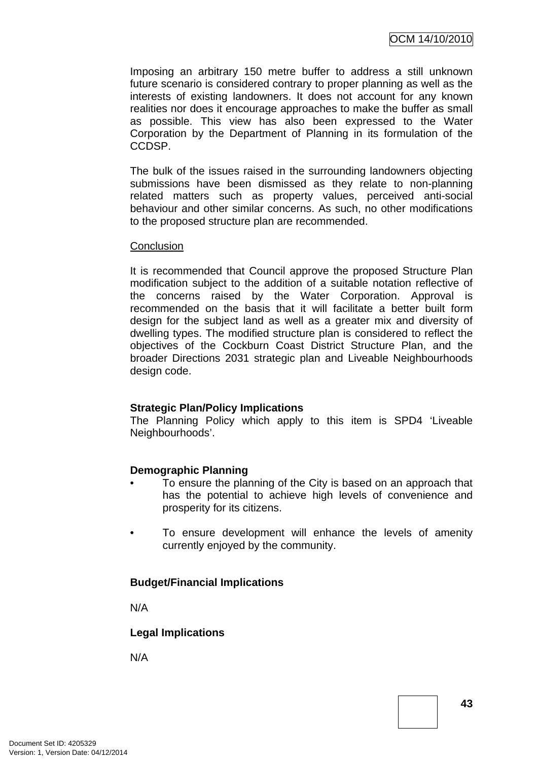Imposing an arbitrary 150 metre buffer to address a still unknown future scenario is considered contrary to proper planning as well as the interests of existing landowners. It does not account for any known realities nor does it encourage approaches to make the buffer as small as possible. This view has also been expressed to the Water Corporation by the Department of Planning in its formulation of the CCDSP.

The bulk of the issues raised in the surrounding landowners objecting submissions have been dismissed as they relate to non-planning related matters such as property values, perceived anti-social behaviour and other similar concerns. As such, no other modifications to the proposed structure plan are recommended.

Conclusion

It is recommended that Council approve the proposed Structure Plan modification subject to the addition of a suitable notation reflective of the concerns raised by the Water Corporation. Approval is recommended on the basis that it will facilitate a better built form design for the subject land as well as a greater mix and diversity of dwelling types. The modified structure plan is considered to reflect the objectives of the Cockburn Coast District Structure Plan, and the broader Directions 2031 strategic plan and Liveable Neighbourhoods design code.

**Strategic Plan/Policy Implications**

The Planning Policy which apply to this item is SPD4 'Liveable Neighbourhoods'.

**Demographic Planning**

- To ensure the planning of the City is based on an approach that has the potential to achieve high levels of convenience and prosperity for its citizens.

- To ensure development will enhance the levels of amenity currently enjoyed by the community.

**Budget/Financial Implications**

N/A

**Legal Implications**

N/A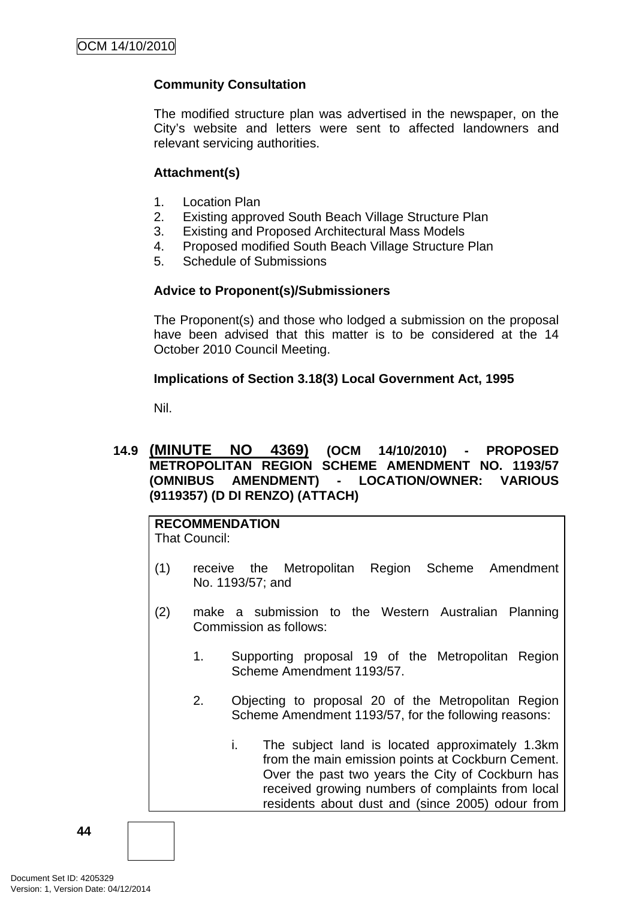**Community Consultation**

The modified structure plan was advertised in the newspaper, on the City's website and letters were sent to affected landowners and relevant servicing authorities.

**Attachment(s)**

1. Location Plan
2. Existing approved South Beach Village Structure Plan
3. Existing and Proposed Architectural Mass Models
4. Proposed modified South Beach Village Structure Plan
5. Schedule of Submissions

**Advice to Proponent(s)/Submissioners**

The Proponent(s) and those who lodged a submission on the proposal have been advised that this matter is to be considered at the 14 October 2010 Council Meeting.

**Implications of Section 3.18(3) Local Government Act, 1995**

Nil.

## 14.9 (MINUTE NO 4369) (OCM 14/10/2010) - PROPOSED METROPOLITAN REGION SCHEME AMENDMENT NO. 1193/57 (OMNIBUS AMENDMENT) - LOCATION/OWNER: VARIOUS (9119357) (D DI RENZO) (ATTACH)

**RECOMMENDATION**
That Council:

(1) receive the Metropolitan Region Scheme Amendment No. 1193/57; and

(2) make a submission to the Western Australian Planning Commission as follows:

   1. Supporting proposal 19 of the Metropolitan Region Scheme Amendment 1193/57.

   2. Objecting to proposal 20 of the Metropolitan Region Scheme Amendment 1193/57, for the following reasons:

      i. The subject land is located approximately 1.3km from the main emission points at Cockburn Cement. Over the past two years the City of Cockburn has received growing numbers of complaints from local residents about dust and (since 2005) odour from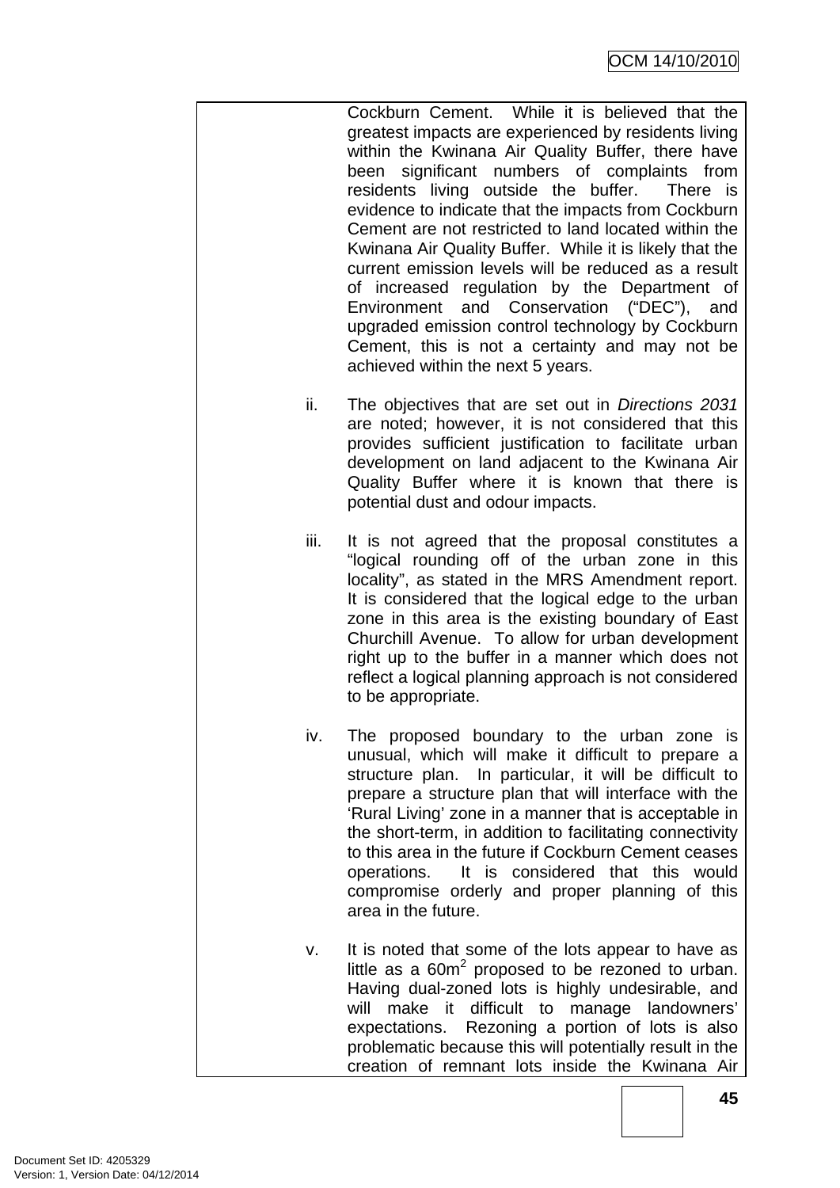Cockburn Cement. While it is believed that the greatest impacts are experienced by residents living within the Kwinana Air Quality Buffer, there have been significant numbers of complaints from residents living outside the buffer. There is evidence to indicate that the impacts from Cockburn Cement are not restricted to land located within the Kwinana Air Quality Buffer. While it is likely that the current emission levels will be reduced as a result of increased regulation by the Department of Environment and Conservation ("DEC"), and upgraded emission control technology by Cockburn Cement, this is not a certainty and may not be achieved within the next 5 years.

ii. The objectives that are set out in *Directions 2031* are noted; however, it is not considered that this provides sufficient justification to facilitate urban development on land adjacent to the Kwinana Air Quality Buffer where it is known that there is potential dust and odour impacts.

iii. It is not agreed that the proposal constitutes a "logical rounding off of the urban zone in this locality", as stated in the MRS Amendment report. It is considered that the logical edge to the urban zone in this area is the existing boundary of East Churchill Avenue. To allow for urban development right up to the buffer in a manner which does not reflect a logical planning approach is not considered to be appropriate.

iv. The proposed boundary to the urban zone is unusual, which will make it difficult to prepare a structure plan. In particular, it will be difficult to prepare a structure plan that will interface with the 'Rural Living' zone in a manner that is acceptable in the short-term, in addition to facilitating connectivity to this area in the future if Cockburn Cement ceases operations. It is considered that this would compromise orderly and proper planning of this area in the future.

v. It is noted that some of the lots appear to have as little as a $60m^2$ proposed to be rezoned to urban. Having dual-zoned lots is highly undesirable, and will make it difficult to manage landowners' expectations. Rezoning a portion of lots is also problematic because this will potentially result in the creation of remnant lots inside the Kwinana Air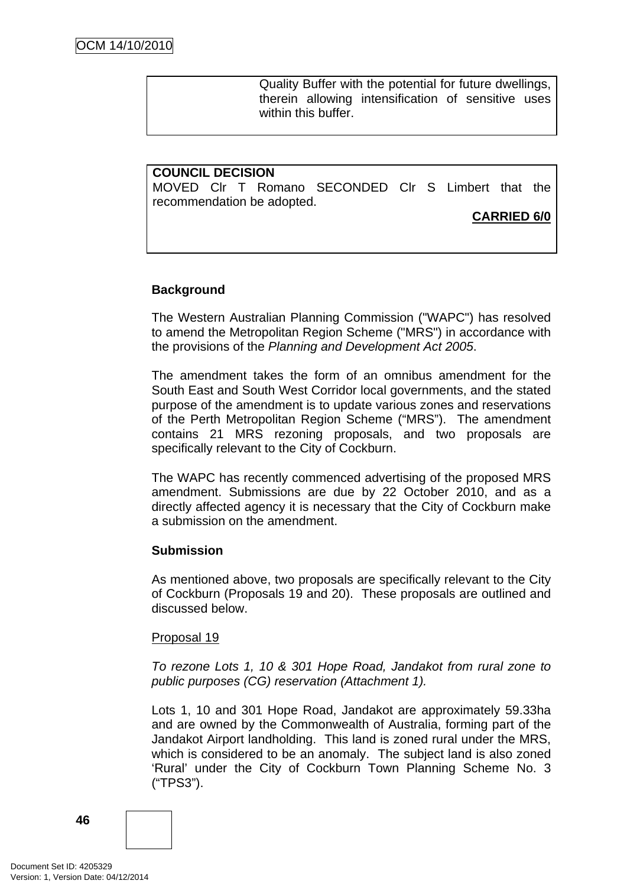Quality Buffer with the potential for future dwellings, therein allowing intensification of sensitive uses within this buffer.

**COUNCIL DECISION**
MOVED Clr T Romano SECONDED Clr S Limbert that the recommendation be adopted.

**CARRIED 6/0**

**Background**

The Western Australian Planning Commission ("WAPC") has resolved to amend the Metropolitan Region Scheme ("MRS") in accordance with the provisions of the *Planning and Development Act 2005*.

The amendment takes the form of an omnibus amendment for the South East and South West Corridor local governments, and the stated purpose of the amendment is to update various zones and reservations of the Perth Metropolitan Region Scheme ("MRS"). The amendment contains 21 MRS rezoning proposals, and two proposals are specifically relevant to the City of Cockburn.

The WAPC has recently commenced advertising of the proposed MRS amendment. Submissions are due by 22 October 2010, and as a directly affected agency it is necessary that the City of Cockburn make a submission on the amendment.

**Submission**

As mentioned above, two proposals are specifically relevant to the City of Cockburn (Proposals 19 and 20). These proposals are outlined and discussed below.

Proposal 19

*To rezone Lots 1, 10 & 301 Hope Road, Jandakot from rural zone to public purposes (CG) reservation (Attachment 1).*

Lots 1, 10 and 301 Hope Road, Jandakot are approximately 59.33ha and are owned by the Commonwealth of Australia, forming part of the Jandakot Airport landholding. This land is zoned rural under the MRS, which is considered to be an anomaly. The subject land is also zoned 'Rural' under the City of Cockburn Town Planning Scheme No. 3 ("TPS3").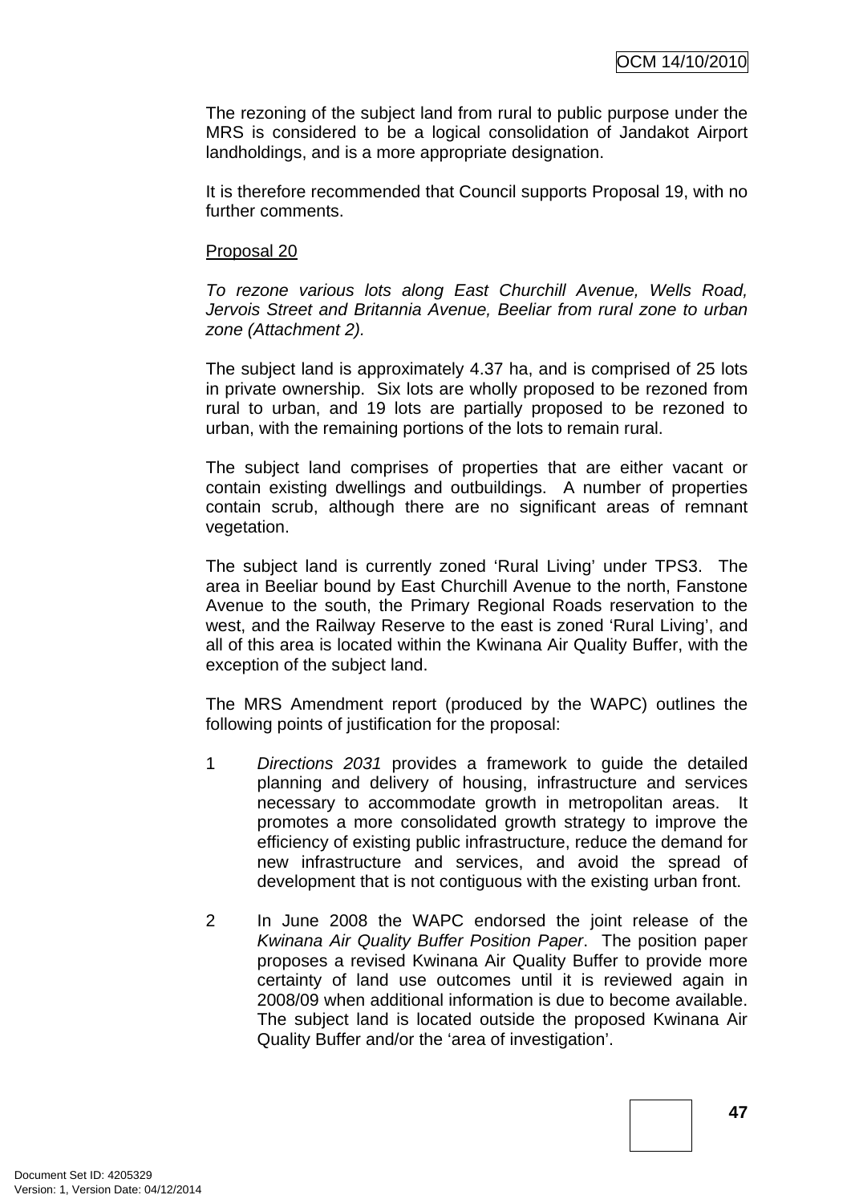The rezoning of the subject land from rural to public purpose under the MRS is considered to be a logical consolidation of Jandakot Airport landholdings, and is a more appropriate designation.

It is therefore recommended that Council supports Proposal 19, with no further comments.

Proposal 20

*To rezone various lots along East Churchill Avenue, Wells Road, Jervois Street and Britannia Avenue, Beeliar from rural zone to urban zone (Attachment 2).*

The subject land is approximately 4.37 ha, and is comprised of 25 lots in private ownership. Six lots are wholly proposed to be rezoned from rural to urban, and 19 lots are partially proposed to be rezoned to urban, with the remaining portions of the lots to remain rural.

The subject land comprises of properties that are either vacant or contain existing dwellings and outbuildings. A number of properties contain scrub, although there are no significant areas of remnant vegetation.

The subject land is currently zoned 'Rural Living' under TPS3. The area in Beeliar bound by East Churchill Avenue to the north, Fanstone Avenue to the south, the Primary Regional Roads reservation to the west, and the Railway Reserve to the east is zoned 'Rural Living', and all of this area is located within the Kwinana Air Quality Buffer, with the exception of the subject land.

The MRS Amendment report (produced by the WAPC) outlines the following points of justification for the proposal:

1. *Directions 2031* provides a framework to guide the detailed planning and delivery of housing, infrastructure and services necessary to accommodate growth in metropolitan areas. It promotes a more consolidated growth strategy to improve the efficiency of existing public infrastructure, reduce the demand for new infrastructure and services, and avoid the spread of development that is not contiguous with the existing urban front.

2. In June 2008 the WAPC endorsed the joint release of the *Kwinana Air Quality Buffer Position Paper*. The position paper proposes a revised Kwinana Air Quality Buffer to provide more certainty of land use outcomes until it is reviewed again in 2008/09 when additional information is due to become available. The subject land is located outside the proposed Kwinana Air Quality Buffer and/or the 'area of investigation'.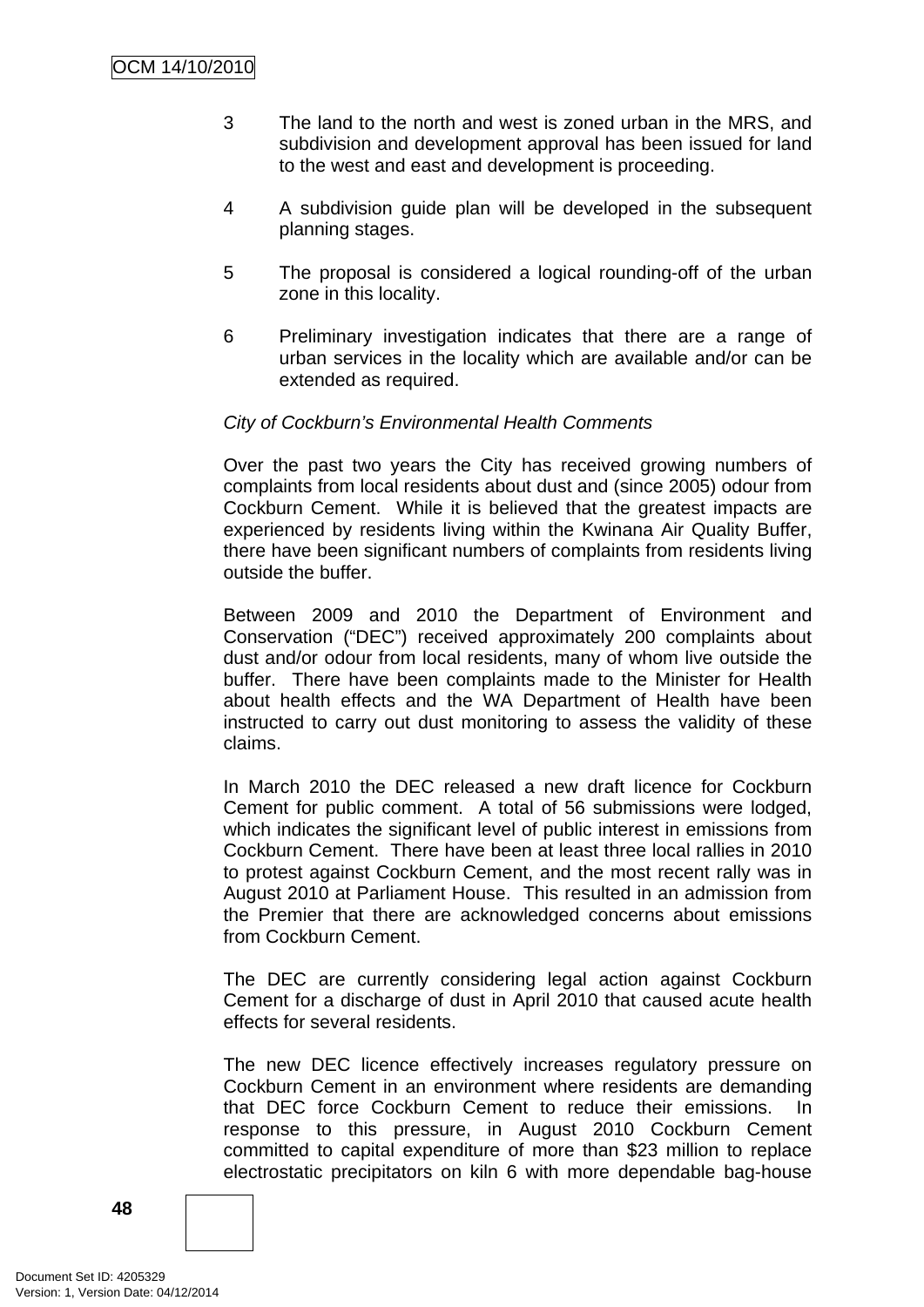3 The land to the north and west is zoned urban in the MRS, and subdivision and development approval has been issued for land to the west and east and development is proceeding.

4 A subdivision guide plan will be developed in the subsequent planning stages.

5 The proposal is considered a logical rounding-off of the urban zone in this locality.

6 Preliminary investigation indicates that there are a range of urban services in the locality which are available and/or can be extended as required.

*City of Cockburn's Environmental Health Comments*

Over the past two years the City has received growing numbers of complaints from local residents about dust and (since 2005) odour from Cockburn Cement. While it is believed that the greatest impacts are experienced by residents living within the Kwinana Air Quality Buffer, there have been significant numbers of complaints from residents living outside the buffer.

Between 2009 and 2010 the Department of Environment and Conservation ("DEC") received approximately 200 complaints about dust and/or odour from local residents, many of whom live outside the buffer. There have been complaints made to the Minister for Health about health effects and the WA Department of Health have been instructed to carry out dust monitoring to assess the validity of these claims.

In March 2010 the DEC released a new draft licence for Cockburn Cement for public comment. A total of 56 submissions were lodged, which indicates the significant level of public interest in emissions from Cockburn Cement. There have been at least three local rallies in 2010 to protest against Cockburn Cement, and the most recent rally was in August 2010 at Parliament House. This resulted in an admission from the Premier that there are acknowledged concerns about emissions from Cockburn Cement.

The DEC are currently considering legal action against Cockburn Cement for a discharge of dust in April 2010 that caused acute health effects for several residents.

The new DEC licence effectively increases regulatory pressure on Cockburn Cement in an environment where residents are demanding that DEC force Cockburn Cement to reduce their emissions. In response to this pressure, in August 2010 Cockburn Cement committed to capital expenditure of more than $23 million to replace electrostatic precipitators on kiln 6 with more dependable bag-house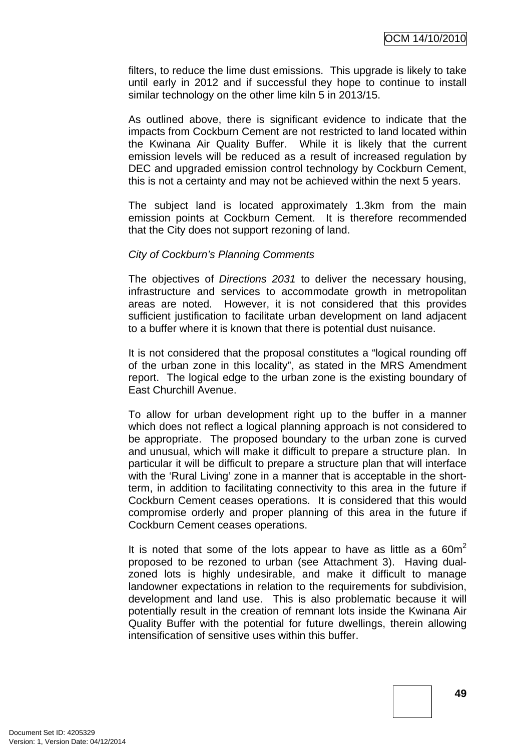filters, to reduce the lime dust emissions. This upgrade is likely to take until early in 2012 and if successful they hope to continue to install similar technology on the other lime kiln 5 in 2013/15.

As outlined above, there is significant evidence to indicate that the impacts from Cockburn Cement are not restricted to land located within the Kwinana Air Quality Buffer. While it is likely that the current emission levels will be reduced as a result of increased regulation by DEC and upgraded emission control technology by Cockburn Cement, this is not a certainty and may not be achieved within the next 5 years.

The subject land is located approximately 1.3km from the main emission points at Cockburn Cement. It is therefore recommended that the City does not support rezoning of land.

*City of Cockburn's Planning Comments*

The objectives of *Directions 2031* to deliver the necessary housing, infrastructure and services to accommodate growth in metropolitan areas are noted. However, it is not considered that this provides sufficient justification to facilitate urban development on land adjacent to a buffer where it is known that there is potential dust nuisance.

It is not considered that the proposal constitutes a "logical rounding off of the urban zone in this locality", as stated in the MRS Amendment report. The logical edge to the urban zone is the existing boundary of East Churchill Avenue.

To allow for urban development right up to the buffer in a manner which does not reflect a logical planning approach is not considered to be appropriate. The proposed boundary to the urban zone is curved and unusual, which will make it difficult to prepare a structure plan. In particular it will be difficult to prepare a structure plan that will interface with the 'Rural Living' zone in a manner that is acceptable in the short-term, in addition to facilitating connectivity to this area in the future if Cockburn Cement ceases operations. It is considered that this would compromise orderly and proper planning of this area in the future if Cockburn Cement ceases operations.

It is noted that some of the lots appear to have as little as a 60m$^2$ proposed to be rezoned to urban (see Attachment 3). Having dual-zoned lots is highly undesirable, and make it difficult to manage landowner expectations in relation to the requirements for subdivision, development and land use. This is also problematic because it will potentially result in the creation of remnant lots inside the Kwinana Air Quality Buffer with the potential for future dwellings, therein allowing intensification of sensitive uses within this buffer.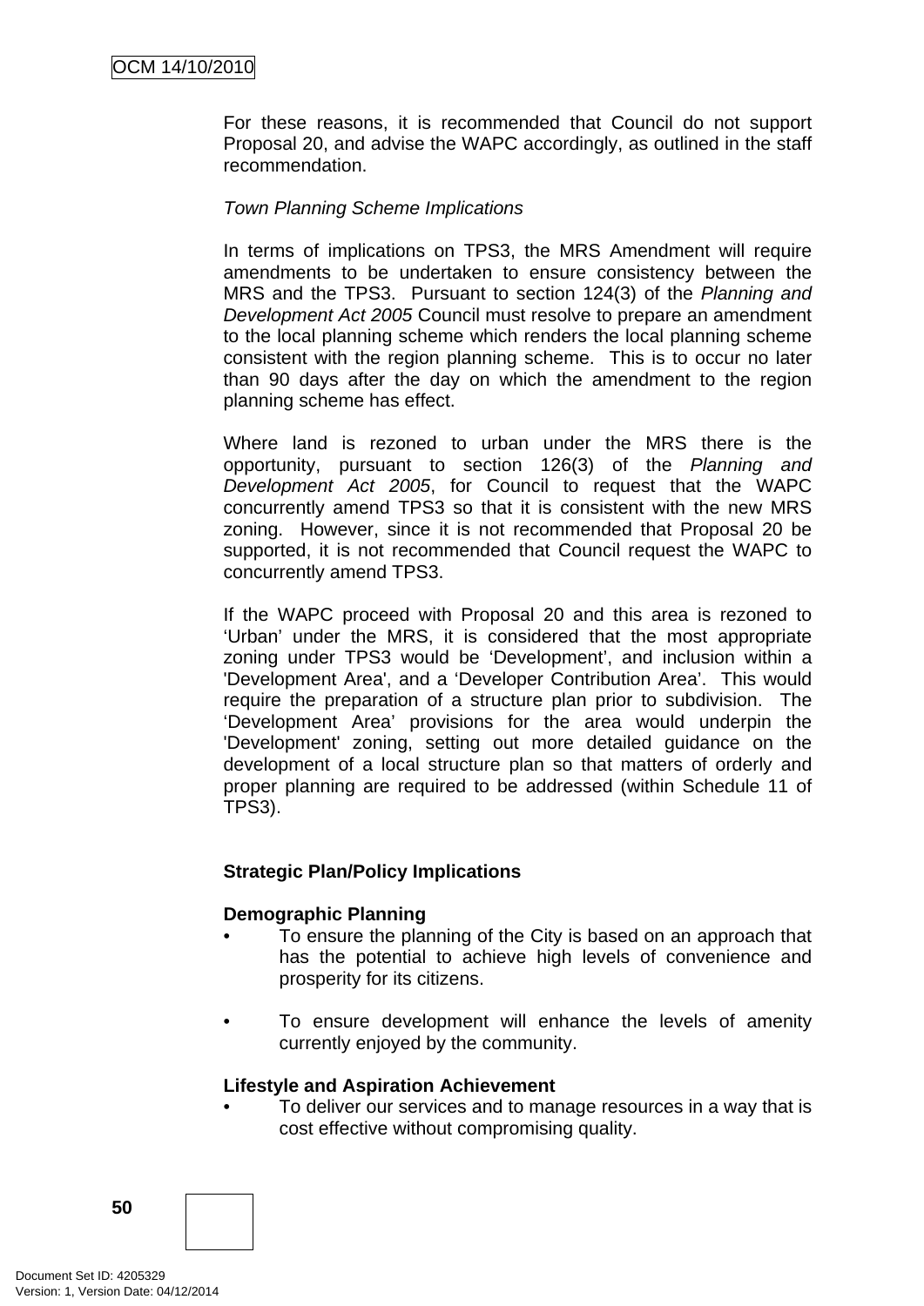For these reasons, it is recommended that Council do not support Proposal 20, and advise the WAPC accordingly, as outlined in the staff recommendation.

*Town Planning Scheme Implications*

In terms of implications on TPS3, the MRS Amendment will require amendments to be undertaken to ensure consistency between the MRS and the TPS3. Pursuant to section 124(3) of the *Planning and Development Act 2005* Council must resolve to prepare an amendment to the local planning scheme which renders the local planning scheme consistent with the region planning scheme. This is to occur no later than 90 days after the day on which the amendment to the region planning scheme has effect.

Where land is rezoned to urban under the MRS there is the opportunity, pursuant to section 126(3) of the *Planning and Development Act 2005*, for Council to request that the WAPC concurrently amend TPS3 so that it is consistent with the new MRS zoning. However, since it is not recommended that Proposal 20 be supported, it is not recommended that Council request the WAPC to concurrently amend TPS3.

If the WAPC proceed with Proposal 20 and this area is rezoned to 'Urban' under the MRS, it is considered that the most appropriate zoning under TPS3 would be 'Development', and inclusion within a 'Development Area', and a 'Developer Contribution Area'. This would require the preparation of a structure plan prior to subdivision. The 'Development Area' provisions for the area would underpin the 'Development' zoning, setting out more detailed guidance on the development of a local structure plan so that matters of orderly and proper planning are required to be addressed (within Schedule 11 of TPS3).

**Strategic Plan/Policy Implications**

**Demographic Planning**

- To ensure the planning of the City is based on an approach that has the potential to achieve high levels of convenience and prosperity for its citizens.

- To ensure development will enhance the levels of amenity currently enjoyed by the community.

**Lifestyle and Aspiration Achievement**

- To deliver our services and to manage resources in a way that is cost effective without compromising quality.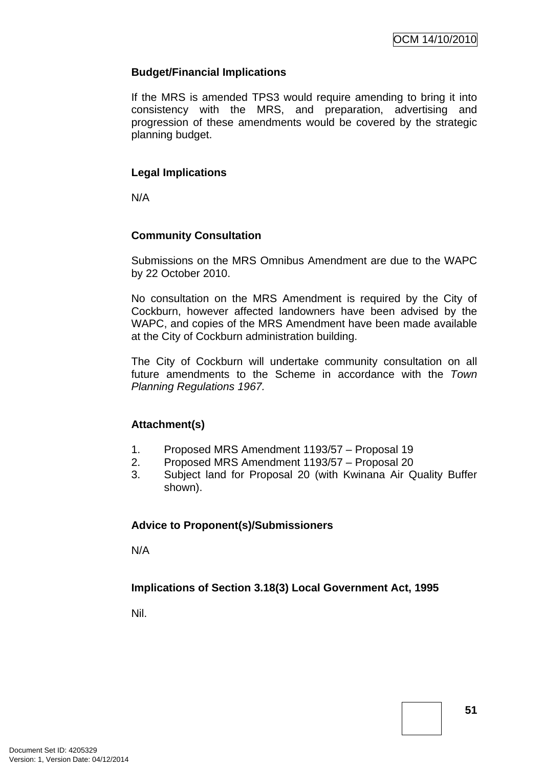**Budget/Financial Implications**

If the MRS is amended TPS3 would require amending to bring it into consistency with the MRS, and preparation, advertising and progression of these amendments would be covered by the strategic planning budget.

**Legal Implications**

N/A

**Community Consultation**

Submissions on the MRS Omnibus Amendment are due to the WAPC by 22 October 2010.

No consultation on the MRS Amendment is required by the City of Cockburn, however affected landowners have been advised by the WAPC, and copies of the MRS Amendment have been made available at the City of Cockburn administration building.

The City of Cockburn will undertake community consultation on all future amendments to the Scheme in accordance with the *Town Planning Regulations 1967.*

**Attachment(s)**

1. Proposed MRS Amendment 1193/57 – Proposal 19
2. Proposed MRS Amendment 1193/57 – Proposal 20
3. Subject land for Proposal 20 (with Kwinana Air Quality Buffer shown).

**Advice to Proponent(s)/Submissioners**

N/A

**Implications of Section 3.18(3) Local Government Act, 1995**

Nil.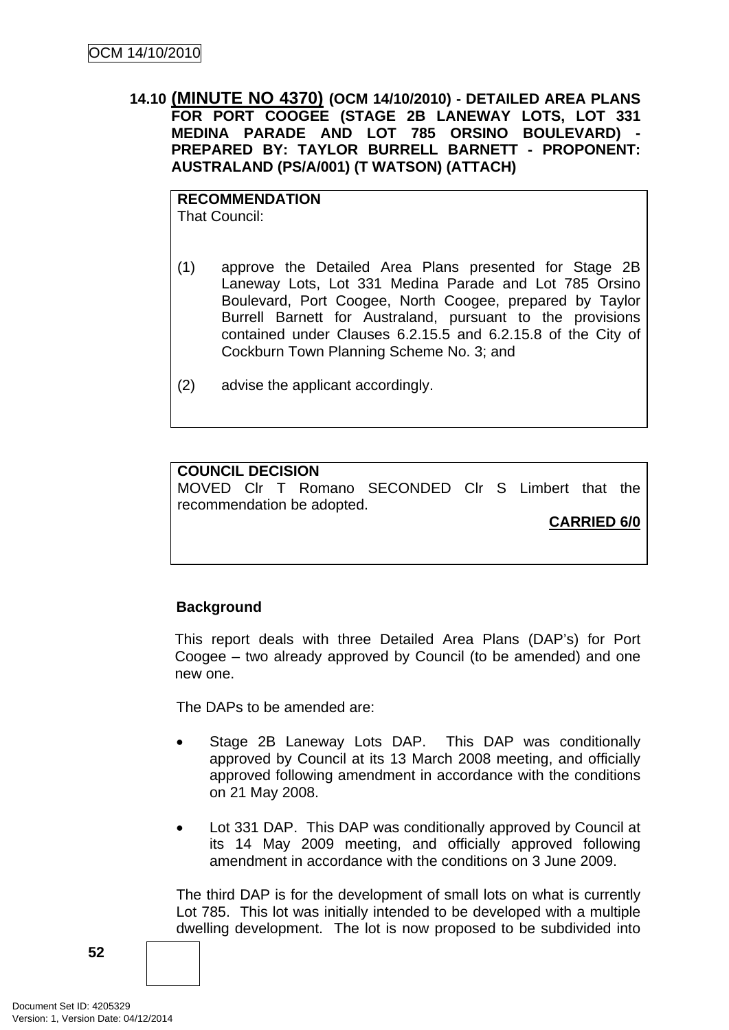### 14.10 (MINUTE NO 4370) (OCM 14/10/2010) - DETAILED AREA PLANS FOR PORT COOGEE (STAGE 2B LANEWAY LOTS, LOT 331 MEDINA PARADE AND LOT 785 ORSINO BOULEVARD) - PREPARED BY: TAYLOR BURRELL BARNETT - PROPONENT: AUSTRALAND (PS/A/001) (T WATSON) (ATTACH)

**RECOMMENDATION**
That Council:

(1) approve the Detailed Area Plans presented for Stage 2B Laneway Lots, Lot 331 Medina Parade and Lot 785 Orsino Boulevard, Port Coogee, North Coogee, prepared by Taylor Burrell Barnett for Australand, pursuant to the provisions contained under Clauses 6.2.15.5 and 6.2.15.8 of the City of Cockburn Town Planning Scheme No. 3; and

(2) advise the applicant accordingly.

**COUNCIL DECISION**
MOVED Clr T Romano SECONDED Clr S Limbert that the recommendation be adopted.

**CARRIED 6/0**

**Background**

This report deals with three Detailed Area Plans (DAP's) for Port Coogee – two already approved by Council (to be amended) and one new one.

The DAPs to be amended are:

- Stage 2B Laneway Lots DAP. This DAP was conditionally approved by Council at its 13 March 2008 meeting, and officially approved following amendment in accordance with the conditions on 21 May 2008.

- Lot 331 DAP. This DAP was conditionally approved by Council at its 14 May 2009 meeting, and officially approved following amendment in accordance with the conditions on 3 June 2009.

The third DAP is for the development of small lots on what is currently Lot 785. This lot was initially intended to be developed with a multiple dwelling development. The lot is now proposed to be subdivided into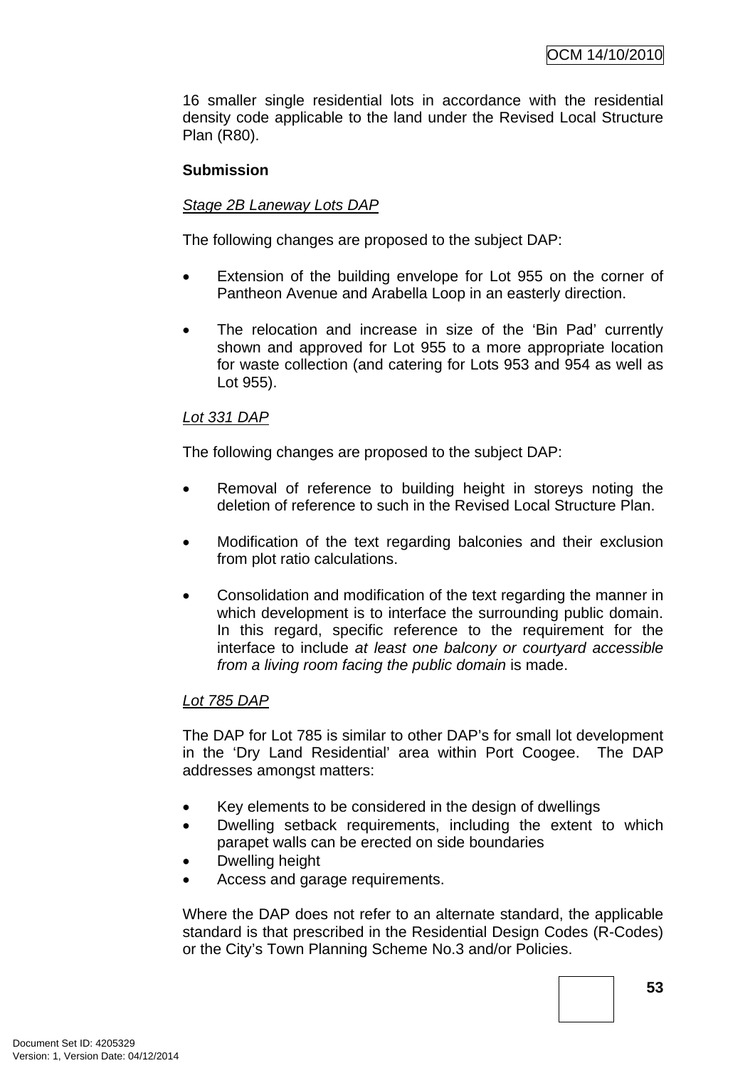16 smaller single residential lots in accordance with the residential density code applicable to the land under the Revised Local Structure Plan (R80).

**Submission**

*Stage 2B Laneway Lots DAP*

The following changes are proposed to the subject DAP:

- Extension of the building envelope for Lot 955 on the corner of Pantheon Avenue and Arabella Loop in an easterly direction.

- The relocation and increase in size of the 'Bin Pad' currently shown and approved for Lot 955 to a more appropriate location for waste collection (and catering for Lots 953 and 954 as well as Lot 955).

*Lot 331 DAP*

The following changes are proposed to the subject DAP:

- Removal of reference to building height in storeys noting the deletion of reference to such in the Revised Local Structure Plan.

- Modification of the text regarding balconies and their exclusion from plot ratio calculations.

- Consolidation and modification of the text regarding the manner in which development is to interface the surrounding public domain. In this regard, specific reference to the requirement for the interface to include *at least one balcony or courtyard accessible from a living room facing the public domain* is made.

*Lot 785 DAP*

The DAP for Lot 785 is similar to other DAP's for small lot development in the 'Dry Land Residential' area within Port Coogee. The DAP addresses amongst matters:

- Key elements to be considered in the design of dwellings
- Dwelling setback requirements, including the extent to which parapet walls can be erected on side boundaries
- Dwelling height
- Access and garage requirements.

Where the DAP does not refer to an alternate standard, the applicable standard is that prescribed in the Residential Design Codes (R-Codes) or the City's Town Planning Scheme No.3 and/or Policies.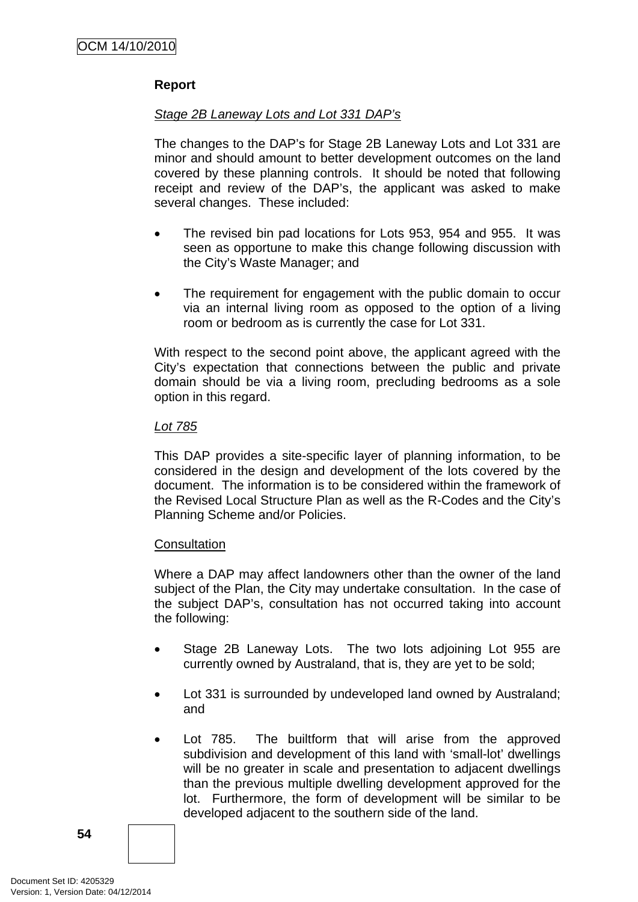**Report**

*Stage 2B Laneway Lots and Lot 331 DAP's*

The changes to the DAP's for Stage 2B Laneway Lots and Lot 331 are minor and should amount to better development outcomes on the land covered by these planning controls. It should be noted that following receipt and review of the DAP's, the applicant was asked to make several changes. These included:

- The revised bin pad locations for Lots 953, 954 and 955. It was seen as opportune to make this change following discussion with the City's Waste Manager; and

- The requirement for engagement with the public domain to occur via an internal living room as opposed to the option of a living room or bedroom as is currently the case for Lot 331.

With respect to the second point above, the applicant agreed with the City's expectation that connections between the public and private domain should be via a living room, precluding bedrooms as a sole option in this regard.

*Lot 785*

This DAP provides a site-specific layer of planning information, to be considered in the design and development of the lots covered by the document. The information is to be considered within the framework of the Revised Local Structure Plan as well as the R-Codes and the City's Planning Scheme and/or Policies.

Consultation

Where a DAP may affect landowners other than the owner of the land subject of the Plan, the City may undertake consultation. In the case of the subject DAP's, consultation has not occurred taking into account the following:

- Stage 2B Laneway Lots. The two lots adjoining Lot 955 are currently owned by Australand, that is, they are yet to be sold;

- Lot 331 is surrounded by undeveloped land owned by Australand; and

- Lot 785. The builtform that will arise from the approved subdivision and development of this land with 'small-lot' dwellings will be no greater in scale and presentation to adjacent dwellings than the previous multiple dwelling development approved for the lot. Furthermore, the form of development will be similar to be developed adjacent to the southern side of the land.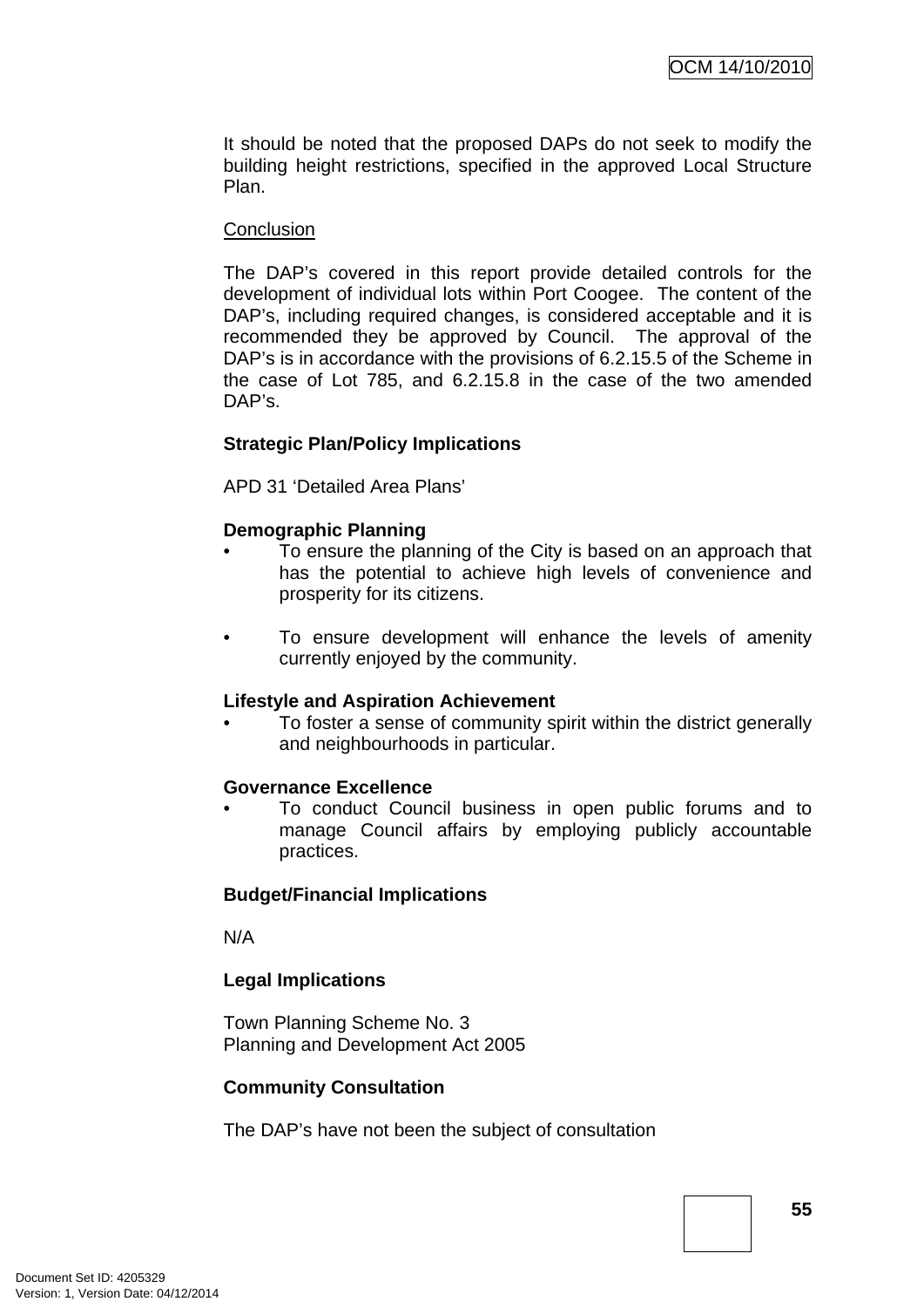It should be noted that the proposed DAPs do not seek to modify the building height restrictions, specified in the approved Local Structure Plan.

Conclusion

The DAP's covered in this report provide detailed controls for the development of individual lots within Port Coogee. The content of the DAP's, including required changes, is considered acceptable and it is recommended they be approved by Council. The approval of the DAP's is in accordance with the provisions of 6.2.15.5 of the Scheme in the case of Lot 785, and 6.2.15.8 in the case of the two amended DAP's.

**Strategic Plan/Policy Implications**

APD 31 'Detailed Area Plans'

**Demographic Planning**

- To ensure the planning of the City is based on an approach that has the potential to achieve high levels of convenience and prosperity for its citizens.

- To ensure development will enhance the levels of amenity currently enjoyed by the community.

**Lifestyle and Aspiration Achievement**

- To foster a sense of community spirit within the district generally and neighbourhoods in particular.

**Governance Excellence**

- To conduct Council business in open public forums and to manage Council affairs by employing publicly accountable practices.

**Budget/Financial Implications**

N/A

**Legal Implications**

Town Planning Scheme No. 3
Planning and Development Act 2005

**Community Consultation**

The DAP's have not been the subject of consultation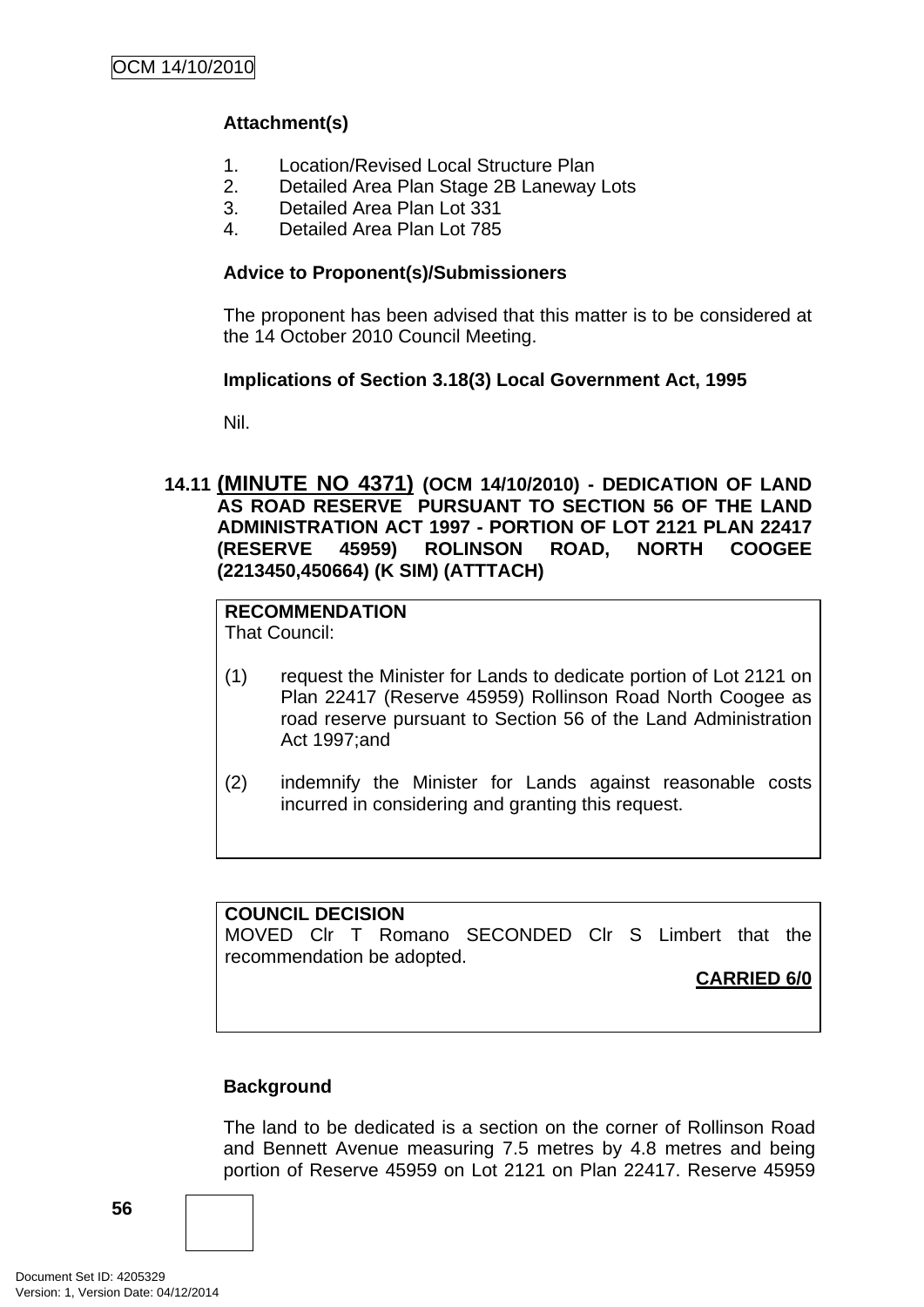**Attachment(s)**

1. Location/Revised Local Structure Plan
2. Detailed Area Plan Stage 2B Laneway Lots
3. Detailed Area Plan Lot 331
4. Detailed Area Plan Lot 785

**Advice to Proponent(s)/Submissioners**

The proponent has been advised that this matter is to be considered at the 14 October 2010 Council Meeting.

**Implications of Section 3.18(3) Local Government Act, 1995**

Nil.

## 14.11 (MINUTE NO 4371) (OCM 14/10/2010) - DEDICATION OF LAND AS ROAD RESERVE PURSUANT TO SECTION 56 OF THE LAND ADMINISTRATION ACT 1997 - PORTION OF LOT 2121 PLAN 22417 (RESERVE 45959) ROLINSON ROAD, NORTH COOGEE (2213450,450664) (K SIM) (ATTTACH)

**RECOMMENDATION**
That Council:

(1) request the Minister for Lands to dedicate portion of Lot 2121 on Plan 22417 (Reserve 45959) Rollinson Road North Coogee as road reserve pursuant to Section 56 of the Land Administration Act 1997;and

(2) indemnify the Minister for Lands against reasonable costs incurred in considering and granting this request.

**COUNCIL DECISION**
MOVED Clr T Romano SECONDED Clr S Limbert that the recommendation be adopted.

**CARRIED 6/0**

**Background**

The land to be dedicated is a section on the corner of Rollinson Road and Bennett Avenue measuring 7.5 metres by 4.8 metres and being portion of Reserve 45959 on Lot 2121 on Plan 22417. Reserve 45959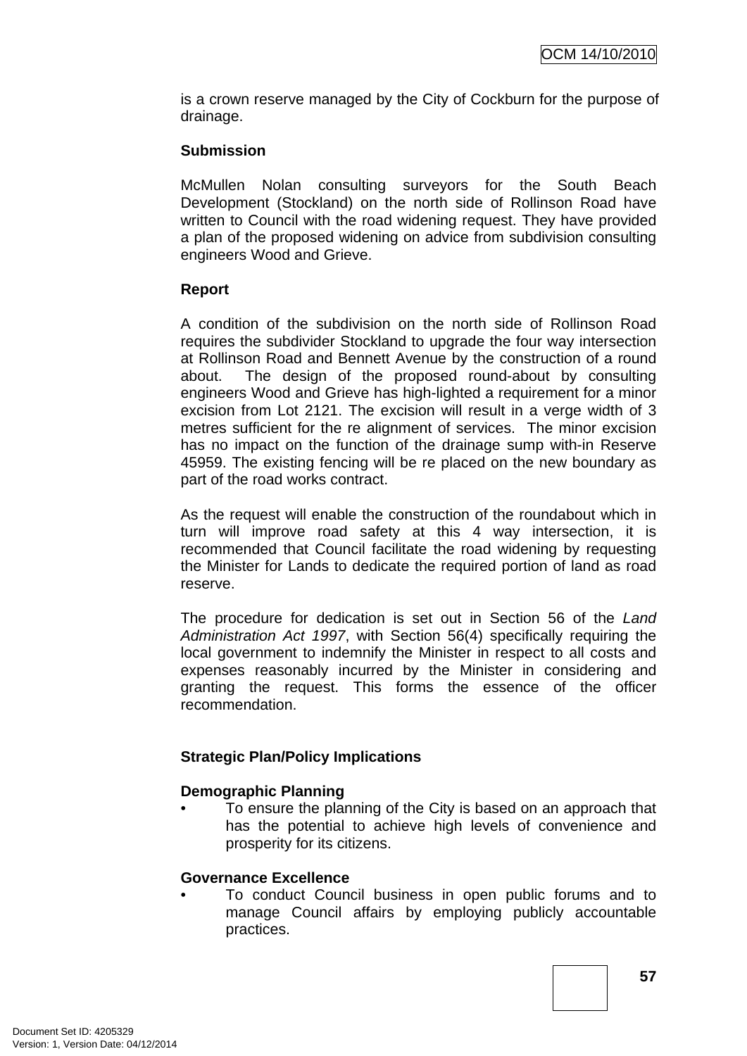is a crown reserve managed by the City of Cockburn for the purpose of drainage.

**Submission**

McMullen Nolan consulting surveyors for the South Beach Development (Stockland) on the north side of Rollinson Road have written to Council with the road widening request. They have provided a plan of the proposed widening on advice from subdivision consulting engineers Wood and Grieve.

**Report**

A condition of the subdivision on the north side of Rollinson Road requires the subdivider Stockland to upgrade the four way intersection at Rollinson Road and Bennett Avenue by the construction of a round about. The design of the proposed round-about by consulting engineers Wood and Grieve has high-lighted a requirement for a minor excision from Lot 2121. The excision will result in a verge width of 3 metres sufficient for the re alignment of services. The minor excision has no impact on the function of the drainage sump with-in Reserve 45959. The existing fencing will be re placed on the new boundary as part of the road works contract.

As the request will enable the construction of the roundabout which in turn will improve road safety at this 4 way intersection, it is recommended that Council facilitate the road widening by requesting the Minister for Lands to dedicate the required portion of land as road reserve.

The procedure for dedication is set out in Section 56 of the *Land Administration Act 1997*, with Section 56(4) specifically requiring the local government to indemnify the Minister in respect to all costs and expenses reasonably incurred by the Minister in considering and granting the request. This forms the essence of the officer recommendation.

**Strategic Plan/Policy Implications**

**Demographic Planning**

- To ensure the planning of the City is based on an approach that has the potential to achieve high levels of convenience and prosperity for its citizens.

**Governance Excellence**

- To conduct Council business in open public forums and to manage Council affairs by employing publicly accountable practices.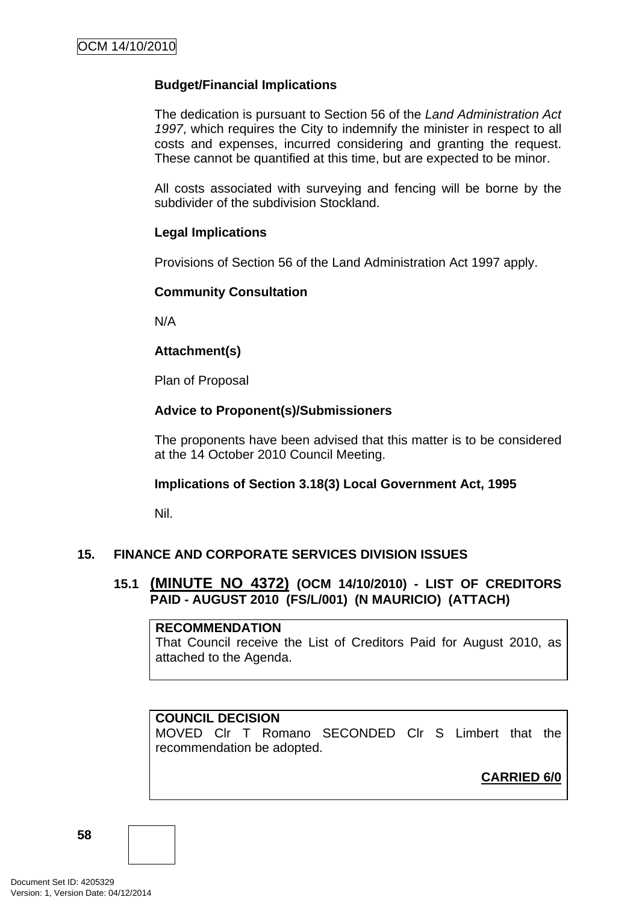**Budget/Financial Implications**

The dedication is pursuant to Section 56 of the *Land Administration Act 1997*, which requires the City to indemnify the minister in respect to all costs and expenses, incurred considering and granting the request. These cannot be quantified at this time, but are expected to be minor.

All costs associated with surveying and fencing will be borne by the subdivider of the subdivision Stockland.

**Legal Implications**

Provisions of Section 56 of the Land Administration Act 1997 apply.

**Community Consultation**

N/A

**Attachment(s)**

Plan of Proposal

**Advice to Proponent(s)/Submissioners**

The proponents have been advised that this matter is to be considered at the 14 October 2010 Council Meeting.

**Implications of Section 3.18(3) Local Government Act, 1995**

Nil.

## 15. FINANCE AND CORPORATE SERVICES DIVISION ISSUES

### 15.1 (MINUTE NO 4372) (OCM 14/10/2010) - LIST OF CREDITORS PAID - AUGUST 2010 (FS/L/001) (N MAURICIO) (ATTACH)

**RECOMMENDATION**
That Council receive the List of Creditors Paid for August 2010, as attached to the Agenda.

**COUNCIL DECISION**
MOVED Clr T Romano SECONDED Clr S Limbert that the recommendation be adopted.

**CARRIED 6/0**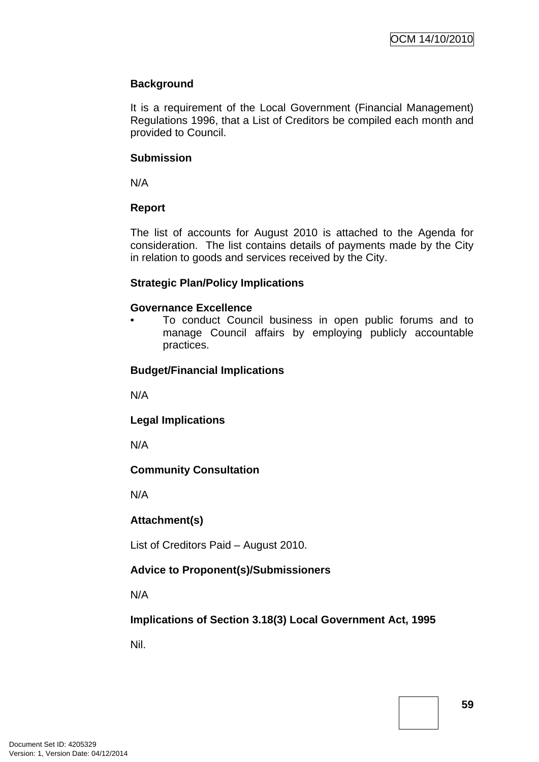**Background**

It is a requirement of the Local Government (Financial Management) Regulations 1996, that a List of Creditors be compiled each month and provided to Council.

**Submission**

N/A

**Report**

The list of accounts for August 2010 is attached to the Agenda for consideration. The list contains details of payments made by the City in relation to goods and services received by the City.

**Strategic Plan/Policy Implications**

**Governance Excellence**

- To conduct Council business in open public forums and to manage Council affairs by employing publicly accountable practices.

**Budget/Financial Implications**

N/A

**Legal Implications**

N/A

**Community Consultation**

N/A

**Attachment(s)**

List of Creditors Paid – August 2010.

**Advice to Proponent(s)/Submissioners**

N/A

**Implications of Section 3.18(3) Local Government Act, 1995**

Nil.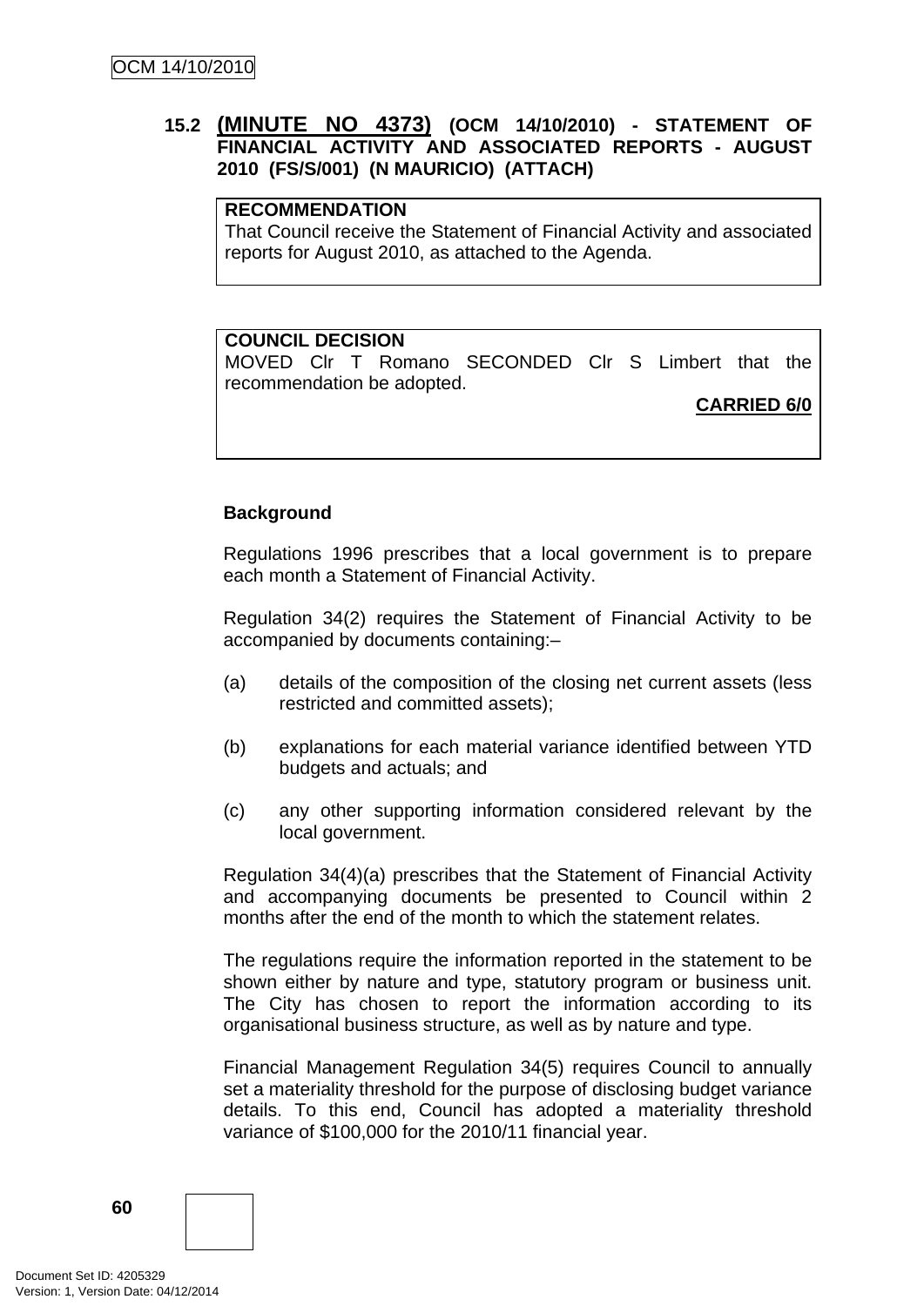## 15.2 (MINUTE NO 4373) (OCM 14/10/2010) - STATEMENT OF FINANCIAL ACTIVITY AND ASSOCIATED REPORTS - AUGUST 2010 (FS/S/001) (N MAURICIO) (ATTACH)

**RECOMMENDATION**

That Council receive the Statement of Financial Activity and associated reports for August 2010, as attached to the Agenda.

**COUNCIL DECISION**

MOVED Clr T Romano SECONDED Clr S Limbert that the recommendation be adopted.

**CARRIED 6/0**

**Background**

Regulations 1996 prescribes that a local government is to prepare each month a Statement of Financial Activity.

Regulation 34(2) requires the Statement of Financial Activity to be accompanied by documents containing:–

(a) details of the composition of the closing net current assets (less restricted and committed assets);

(b) explanations for each material variance identified between YTD budgets and actuals; and

(c) any other supporting information considered relevant by the local government.

Regulation 34(4)(a) prescribes that the Statement of Financial Activity and accompanying documents be presented to Council within 2 months after the end of the month to which the statement relates.

The regulations require the information reported in the statement to be shown either by nature and type, statutory program or business unit. The City has chosen to report the information according to its organisational business structure, as well as by nature and type.

Financial Management Regulation 34(5) requires Council to annually set a materiality threshold for the purpose of disclosing budget variance details. To this end, Council has adopted a materiality threshold variance of $100,000 for the 2010/11 financial year.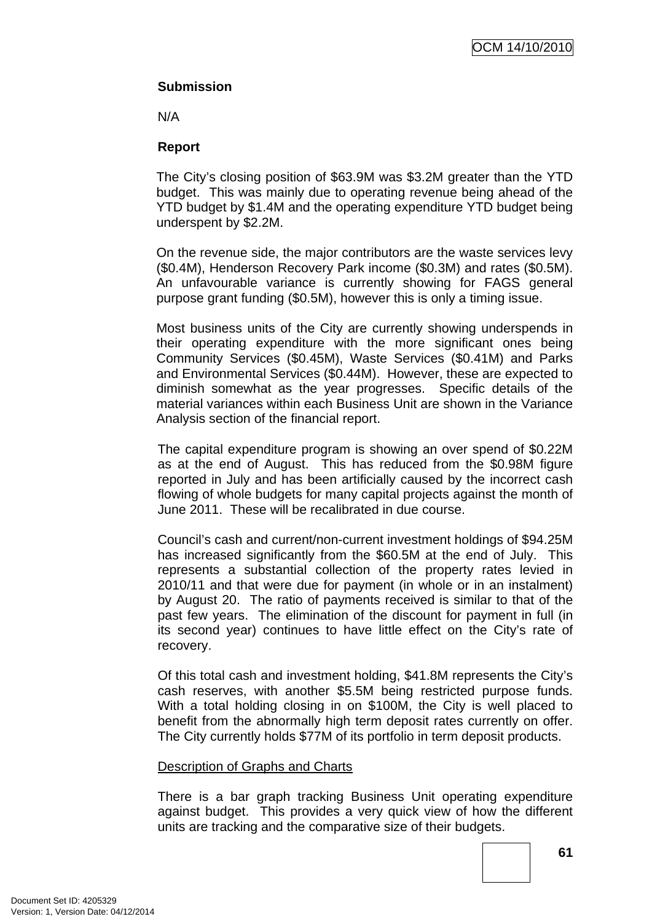**Submission**

N/A

**Report**

The City's closing position of $63.9M was $3.2M greater than the YTD budget. This was mainly due to operating revenue being ahead of the YTD budget by $1.4M and the operating expenditure YTD budget being underspent by $2.2M.

On the revenue side, the major contributors are the waste services levy ($0.4M), Henderson Recovery Park income ($0.3M) and rates ($0.5M). An unfavourable variance is currently showing for FAGS general purpose grant funding ($0.5M), however this is only a timing issue.

Most business units of the City are currently showing underspends in their operating expenditure with the more significant ones being Community Services ($0.45M), Waste Services ($0.41M) and Parks and Environmental Services ($0.44M). However, these are expected to diminish somewhat as the year progresses. Specific details of the material variances within each Business Unit are shown in the Variance Analysis section of the financial report.

The capital expenditure program is showing an over spend of $0.22M as at the end of August. This has reduced from the $0.98M figure reported in July and has been artificially caused by the incorrect cash flowing of whole budgets for many capital projects against the month of June 2011. These will be recalibrated in due course.

Council's cash and current/non-current investment holdings of $94.25M has increased significantly from the $60.5M at the end of July. This represents a substantial collection of the property rates levied in 2010/11 and that were due for payment (in whole or in an instalment) by August 20. The ratio of payments received is similar to that of the past few years. The elimination of the discount for payment in full (in its second year) continues to have little effect on the City's rate of recovery.

Of this total cash and investment holding, $41.8M represents the City's cash reserves, with another $5.5M being restricted purpose funds. With a total holding closing in on $100M, the City is well placed to benefit from the abnormally high term deposit rates currently on offer. The City currently holds $77M of its portfolio in term deposit products.

Description of Graphs and Charts

There is a bar graph tracking Business Unit operating expenditure against budget. This provides a very quick view of how the different units are tracking and the comparative size of their budgets.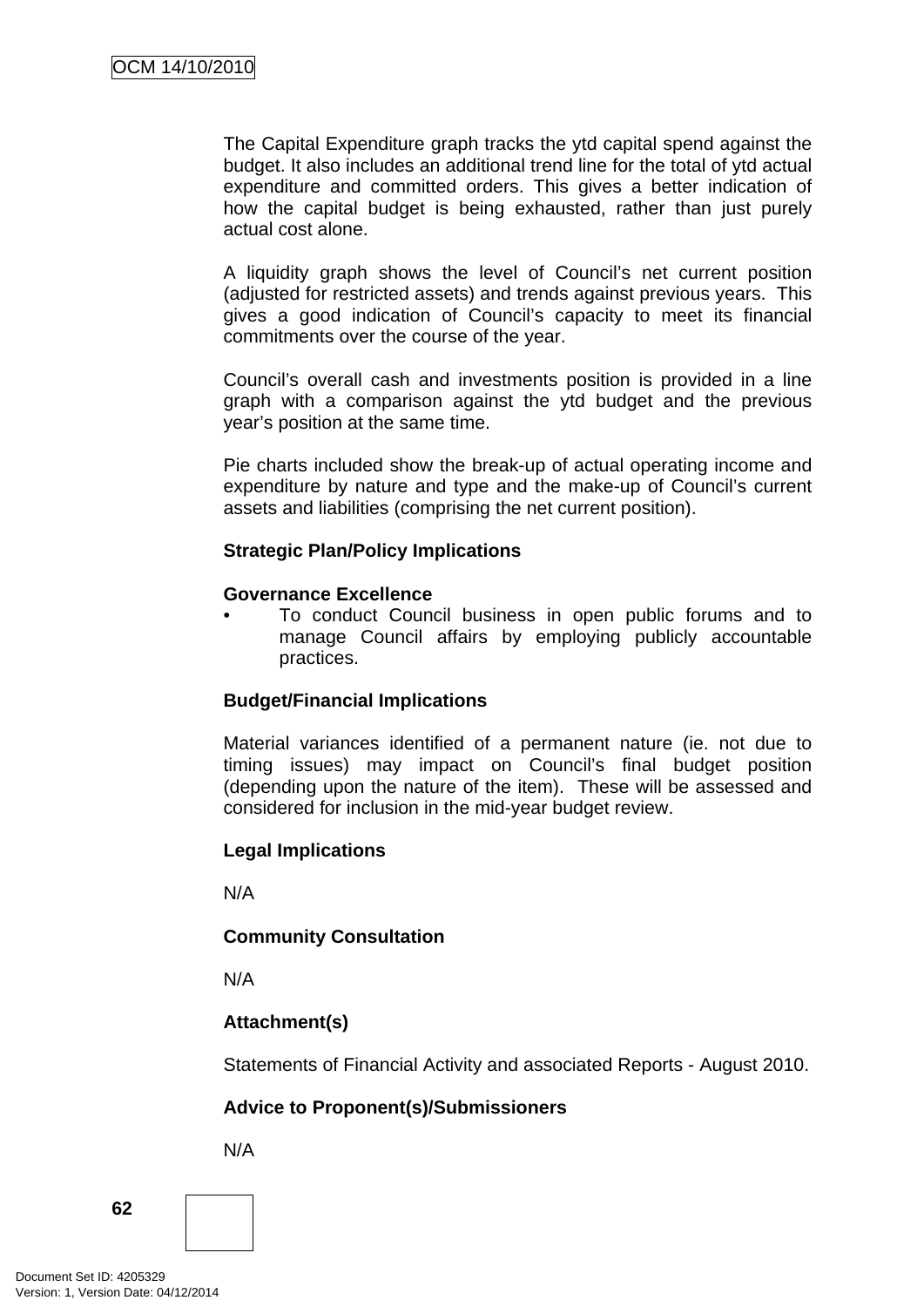The Capital Expenditure graph tracks the ytd capital spend against the budget. It also includes an additional trend line for the total of ytd actual expenditure and committed orders. This gives a better indication of how the capital budget is being exhausted, rather than just purely actual cost alone.

A liquidity graph shows the level of Council's net current position (adjusted for restricted assets) and trends against previous years. This gives a good indication of Council's capacity to meet its financial commitments over the course of the year.

Council's overall cash and investments position is provided in a line graph with a comparison against the ytd budget and the previous year's position at the same time.

Pie charts included show the break-up of actual operating income and expenditure by nature and type and the make-up of Council's current assets and liabilities (comprising the net current position).

**Strategic Plan/Policy Implications**

**Governance Excellence**

- To conduct Council business in open public forums and to manage Council affairs by employing publicly accountable practices.

**Budget/Financial Implications**

Material variances identified of a permanent nature (ie. not due to timing issues) may impact on Council's final budget position (depending upon the nature of the item). These will be assessed and considered for inclusion in the mid-year budget review.

**Legal Implications**

N/A

**Community Consultation**

N/A

**Attachment(s)**

Statements of Financial Activity and associated Reports - August 2010.

**Advice to Proponent(s)/Submissioners**

N/A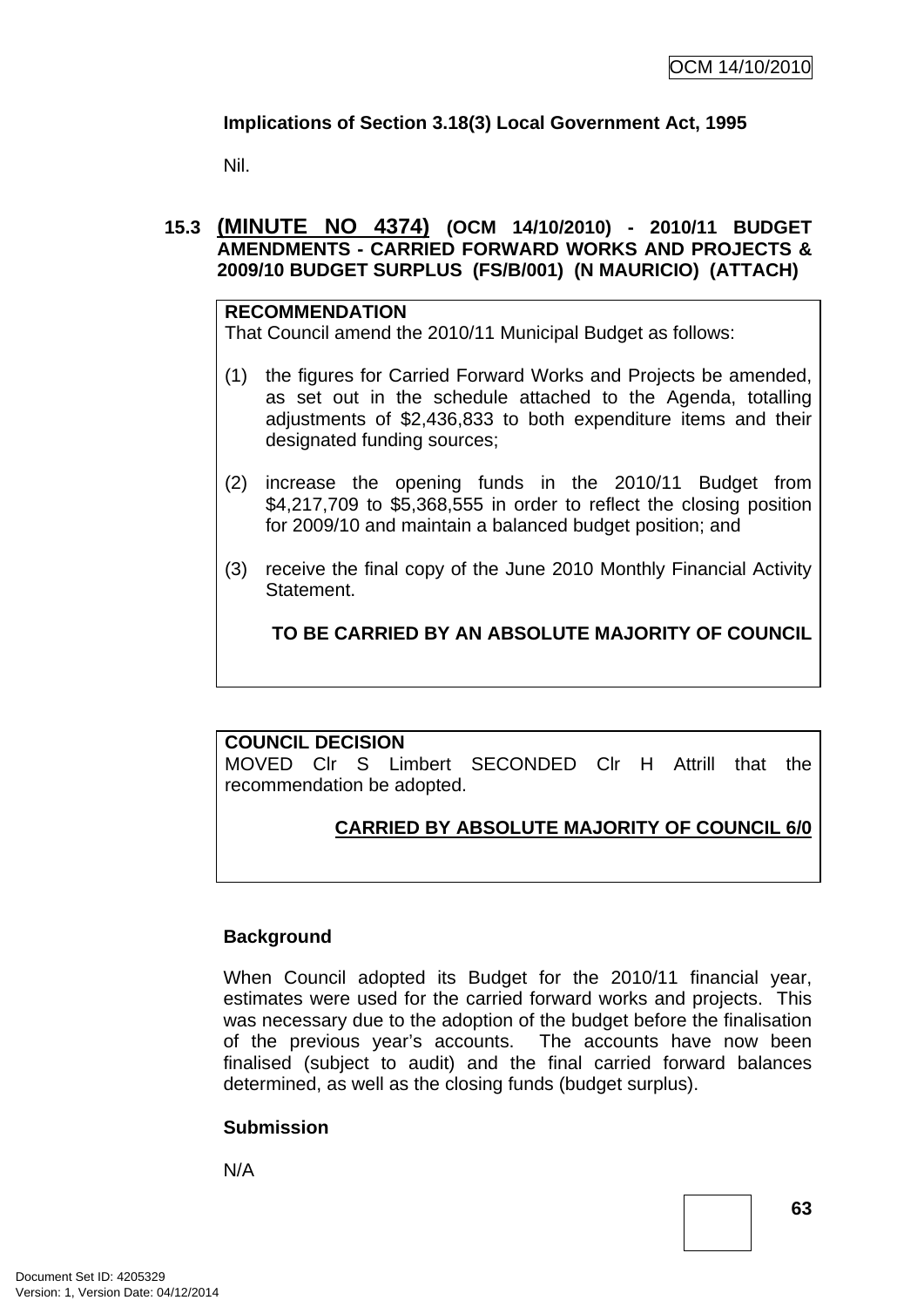**Implications of Section 3.18(3) Local Government Act, 1995**

Nil.

### 15.3 (MINUTE NO 4374) (OCM 14/10/2010) - 2010/11 BUDGET AMENDMENTS - CARRIED FORWARD WORKS AND PROJECTS & 2009/10 BUDGET SURPLUS (FS/B/001) (N MAURICIO) (ATTACH)

**RECOMMENDATION**
That Council amend the 2010/11 Municipal Budget as follows:

(1) the figures for Carried Forward Works and Projects be amended, as set out in the schedule attached to the Agenda, totalling adjustments of $2,436,833 to both expenditure items and their designated funding sources;

(2) increase the opening funds in the 2010/11 Budget from $4,217,709 to $5,368,555 in order to reflect the closing position for 2009/10 and maintain a balanced budget position; and

(3) receive the final copy of the June 2010 Monthly Financial Activity Statement.

**TO BE CARRIED BY AN ABSOLUTE MAJORITY OF COUNCIL**

**COUNCIL DECISION**
MOVED Clr S Limbert SECONDED Clr H Attrill that the recommendation be adopted.

**CARRIED BY ABSOLUTE MAJORITY OF COUNCIL 6/0**

**Background**

When Council adopted its Budget for the 2010/11 financial year, estimates were used for the carried forward works and projects. This was necessary due to the adoption of the budget before the finalisation of the previous year's accounts. The accounts have now been finalised (subject to audit) and the final carried forward balances determined, as well as the closing funds (budget surplus).

**Submission**

N/A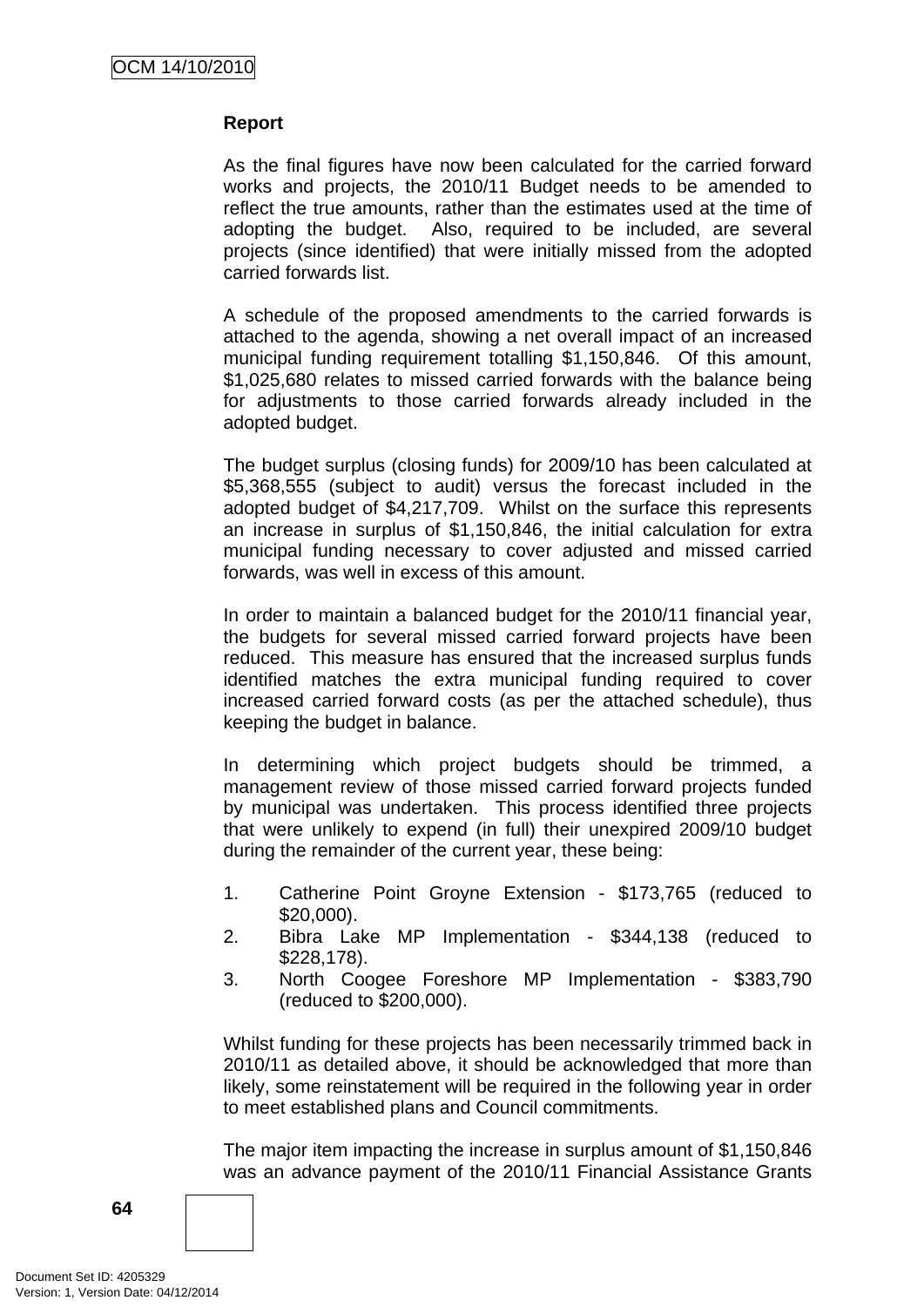**Report**

As the final figures have now been calculated for the carried forward works and projects, the 2010/11 Budget needs to be amended to reflect the true amounts, rather than the estimates used at the time of adopting the budget. Also, required to be included, are several projects (since identified) that were initially missed from the adopted carried forwards list.

A schedule of the proposed amendments to the carried forwards is attached to the agenda, showing a net overall impact of an increased municipal funding requirement totalling $1,150,846. Of this amount, $1,025,680 relates to missed carried forwards with the balance being for adjustments to those carried forwards already included in the adopted budget.

The budget surplus (closing funds) for 2009/10 has been calculated at $5,368,555 (subject to audit) versus the forecast included in the adopted budget of $4,217,709. Whilst on the surface this represents an increase in surplus of $1,150,846, the initial calculation for extra municipal funding necessary to cover adjusted and missed carried forwards, was well in excess of this amount.

In order to maintain a balanced budget for the 2010/11 financial year, the budgets for several missed carried forward projects have been reduced. This measure has ensured that the increased surplus funds identified matches the extra municipal funding required to cover increased carried forward costs (as per the attached schedule), thus keeping the budget in balance.

In determining which project budgets should be trimmed, a management review of those missed carried forward projects funded by municipal was undertaken. This process identified three projects that were unlikely to expend (in full) their unexpired 2009/10 budget during the remainder of the current year, these being:

1. Catherine Point Groyne Extension - $173,765 (reduced to $20,000).
2. Bibra Lake MP Implementation - $344,138 (reduced to $228,178).
3. North Coogee Foreshore MP Implementation - $383,790 (reduced to $200,000).

Whilst funding for these projects has been necessarily trimmed back in 2010/11 as detailed above, it should be acknowledged that more than likely, some reinstatement will be required in the following year in order to meet established plans and Council commitments.

The major item impacting the increase in surplus amount of $1,150,846 was an advance payment of the 2010/11 Financial Assistance Grants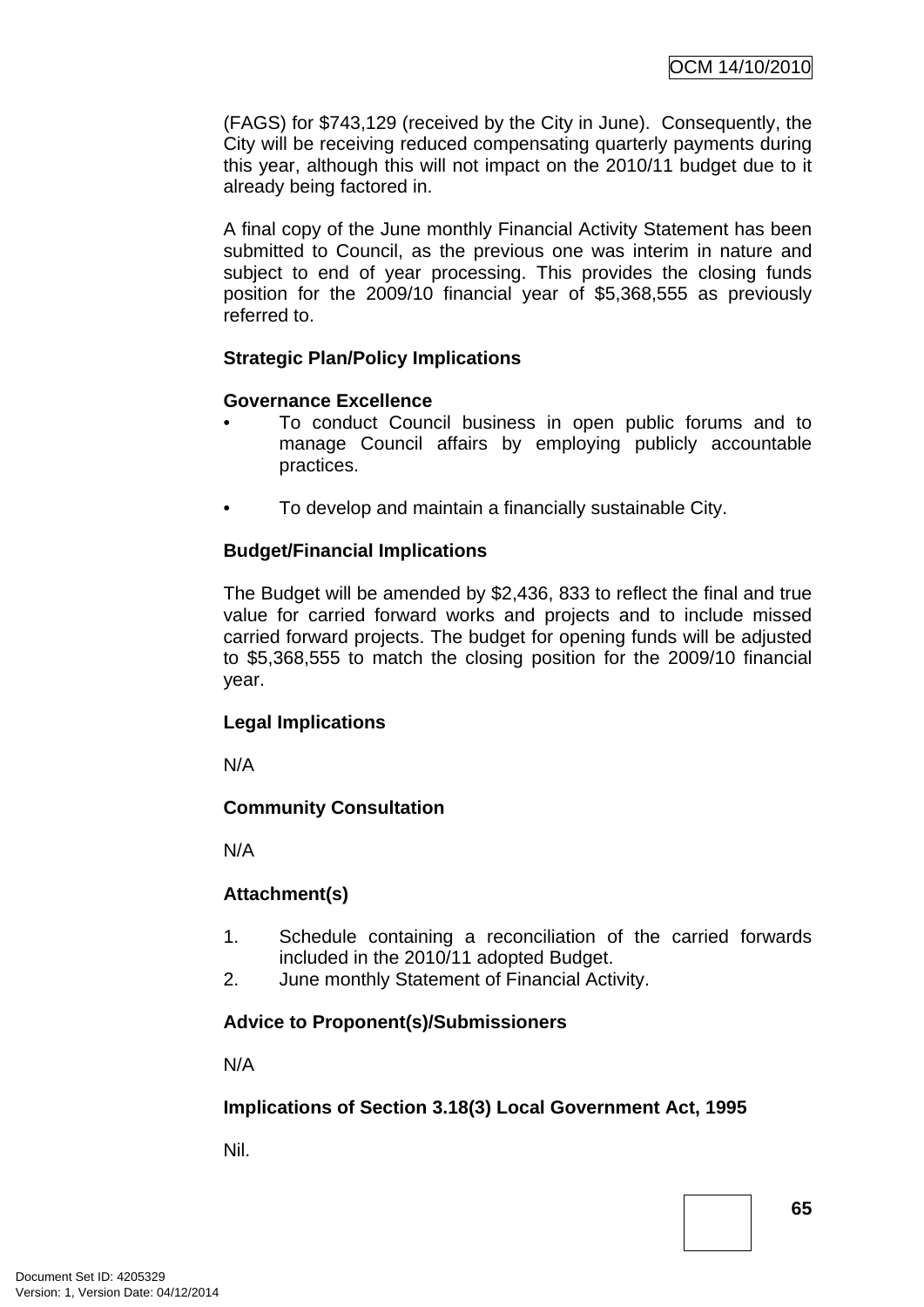(FAGS) for $743,129 (received by the City in June). Consequently, the City will be receiving reduced compensating quarterly payments during this year, although this will not impact on the 2010/11 budget due to it already being factored in.

A final copy of the June monthly Financial Activity Statement has been submitted to Council, as the previous one was interim in nature and subject to end of year processing. This provides the closing funds position for the 2009/10 financial year of $5,368,555 as previously referred to.

**Strategic Plan/Policy Implications**

**Governance Excellence**

- To conduct Council business in open public forums and to manage Council affairs by employing publicly accountable practices.

- To develop and maintain a financially sustainable City.

**Budget/Financial Implications**

The Budget will be amended by $2,436, 833 to reflect the final and true value for carried forward works and projects and to include missed carried forward projects. The budget for opening funds will be adjusted to $5,368,555 to match the closing position for the 2009/10 financial year.

**Legal Implications**

N/A

**Community Consultation**

N/A

**Attachment(s)**

1. Schedule containing a reconciliation of the carried forwards included in the 2010/11 adopted Budget.
2. June monthly Statement of Financial Activity.

**Advice to Proponent(s)/Submissioners**

N/A

**Implications of Section 3.18(3) Local Government Act, 1995**

Nil.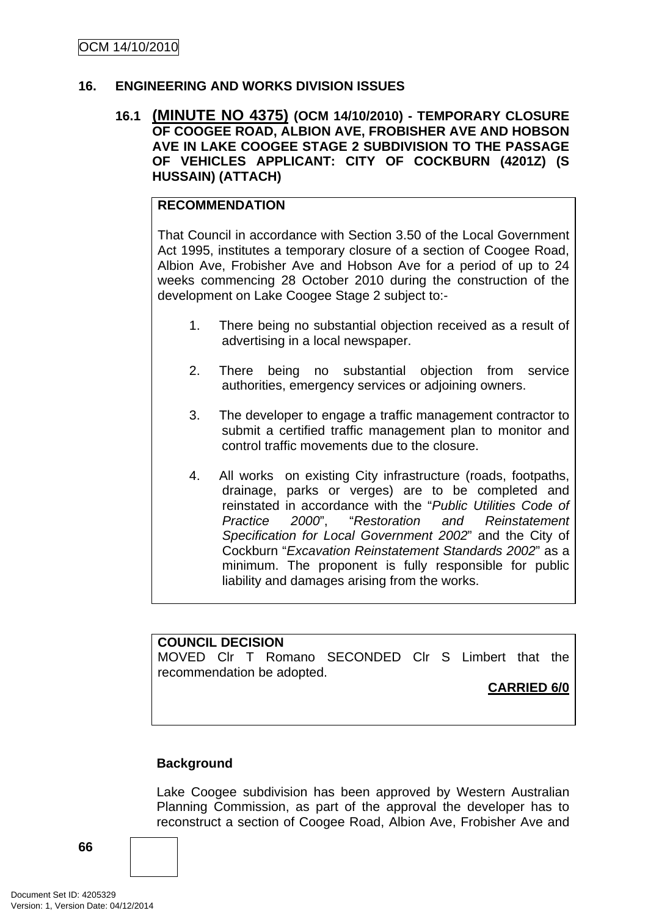## 16. ENGINEERING AND WORKS DIVISION ISSUES

### 16.1 (MINUTE NO 4375) (OCM 14/10/2010) - TEMPORARY CLOSURE OF COOGEE ROAD, ALBION AVE, FROBISHER AVE AND HOBSON AVE IN LAKE COOGEE STAGE 2 SUBDIVISION TO THE PASSAGE OF VEHICLES APPLICANT: CITY OF COCKBURN (4201Z) (S HUSSAIN) (ATTACH)

**RECOMMENDATION**

That Council in accordance with Section 3.50 of the Local Government Act 1995, institutes a temporary closure of a section of Coogee Road, Albion Ave, Frobisher Ave and Hobson Ave for a period of up to 24 weeks commencing 28 October 2010 during the construction of the development on Lake Coogee Stage 2 subject to:-

1. There being no substantial objection received as a result of advertising in a local newspaper.

2. There being no substantial objection from service authorities, emergency services or adjoining owners.

3. The developer to engage a traffic management contractor to submit a certified traffic management plan to monitor and control traffic movements due to the closure.

4. All works on existing City infrastructure (roads, footpaths, drainage, parks or verges) are to be completed and reinstated in accordance with the "*Public Utilities Code of Practice 2000*", "*Restoration and Reinstatement Specification for Local Government 2002*" and the City of Cockburn "*Excavation Reinstatement Standards 2002*" as a minimum. The proponent is fully responsible for public liability and damages arising from the works.

**COUNCIL DECISION**

MOVED Clr T Romano SECONDED Clr S Limbert that the recommendation be adopted.

**CARRIED 6/0**

**Background**

Lake Coogee subdivision has been approved by Western Australian Planning Commission, as part of the approval the developer has to reconstruct a section of Coogee Road, Albion Ave, Frobisher Ave and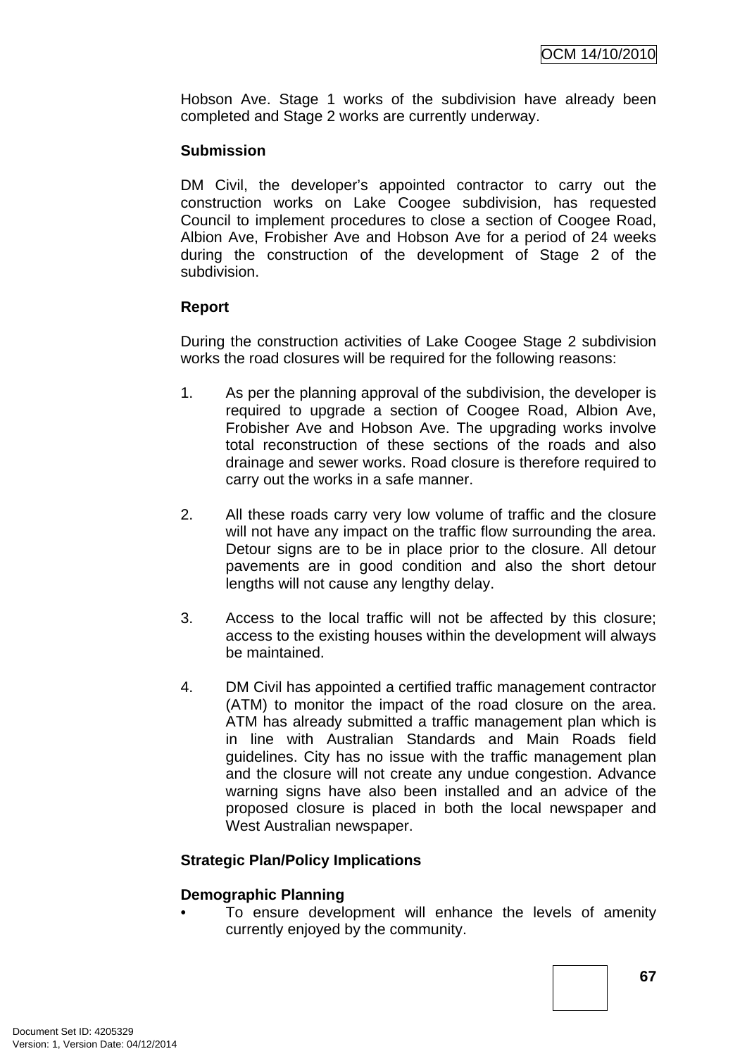Hobson Ave. Stage 1 works of the subdivision have already been completed and Stage 2 works are currently underway.

**Submission**

DM Civil, the developer's appointed contractor to carry out the construction works on Lake Coogee subdivision, has requested Council to implement procedures to close a section of Coogee Road, Albion Ave, Frobisher Ave and Hobson Ave for a period of 24 weeks during the construction of the development of Stage 2 of the subdivision.

**Report**

During the construction activities of Lake Coogee Stage 2 subdivision works the road closures will be required for the following reasons:

1. As per the planning approval of the subdivision, the developer is required to upgrade a section of Coogee Road, Albion Ave, Frobisher Ave and Hobson Ave. The upgrading works involve total reconstruction of these sections of the roads and also drainage and sewer works. Road closure is therefore required to carry out the works in a safe manner.

2. All these roads carry very low volume of traffic and the closure will not have any impact on the traffic flow surrounding the area. Detour signs are to be in place prior to the closure. All detour pavements are in good condition and also the short detour lengths will not cause any lengthy delay.

3. Access to the local traffic will not be affected by this closure; access to the existing houses within the development will always be maintained.

4. DM Civil has appointed a certified traffic management contractor (ATM) to monitor the impact of the road closure on the area. ATM has already submitted a traffic management plan which is in line with Australian Standards and Main Roads field guidelines. City has no issue with the traffic management plan and the closure will not create any undue congestion. Advance warning signs have also been installed and an advice of the proposed closure is placed in both the local newspaper and West Australian newspaper.

**Strategic Plan/Policy Implications**

**Demographic Planning**

- To ensure development will enhance the levels of amenity currently enjoyed by the community.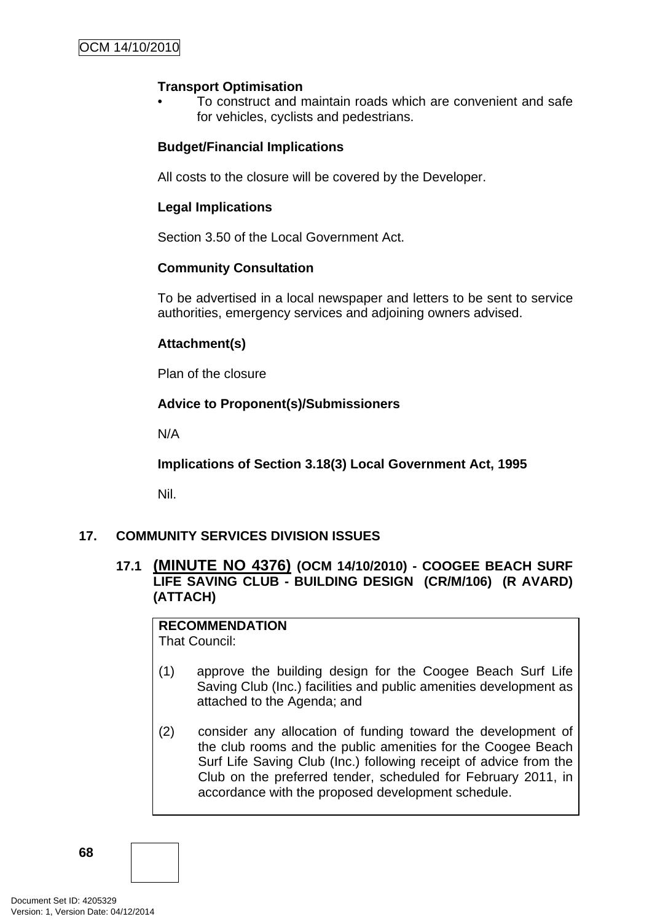**Transport Optimisation**

- To construct and maintain roads which are convenient and safe for vehicles, cyclists and pedestrians.

**Budget/Financial Implications**

All costs to the closure will be covered by the Developer.

**Legal Implications**

Section 3.50 of the Local Government Act.

**Community Consultation**

To be advertised in a local newspaper and letters to be sent to service authorities, emergency services and adjoining owners advised.

**Attachment(s)**

Plan of the closure

**Advice to Proponent(s)/Submissioners**

N/A

**Implications of Section 3.18(3) Local Government Act, 1995**

Nil.

## 17. COMMUNITY SERVICES DIVISION ISSUES

### 17.1 (MINUTE NO 4376) (OCM 14/10/2010) - COOGEE BEACH SURF LIFE SAVING CLUB - BUILDING DESIGN (CR/M/106) (R AVARD) (ATTACH)

**RECOMMENDATION**
That Council:

(1) approve the building design for the Coogee Beach Surf Life Saving Club (Inc.) facilities and public amenities development as attached to the Agenda; and

(2) consider any allocation of funding toward the development of the club rooms and the public amenities for the Coogee Beach Surf Life Saving Club (Inc.) following receipt of advice from the Club on the preferred tender, scheduled for February 2011, in accordance with the proposed development schedule.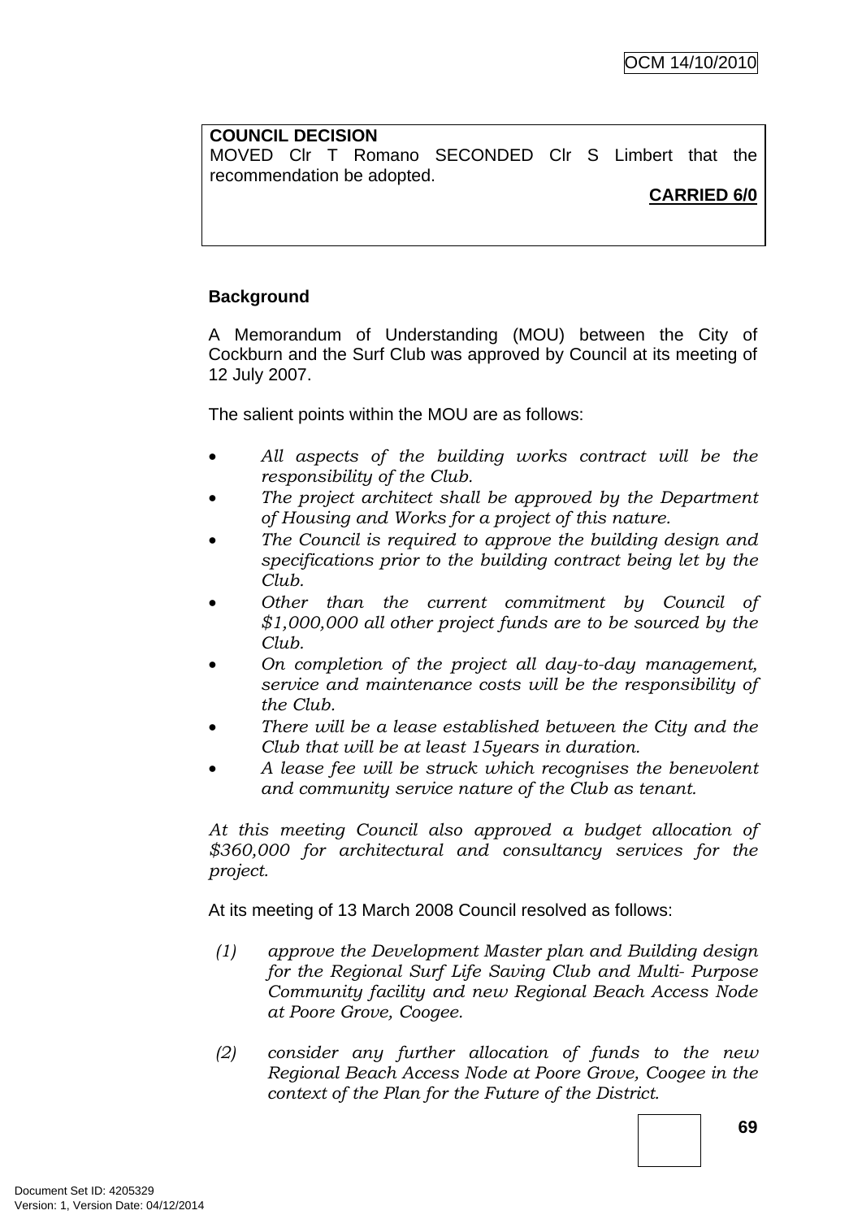**COUNCIL DECISION**
MOVED Clr T Romano SECONDED Clr S Limbert that the recommendation be adopted.

**CARRIED 6/0**

**Background**

A Memorandum of Understanding (MOU) between the City of Cockburn and the Surf Club was approved by Council at its meeting of 12 July 2007.

The salient points within the MOU are as follows:

- *All aspects of the building works contract will be the responsibility of the Club.*
- *The project architect shall be approved by the Department of Housing and Works for a project of this nature.*
- *The Council is required to approve the building design and specifications prior to the building contract being let by the Club.*
- *Other than the current commitment by Council of $1,000,000 all other project funds are to be sourced by the Club.*
- *On completion of the project all day-to-day management, service and maintenance costs will be the responsibility of the Club.*
- *There will be a lease established between the City and the Club that will be at least 15years in duration.*
- *A lease fee will be struck which recognises the benevolent and community service nature of the Club as tenant.*

*At this meeting Council also approved a budget allocation of $360,000 for architectural and consultancy services for the project.*

At its meeting of 13 March 2008 Council resolved as follows:

(1) *approve the Development Master plan and Building design for the Regional Surf Life Saving Club and Multi- Purpose Community facility and new Regional Beach Access Node at Poore Grove, Coogee.*

(2) *consider any further allocation of funds to the new Regional Beach Access Node at Poore Grove, Coogee in the context of the Plan for the Future of the District.*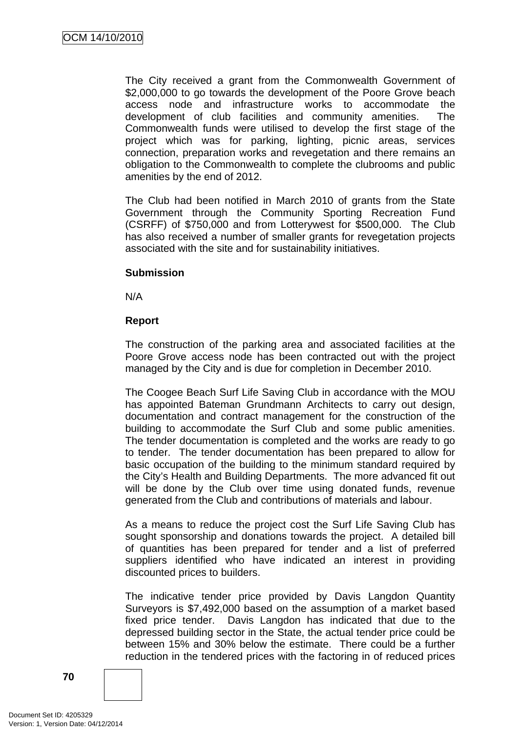The City received a grant from the Commonwealth Government of $2,000,000 to go towards the development of the Poore Grove beach access node and infrastructure works to accommodate the development of club facilities and community amenities. The Commonwealth funds were utilised to develop the first stage of the project which was for parking, lighting, picnic areas, services connection, preparation works and revegetation and there remains an obligation to the Commonwealth to complete the clubrooms and public amenities by the end of 2012.

The Club had been notified in March 2010 of grants from the State Government through the Community Sporting Recreation Fund (CSRFF) of $750,000 and from Lotterywest for $500,000. The Club has also received a number of smaller grants for revegetation projects associated with the site and for sustainability initiatives.

**Submission**

N/A

**Report**

The construction of the parking area and associated facilities at the Poore Grove access node has been contracted out with the project managed by the City and is due for completion in December 2010.

The Coogee Beach Surf Life Saving Club in accordance with the MOU has appointed Bateman Grundmann Architects to carry out design, documentation and contract management for the construction of the building to accommodate the Surf Club and some public amenities. The tender documentation is completed and the works are ready to go to tender. The tender documentation has been prepared to allow for basic occupation of the building to the minimum standard required by the City's Health and Building Departments. The more advanced fit out will be done by the Club over time using donated funds, revenue generated from the Club and contributions of materials and labour.

As a means to reduce the project cost the Surf Life Saving Club has sought sponsorship and donations towards the project. A detailed bill of quantities has been prepared for tender and a list of preferred suppliers identified who have indicated an interest in providing discounted prices to builders.

The indicative tender price provided by Davis Langdon Quantity Surveyors is $7,492,000 based on the assumption of a market based fixed price tender. Davis Langdon has indicated that due to the depressed building sector in the State, the actual tender price could be between 15% and 30% below the estimate. There could be a further reduction in the tendered prices with the factoring in of reduced prices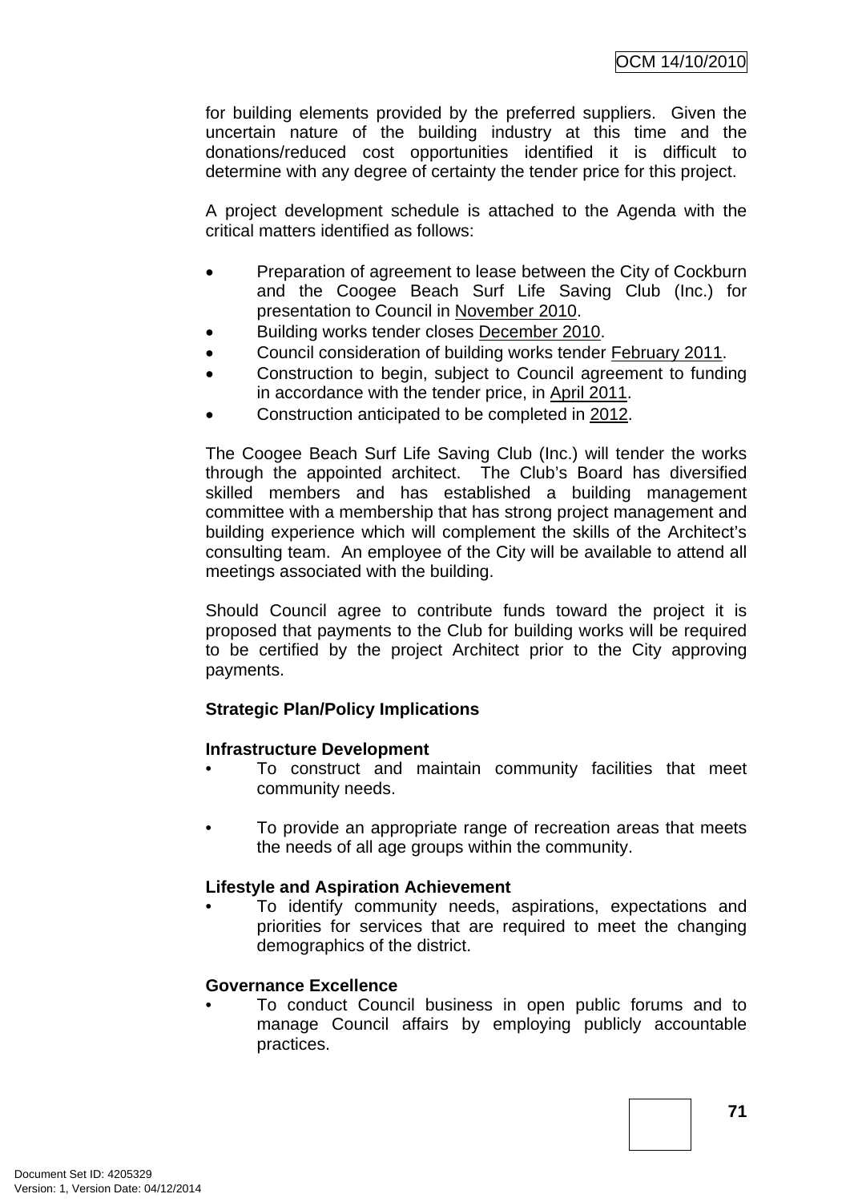for building elements provided by the preferred suppliers. Given the uncertain nature of the building industry at this time and the donations/reduced cost opportunities identified it is difficult to determine with any degree of certainty the tender price for this project.

A project development schedule is attached to the Agenda with the critical matters identified as follows:

- Preparation of agreement to lease between the City of Cockburn and the Coogee Beach Surf Life Saving Club (Inc.) for presentation to Council in <u>November 2010</u>.
- Building works tender closes <u>December 2010</u>.
- Council consideration of building works tender <u>February 2011</u>.
- Construction to begin, subject to Council agreement to funding in accordance with the tender price, in <u>April 2011</u>.
- Construction anticipated to be completed in <u>2012</u>.

The Coogee Beach Surf Life Saving Club (Inc.) will tender the works through the appointed architect. The Club's Board has diversified skilled members and has established a building management committee with a membership that has strong project management and building experience which will complement the skills of the Architect's consulting team. An employee of the City will be available to attend all meetings associated with the building.

Should Council agree to contribute funds toward the project it is proposed that payments to the Club for building works will be required to be certified by the project Architect prior to the City approving payments.

**Strategic Plan/Policy Implications**

**Infrastructure Development**

- To construct and maintain community facilities that meet community needs.

- To provide an appropriate range of recreation areas that meets the needs of all age groups within the community.

**Lifestyle and Aspiration Achievement**

- To identify community needs, aspirations, expectations and priorities for services that are required to meet the changing demographics of the district.

**Governance Excellence**

- To conduct Council business in open public forums and to manage Council affairs by employing publicly accountable practices.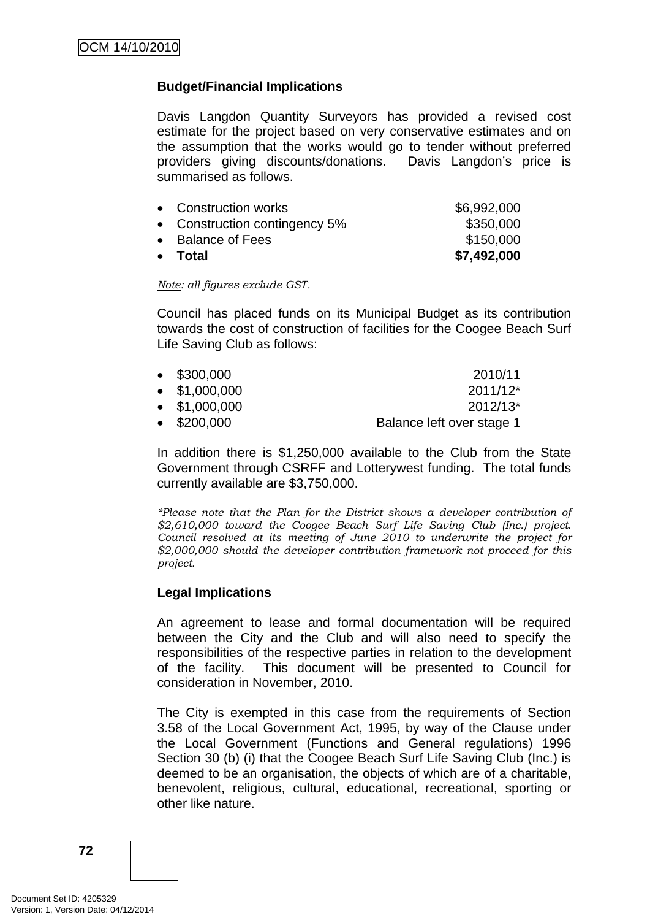**Budget/Financial Implications**

Davis Langdon Quantity Surveyors has provided a revised cost estimate for the project based on very conservative estimates and on the assumption that the works would go to tender without preferred providers giving discounts/donations. Davis Langdon's price is summarised as follows.

- Construction works $6,992,000
- Construction contingency 5% $350,000
- Balance of Fees $150,000
- **Total** **$7,492,000**

*Note: all figures exclude GST.*

Council has placed funds on its Municipal Budget as its contribution towards the cost of construction of facilities for the Coogee Beach Surf Life Saving Club as follows:

- $300,000 2010/11
- $1,000,000 2011/12*
- $1,000,000 2012/13*
- $200,000 Balance left over stage 1

In addition there is $1,250,000 available to the Club from the State Government through CSRFF and Lotterywest funding. The total funds currently available are $3,750,000.

*\*Please note that the Plan for the District shows a developer contribution of $2,610,000 toward the Coogee Beach Surf Life Saving Club (Inc.) project. Council resolved at its meeting of June 2010 to underwrite the project for $2,000,000 should the developer contribution framework not proceed for this project.*

**Legal Implications**

An agreement to lease and formal documentation will be required between the City and the Club and will also need to specify the responsibilities of the respective parties in relation to the development of the facility. This document will be presented to Council for consideration in November, 2010.

The City is exempted in this case from the requirements of Section 3.58 of the Local Government Act, 1995, by way of the Clause under the Local Government (Functions and General regulations) 1996 Section 30 (b) (i) that the Coogee Beach Surf Life Saving Club (Inc.) is deemed to be an organisation, the objects of which are of a charitable, benevolent, religious, cultural, educational, recreational, sporting or other like nature.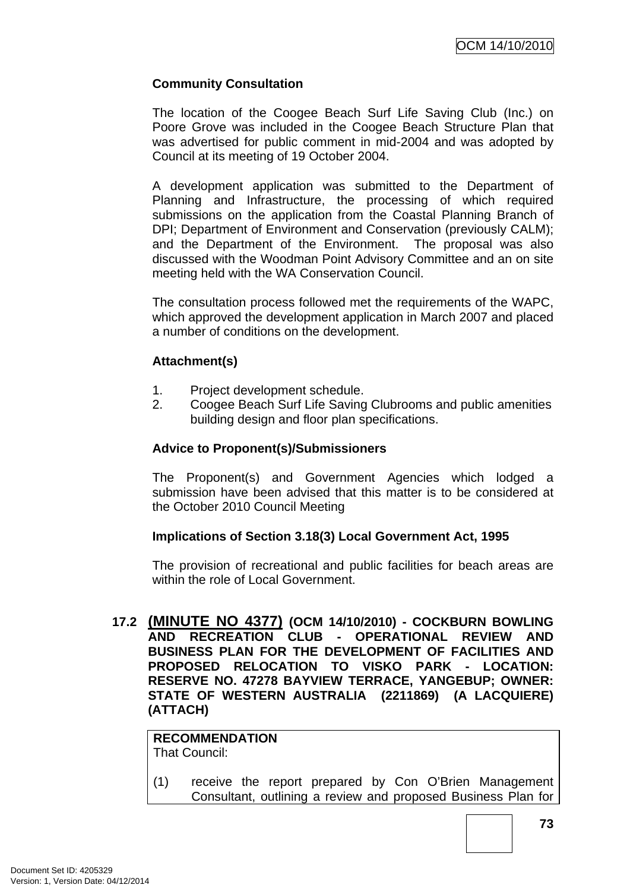**Community Consultation**

The location of the Coogee Beach Surf Life Saving Club (Inc.) on Poore Grove was included in the Coogee Beach Structure Plan that was advertised for public comment in mid-2004 and was adopted by Council at its meeting of 19 October 2004.

A development application was submitted to the Department of Planning and Infrastructure, the processing of which required submissions on the application from the Coastal Planning Branch of DPI; Department of Environment and Conservation (previously CALM); and the Department of the Environment. The proposal was also discussed with the Woodman Point Advisory Committee and an on site meeting held with the WA Conservation Council.

The consultation process followed met the requirements of the WAPC, which approved the development application in March 2007 and placed a number of conditions on the development.

**Attachment(s)**

1. Project development schedule.
2. Coogee Beach Surf Life Saving Clubrooms and public amenities building design and floor plan specifications.

**Advice to Proponent(s)/Submissioners**

The Proponent(s) and Government Agencies which lodged a submission have been advised that this matter is to be considered at the October 2010 Council Meeting

**Implications of Section 3.18(3) Local Government Act, 1995**

The provision of recreational and public facilities for beach areas are within the role of Local Government.

**17.2 (MINUTE NO 4377) (OCM 14/10/2010) - COCKBURN BOWLING AND RECREATION CLUB - OPERATIONAL REVIEW AND BUSINESS PLAN FOR THE DEVELOPMENT OF FACILITIES AND PROPOSED RELOCATION TO VISKO PARK - LOCATION: RESERVE NO. 47278 BAYVIEW TERRACE, YANGEBUP; OWNER: STATE OF WESTERN AUSTRALIA (2211869) (A LACQUIERE) (ATTACH)**

**RECOMMENDATION**
That Council:

(1) receive the report prepared by Con O'Brien Management Consultant, outlining a review and proposed Business Plan for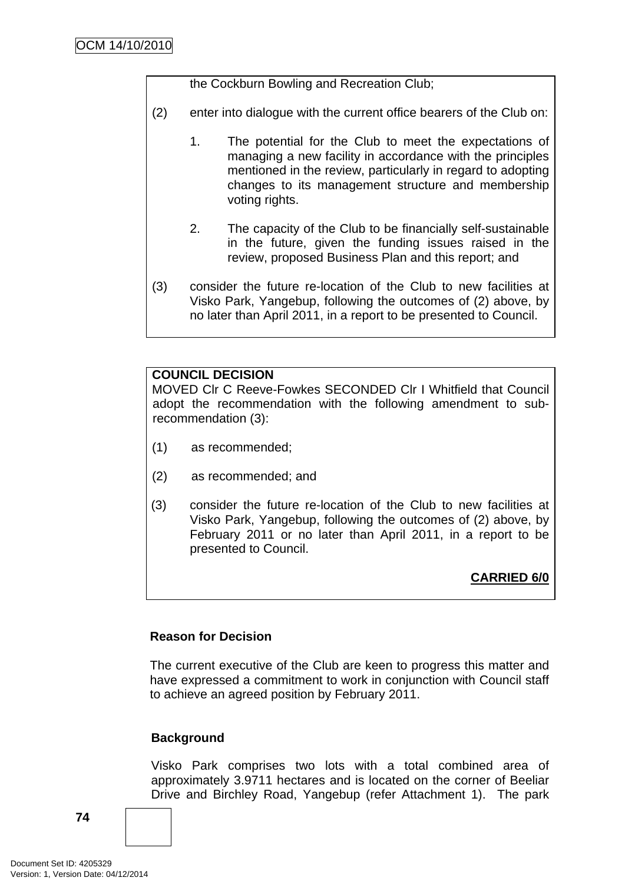the Cockburn Bowling and Recreation Club;

(2) enter into dialogue with the current office bearers of the Club on:

1. The potential for the Club to meet the expectations of managing a new facility in accordance with the principles mentioned in the review, particularly in regard to adopting changes to its management structure and membership voting rights.

2. The capacity of the Club to be financially self-sustainable in the future, given the funding issues raised in the review, proposed Business Plan and this report; and

(3) consider the future re-location of the Club to new facilities at Visko Park, Yangebup, following the outcomes of (2) above, by no later than April 2011, in a report to be presented to Council.

**COUNCIL DECISION**
MOVED Clr C Reeve-Fowkes SECONDED Clr I Whitfield that Council adopt the recommendation with the following amendment to sub-recommendation (3):

(1) as recommended;

(2) as recommended; and

(3) consider the future re-location of the Club to new facilities at Visko Park, Yangebup, following the outcomes of (2) above, by February 2011 or no later than April 2011, in a report to be presented to Council.

**CARRIED 6/0**

**Reason for Decision**

The current executive of the Club are keen to progress this matter and have expressed a commitment to work in conjunction with Council staff to achieve an agreed position by February 2011.

**Background**

Visko Park comprises two lots with a total combined area of approximately 3.9711 hectares and is located on the corner of Beeliar Drive and Birchley Road, Yangebup (refer Attachment 1). The park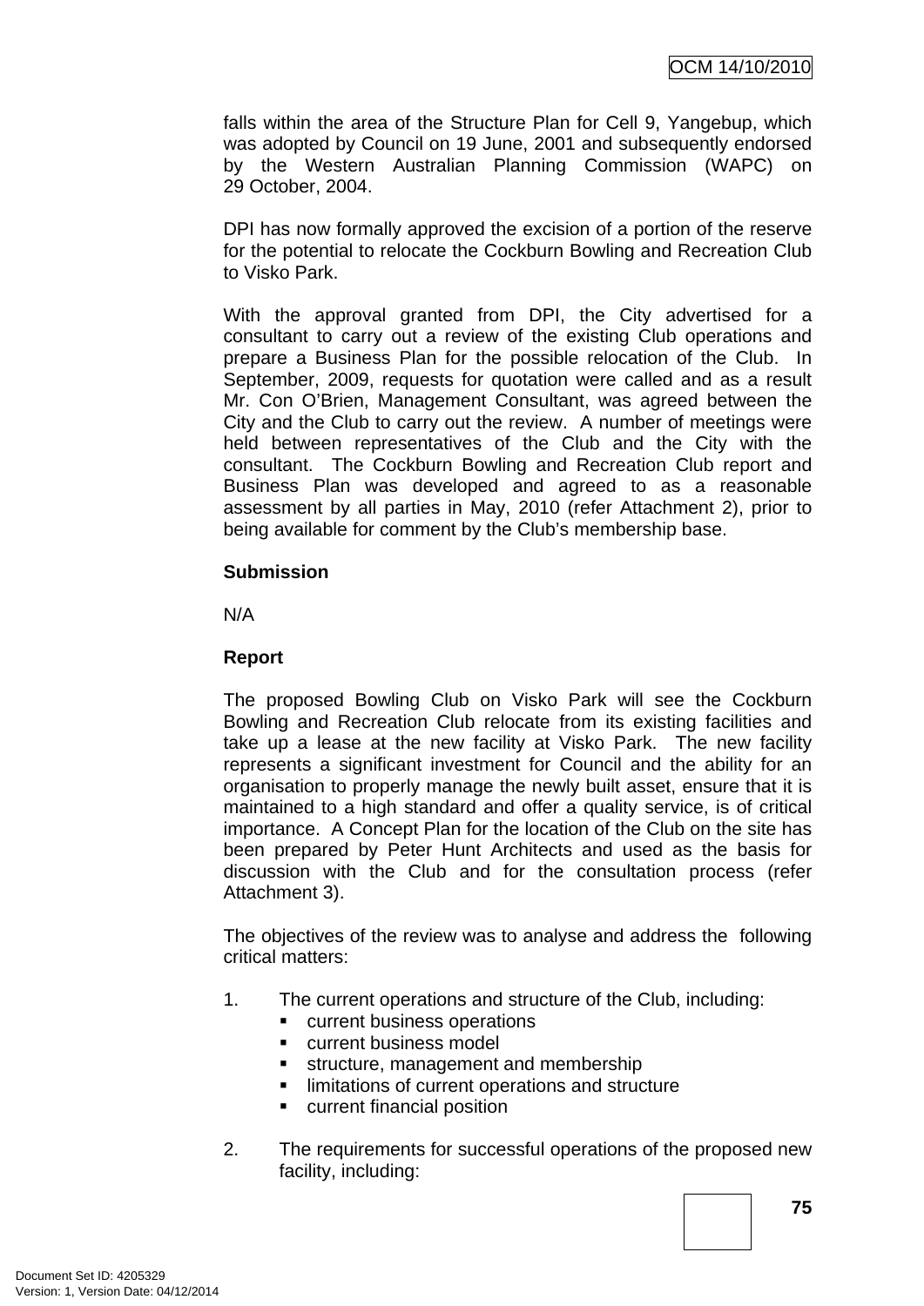falls within the area of the Structure Plan for Cell 9, Yangebup, which was adopted by Council on 19 June, 2001 and subsequently endorsed by the Western Australian Planning Commission (WAPC) on 29 October, 2004.

DPI has now formally approved the excision of a portion of the reserve for the potential to relocate the Cockburn Bowling and Recreation Club to Visko Park.

With the approval granted from DPI, the City advertised for a consultant to carry out a review of the existing Club operations and prepare a Business Plan for the possible relocation of the Club. In September, 2009, requests for quotation were called and as a result Mr. Con O'Brien, Management Consultant, was agreed between the City and the Club to carry out the review. A number of meetings were held between representatives of the Club and the City with the consultant. The Cockburn Bowling and Recreation Club report and Business Plan was developed and agreed to as a reasonable assessment by all parties in May, 2010 (refer Attachment 2), prior to being available for comment by the Club's membership base.

**Submission**

N/A

**Report**

The proposed Bowling Club on Visko Park will see the Cockburn Bowling and Recreation Club relocate from its existing facilities and take up a lease at the new facility at Visko Park. The new facility represents a significant investment for Council and the ability for an organisation to properly manage the newly built asset, ensure that it is maintained to a high standard and offer a quality service, is of critical importance. A Concept Plan for the location of the Club on the site has been prepared by Peter Hunt Architects and used as the basis for discussion with the Club and for the consultation process (refer Attachment 3).

The objectives of the review was to analyse and address the following critical matters:

1. The current operations and structure of the Club, including:
   - current business operations
   - current business model
   - structure, management and membership
   - limitations of current operations and structure
   - current financial position

2. The requirements for successful operations of the proposed new facility, including: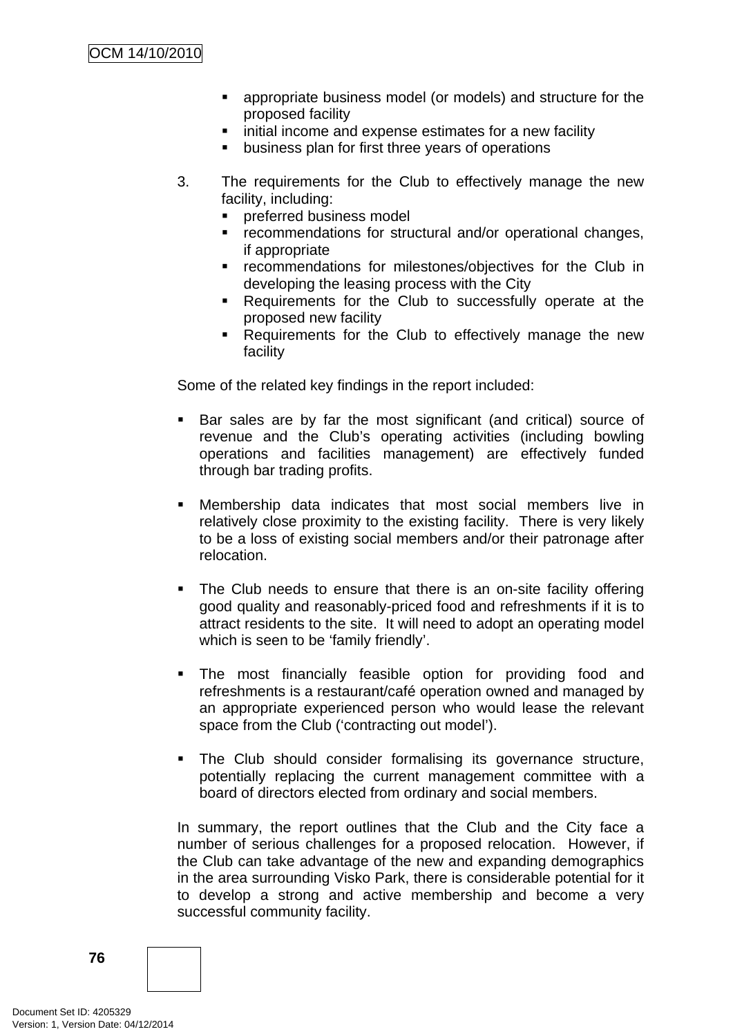- appropriate business model (or models) and structure for the proposed facility
- initial income and expense estimates for a new facility
- business plan for first three years of operations

3. The requirements for the Club to effectively manage the new facility, including:
   - preferred business model
   - recommendations for structural and/or operational changes, if appropriate
   - recommendations for milestones/objectives for the Club in developing the leasing process with the City
   - Requirements for the Club to successfully operate at the proposed new facility
   - Requirements for the Club to effectively manage the new facility

Some of the related key findings in the report included:

- Bar sales are by far the most significant (and critical) source of revenue and the Club's operating activities (including bowling operations and facilities management) are effectively funded through bar trading profits.

- Membership data indicates that most social members live in relatively close proximity to the existing facility. There is very likely to be a loss of existing social members and/or their patronage after relocation.

- The Club needs to ensure that there is an on-site facility offering good quality and reasonably-priced food and refreshments if it is to attract residents to the site. It will need to adopt an operating model which is seen to be 'family friendly'.

- The most financially feasible option for providing food and refreshments is a restaurant/café operation owned and managed by an appropriate experienced person who would lease the relevant space from the Club ('contracting out model').

- The Club should consider formalising its governance structure, potentially replacing the current management committee with a board of directors elected from ordinary and social members.

In summary, the report outlines that the Club and the City face a number of serious challenges for a proposed relocation. However, if the Club can take advantage of the new and expanding demographics in the area surrounding Visko Park, there is considerable potential for it to develop a strong and active membership and become a very successful community facility.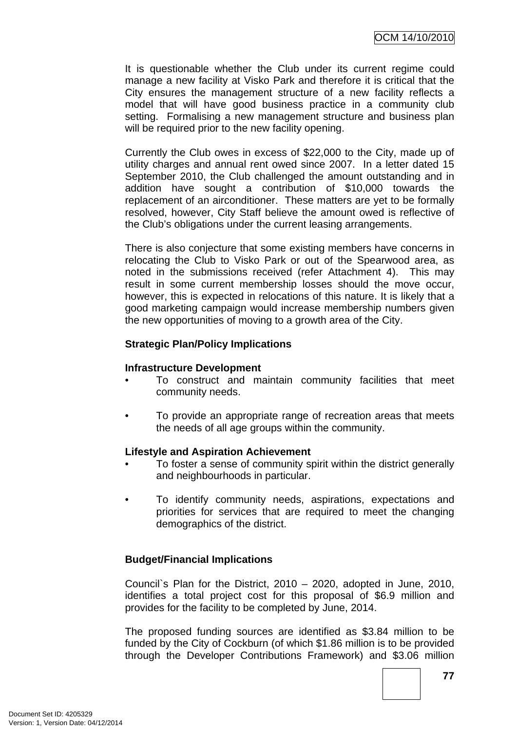It is questionable whether the Club under its current regime could manage a new facility at Visko Park and therefore it is critical that the City ensures the management structure of a new facility reflects a model that will have good business practice in a community club setting. Formalising a new management structure and business plan will be required prior to the new facility opening.

Currently the Club owes in excess of $22,000 to the City, made up of utility charges and annual rent owed since 2007. In a letter dated 15 September 2010, the Club challenged the amount outstanding and in addition have sought a contribution of $10,000 towards the replacement of an airconditioner. These matters are yet to be formally resolved, however, City Staff believe the amount owed is reflective of the Club's obligations under the current leasing arrangements.

There is also conjecture that some existing members have concerns in relocating the Club to Visko Park or out of the Spearwood area, as noted in the submissions received (refer Attachment 4). This may result in some current membership losses should the move occur, however, this is expected in relocations of this nature. It is likely that a good marketing campaign would increase membership numbers given the new opportunities of moving to a growth area of the City.

**Strategic Plan/Policy Implications**

**Infrastructure Development**

- To construct and maintain community facilities that meet community needs.
- To provide an appropriate range of recreation areas that meets the needs of all age groups within the community.

**Lifestyle and Aspiration Achievement**

- To foster a sense of community spirit within the district generally and neighbourhoods in particular.
- To identify community needs, aspirations, expectations and priorities for services that are required to meet the changing demographics of the district.

**Budget/Financial Implications**

Council`s Plan for the District, 2010 – 2020, adopted in June, 2010, identifies a total project cost for this proposal of $6.9 million and provides for the facility to be completed by June, 2014.

The proposed funding sources are identified as $3.84 million to be funded by the City of Cockburn (of which $1.86 million is to be provided through the Developer Contributions Framework) and $3.06 million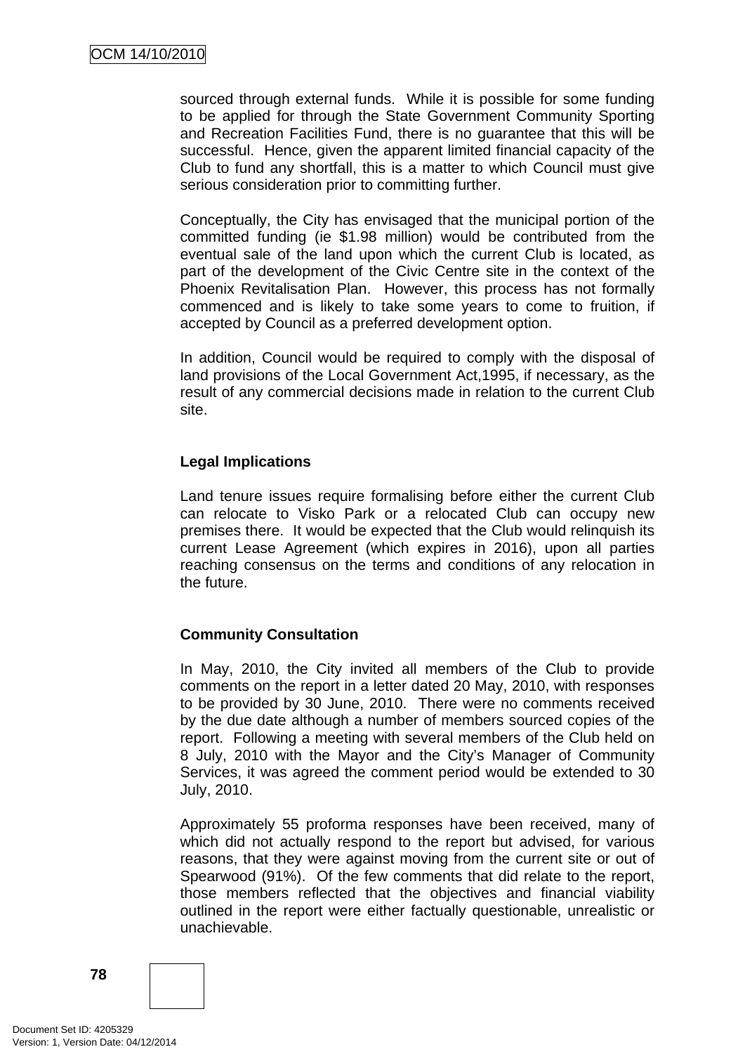sourced through external funds. While it is possible for some funding to be applied for through the State Government Community Sporting and Recreation Facilities Fund, there is no guarantee that this will be successful. Hence, given the apparent limited financial capacity of the Club to fund any shortfall, this is a matter to which Council must give serious consideration prior to committing further.

Conceptually, the City has envisaged that the municipal portion of the committed funding (ie $1.98 million) would be contributed from the eventual sale of the land upon which the current Club is located, as part of the development of the Civic Centre site in the context of the Phoenix Revitalisation Plan. However, this process has not formally commenced and is likely to take some years to come to fruition, if accepted by Council as a preferred development option.

In addition, Council would be required to comply with the disposal of land provisions of the Local Government Act,1995, if necessary, as the result of any commercial decisions made in relation to the current Club site.

**Legal Implications**

Land tenure issues require formalising before either the current Club can relocate to Visko Park or a relocated Club can occupy new premises there. It would be expected that the Club would relinquish its current Lease Agreement (which expires in 2016), upon all parties reaching consensus on the terms and conditions of any relocation in the future.

**Community Consultation**

In May, 2010, the City invited all members of the Club to provide comments on the report in a letter dated 20 May, 2010, with responses to be provided by 30 June, 2010. There were no comments received by the due date although a number of members sourced copies of the report. Following a meeting with several members of the Club held on 8 July, 2010 with the Mayor and the City's Manager of Community Services, it was agreed the comment period would be extended to 30 July, 2010.

Approximately 55 proforma responses have been received, many of which did not actually respond to the report but advised, for various reasons, that they were against moving from the current site or out of Spearwood (91%). Of the few comments that did relate to the report, those members reflected that the objectives and financial viability outlined in the report were either factually questionable, unrealistic or unachievable.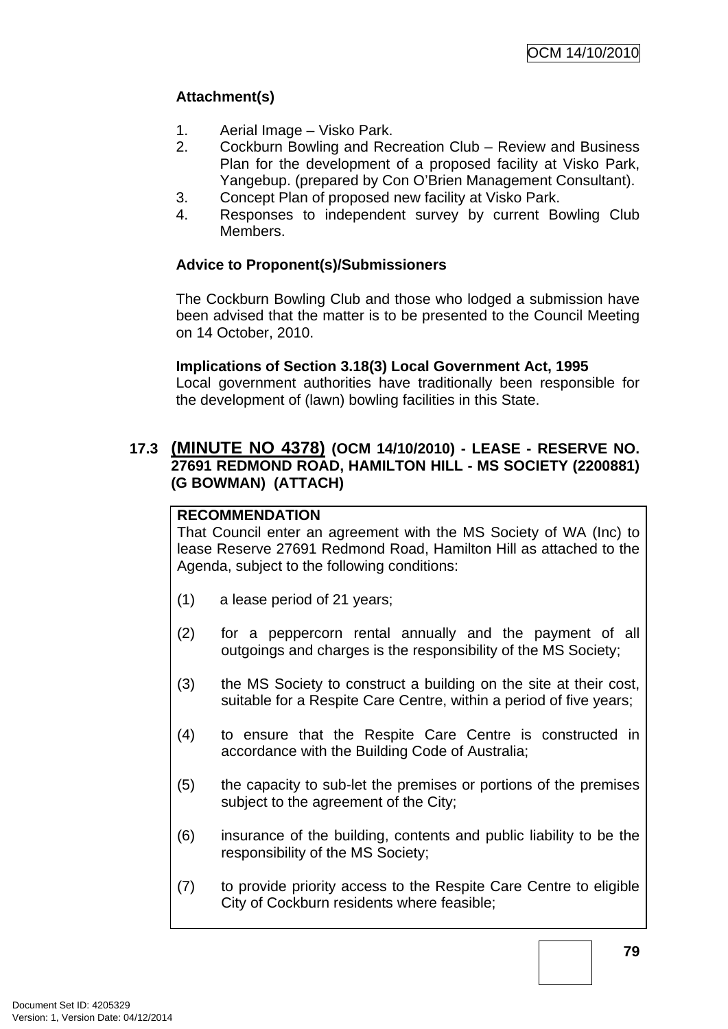**Attachment(s)**

1. Aerial Image – Visko Park.
2. Cockburn Bowling and Recreation Club – Review and Business Plan for the development of a proposed facility at Visko Park, Yangebup. (prepared by Con O'Brien Management Consultant).
3. Concept Plan of proposed new facility at Visko Park.
4. Responses to independent survey by current Bowling Club Members.

**Advice to Proponent(s)/Submissioners**

The Cockburn Bowling Club and those who lodged a submission have been advised that the matter is to be presented to the Council Meeting on 14 October, 2010.

**Implications of Section 3.18(3) Local Government Act, 1995**
Local government authorities have traditionally been responsible for the development of (lawn) bowling facilities in this State.

### 17.3 (MINUTE NO 4378) (OCM 14/10/2010) - LEASE - RESERVE NO. 27691 REDMOND ROAD, HAMILTON HILL - MS SOCIETY (2200881) (G BOWMAN) (ATTACH)

**RECOMMENDATION**
That Council enter an agreement with the MS Society of WA (Inc) to lease Reserve 27691 Redmond Road, Hamilton Hill as attached to the Agenda, subject to the following conditions:

(1) a lease period of 21 years;

(2) for a peppercorn rental annually and the payment of all outgoings and charges is the responsibility of the MS Society;

(3) the MS Society to construct a building on the site at their cost, suitable for a Respite Care Centre, within a period of five years;

(4) to ensure that the Respite Care Centre is constructed in accordance with the Building Code of Australia;

(5) the capacity to sub-let the premises or portions of the premises subject to the agreement of the City;

(6) insurance of the building, contents and public liability to be the responsibility of the MS Society;

(7) to provide priority access to the Respite Care Centre to eligible City of Cockburn residents where feasible;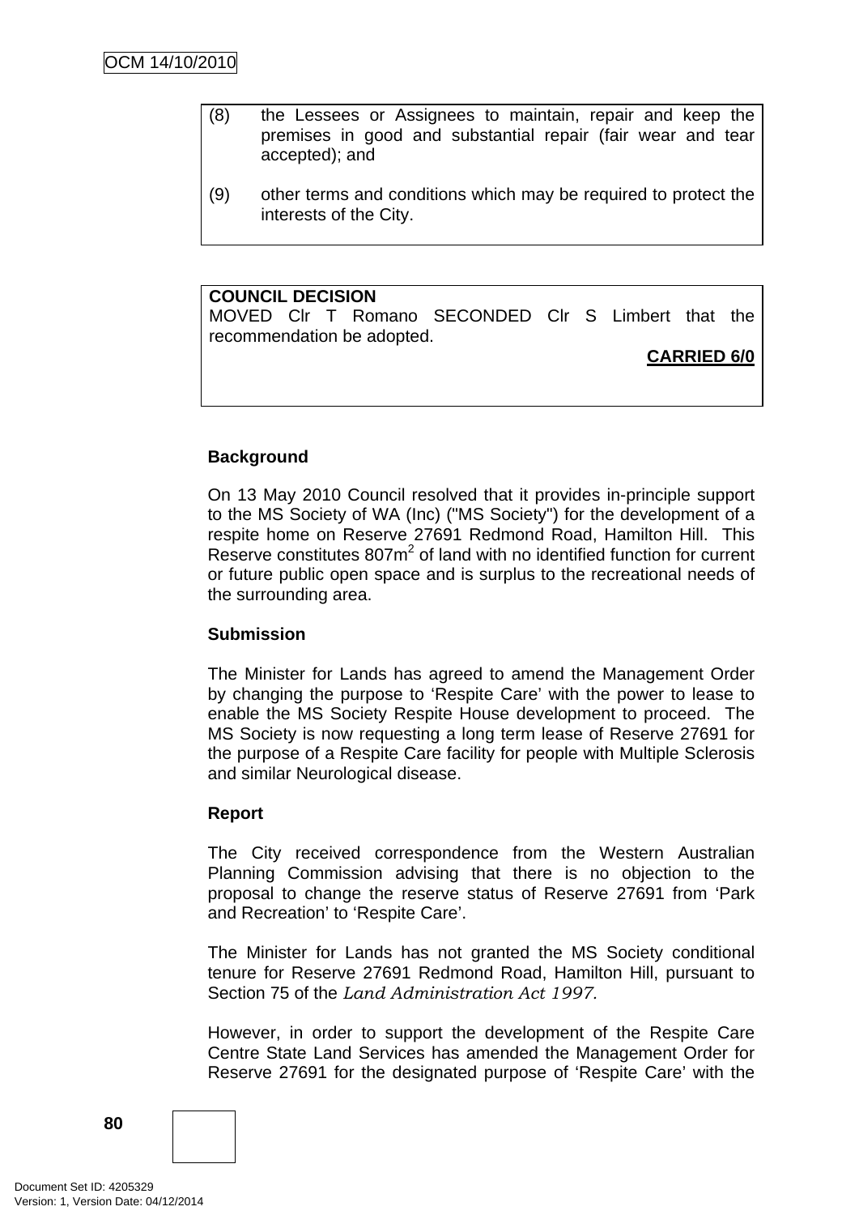(8) the Lessees or Assignees to maintain, repair and keep the premises in good and substantial repair (fair wear and tear accepted); and

(9) other terms and conditions which may be required to protect the interests of the City.

**COUNCIL DECISION**
MOVED Clr T Romano SECONDED Clr S Limbert that the recommendation be adopted.

**CARRIED 6/0**

**Background**

On 13 May 2010 Council resolved that it provides in-principle support to the MS Society of WA (Inc) ("MS Society") for the development of a respite home on Reserve 27691 Redmond Road, Hamilton Hill. This Reserve constitutes 807m$^2$ of land with no identified function for current or future public open space and is surplus to the recreational needs of the surrounding area.

**Submission**

The Minister for Lands has agreed to amend the Management Order by changing the purpose to 'Respite Care' with the power to lease to enable the MS Society Respite House development to proceed. The MS Society is now requesting a long term lease of Reserve 27691 for the purpose of a Respite Care facility for people with Multiple Sclerosis and similar Neurological disease.

**Report**

The City received correspondence from the Western Australian Planning Commission advising that there is no objection to the proposal to change the reserve status of Reserve 27691 from 'Park and Recreation' to 'Respite Care'.

The Minister for Lands has not granted the MS Society conditional tenure for Reserve 27691 Redmond Road, Hamilton Hill, pursuant to Section 75 of the *Land Administration Act 1997.*

However, in order to support the development of the Respite Care Centre State Land Services has amended the Management Order for Reserve 27691 for the designated purpose of 'Respite Care' with the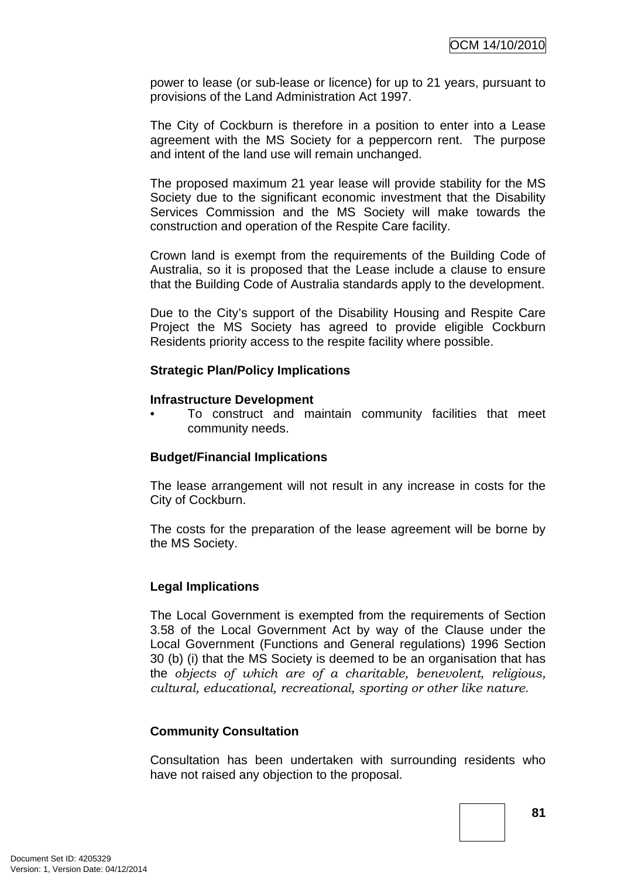power to lease (or sub-lease or licence) for up to 21 years, pursuant to provisions of the Land Administration Act 1997.

The City of Cockburn is therefore in a position to enter into a Lease agreement with the MS Society for a peppercorn rent. The purpose and intent of the land use will remain unchanged.

The proposed maximum 21 year lease will provide stability for the MS Society due to the significant economic investment that the Disability Services Commission and the MS Society will make towards the construction and operation of the Respite Care facility.

Crown land is exempt from the requirements of the Building Code of Australia, so it is proposed that the Lease include a clause to ensure that the Building Code of Australia standards apply to the development.

Due to the City's support of the Disability Housing and Respite Care Project the MS Society has agreed to provide eligible Cockburn Residents priority access to the respite facility where possible.

**Strategic Plan/Policy Implications**

**Infrastructure Development**

- To construct and maintain community facilities that meet community needs.

**Budget/Financial Implications**

The lease arrangement will not result in any increase in costs for the City of Cockburn.

The costs for the preparation of the lease agreement will be borne by the MS Society.

**Legal Implications**

The Local Government is exempted from the requirements of Section 3.58 of the Local Government Act by way of the Clause under the Local Government (Functions and General regulations) 1996 Section 30 (b) (i) that the MS Society is deemed to be an organisation that has the *objects of which are of a charitable, benevolent, religious, cultural, educational, recreational, sporting or other like nature.*

**Community Consultation**

Consultation has been undertaken with surrounding residents who have not raised any objection to the proposal.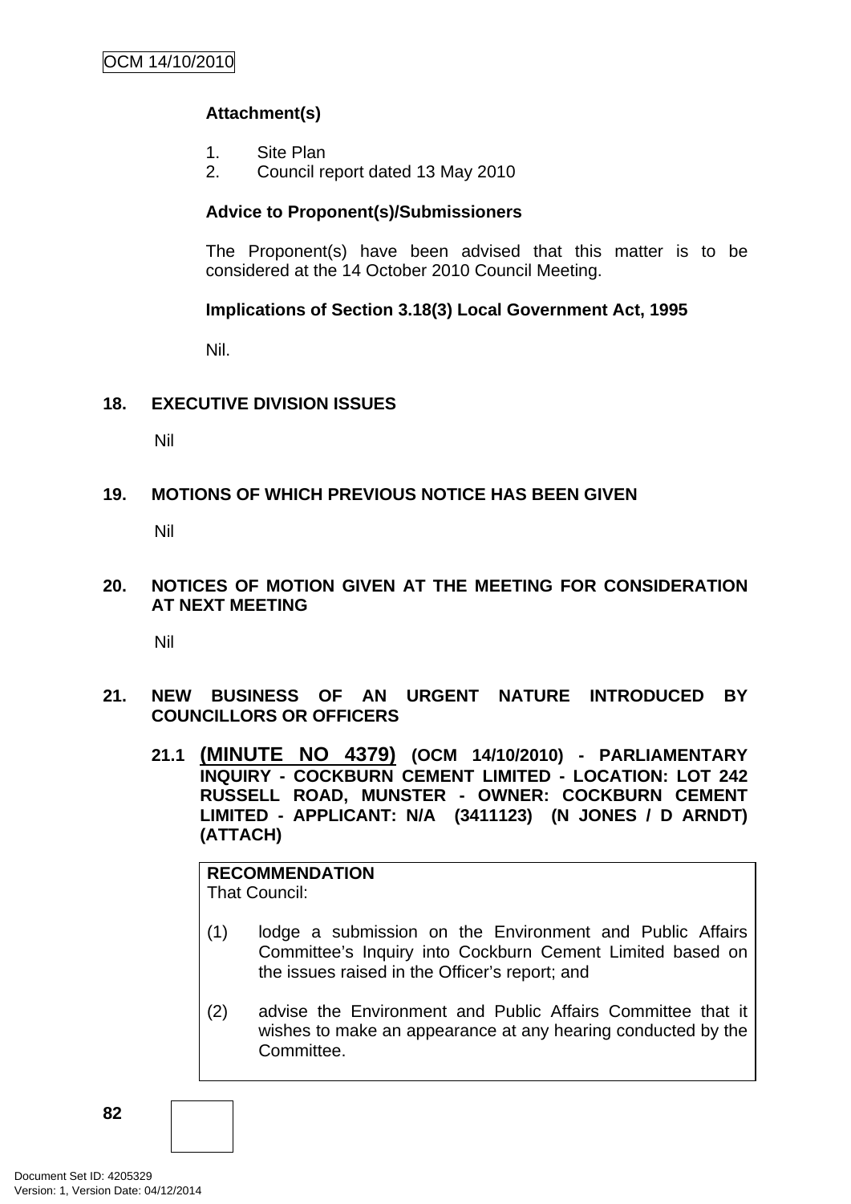**Attachment(s)**

1. Site Plan
2. Council report dated 13 May 2010

**Advice to Proponent(s)/Submissioners**

The Proponent(s) have been advised that this matter is to be considered at the 14 October 2010 Council Meeting.

**Implications of Section 3.18(3) Local Government Act, 1995**

Nil.

## 18. EXECUTIVE DIVISION ISSUES

Nil

## 19. MOTIONS OF WHICH PREVIOUS NOTICE HAS BEEN GIVEN

Nil

## 20. NOTICES OF MOTION GIVEN AT THE MEETING FOR CONSIDERATION AT NEXT MEETING

Nil

## 21. NEW BUSINESS OF AN URGENT NATURE INTRODUCED BY COUNCILLORS OR OFFICERS

### 21.1 (MINUTE NO 4379) (OCM 14/10/2010) - PARLIAMENTARY INQUIRY - COCKBURN CEMENT LIMITED - LOCATION: LOT 242 RUSSELL ROAD, MUNSTER - OWNER: COCKBURN CEMENT LIMITED - APPLICANT: N/A (3411123) (N JONES / D ARNDT) (ATTACH)

**RECOMMENDATION**
That Council:

(1) lodge a submission on the Environment and Public Affairs Committee's Inquiry into Cockburn Cement Limited based on the issues raised in the Officer's report; and

(2) advise the Environment and Public Affairs Committee that it wishes to make an appearance at any hearing conducted by the Committee.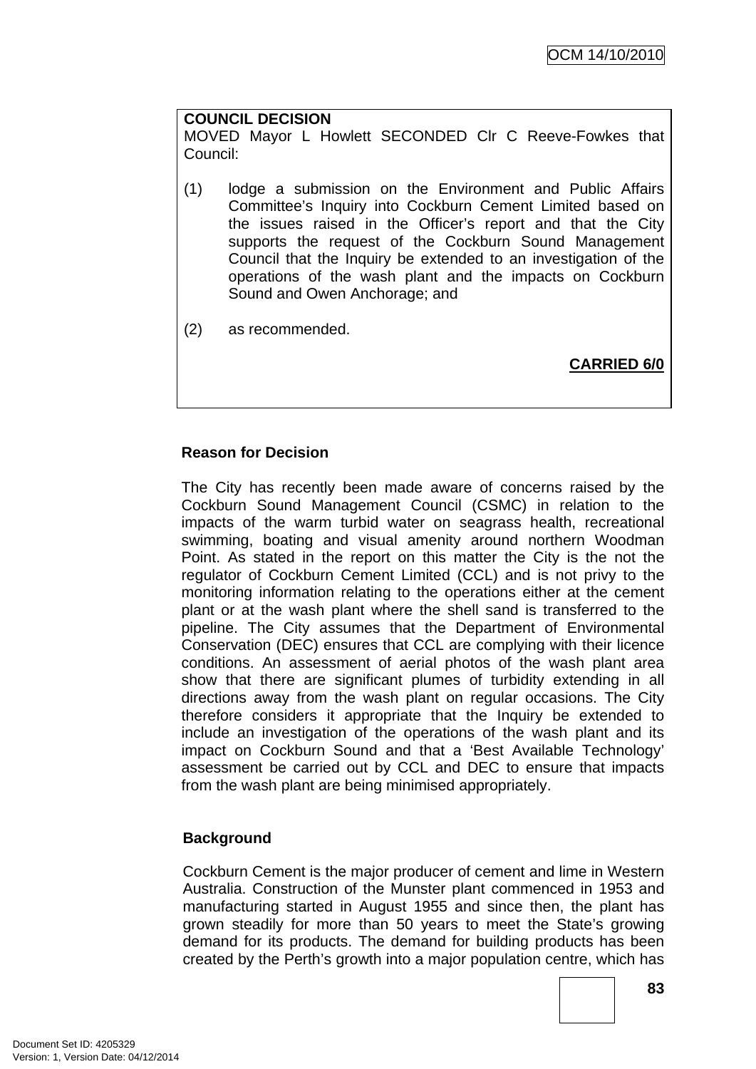**COUNCIL DECISION**

MOVED Mayor L Howlett SECONDED Clr C Reeve-Fowkes that Council:

(1) lodge a submission on the Environment and Public Affairs Committee's Inquiry into Cockburn Cement Limited based on the issues raised in the Officer's report and that the City supports the request of the Cockburn Sound Management Council that the Inquiry be extended to an investigation of the operations of the wash plant and the impacts on Cockburn Sound and Owen Anchorage; and

(2) as recommended.

**CARRIED 6/0**

**Reason for Decision**

The City has recently been made aware of concerns raised by the Cockburn Sound Management Council (CSMC) in relation to the impacts of the warm turbid water on seagrass health, recreational swimming, boating and visual amenity around northern Woodman Point. As stated in the report on this matter the City is the not the regulator of Cockburn Cement Limited (CCL) and is not privy to the monitoring information relating to the operations either at the cement plant or at the wash plant where the shell sand is transferred to the pipeline. The City assumes that the Department of Environmental Conservation (DEC) ensures that CCL are complying with their licence conditions. An assessment of aerial photos of the wash plant area show that there are significant plumes of turbidity extending in all directions away from the wash plant on regular occasions. The City therefore considers it appropriate that the Inquiry be extended to include an investigation of the operations of the wash plant and its impact on Cockburn Sound and that a 'Best Available Technology' assessment be carried out by CCL and DEC to ensure that impacts from the wash plant are being minimised appropriately.

**Background**

Cockburn Cement is the major producer of cement and lime in Western Australia. Construction of the Munster plant commenced in 1953 and manufacturing started in August 1955 and since then, the plant has grown steadily for more than 50 years to meet the State's growing demand for its products. The demand for building products has been created by the Perth's growth into a major population centre, which has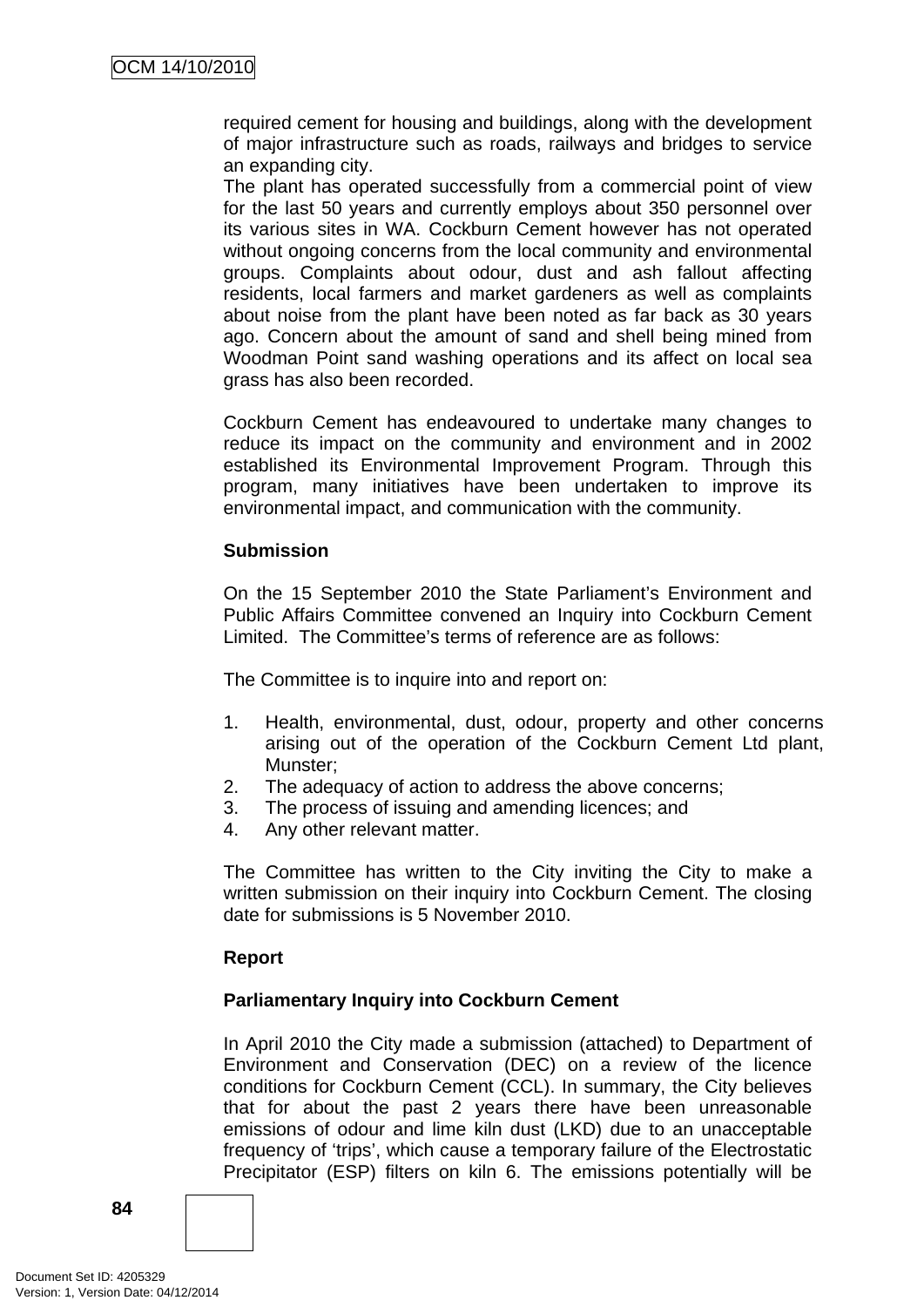required cement for housing and buildings, along with the development of major infrastructure such as roads, railways and bridges to service an expanding city.

The plant has operated successfully from a commercial point of view for the last 50 years and currently employs about 350 personnel over its various sites in WA. Cockburn Cement however has not operated without ongoing concerns from the local community and environmental groups. Complaints about odour, dust and ash fallout affecting residents, local farmers and market gardeners as well as complaints about noise from the plant have been noted as far back as 30 years ago. Concern about the amount of sand and shell being mined from Woodman Point sand washing operations and its affect on local sea grass has also been recorded.

Cockburn Cement has endeavoured to undertake many changes to reduce its impact on the community and environment and in 2002 established its Environmental Improvement Program. Through this program, many initiatives have been undertaken to improve its environmental impact, and communication with the community.

**Submission**

On the 15 September 2010 the State Parliament's Environment and Public Affairs Committee convened an Inquiry into Cockburn Cement Limited. The Committee's terms of reference are as follows:

The Committee is to inquire into and report on:

1. Health, environmental, dust, odour, property and other concerns arising out of the operation of the Cockburn Cement Ltd plant, Munster;
2. The adequacy of action to address the above concerns;
3. The process of issuing and amending licences; and
4. Any other relevant matter.

The Committee has written to the City inviting the City to make a written submission on their inquiry into Cockburn Cement. The closing date for submissions is 5 November 2010.

**Report**

**Parliamentary Inquiry into Cockburn Cement**

In April 2010 the City made a submission (attached) to Department of Environment and Conservation (DEC) on a review of the licence conditions for Cockburn Cement (CCL). In summary, the City believes that for about the past 2 years there have been unreasonable emissions of odour and lime kiln dust (LKD) due to an unacceptable frequency of 'trips', which cause a temporary failure of the Electrostatic Precipitator (ESP) filters on kiln 6. The emissions potentially will be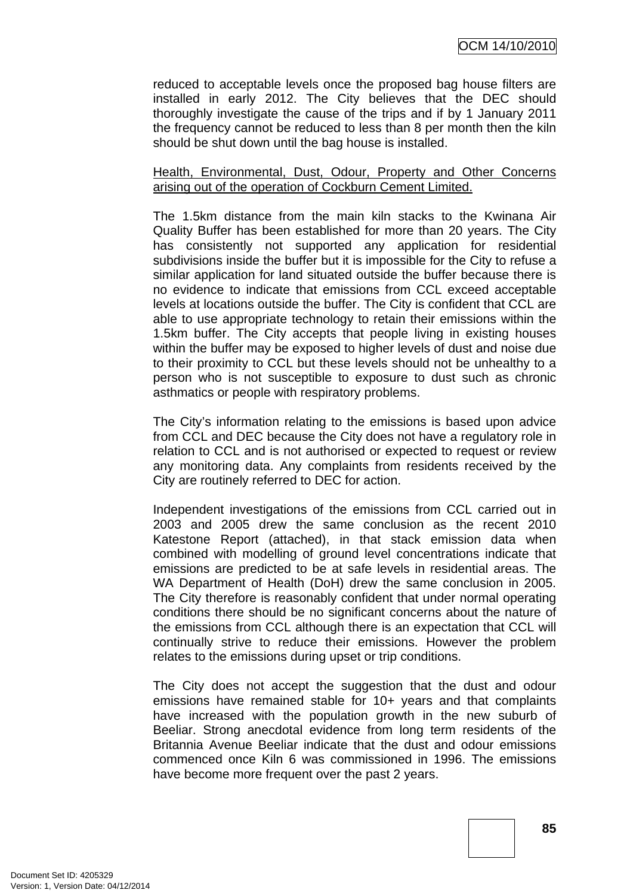reduced to acceptable levels once the proposed bag house filters are installed in early 2012. The City believes that the DEC should thoroughly investigate the cause of the trips and if by 1 January 2011 the frequency cannot be reduced to less than 8 per month then the kiln should be shut down until the bag house is installed.

Health, Environmental, Dust, Odour, Property and Other Concerns arising out of the operation of Cockburn Cement Limited.

The 1.5km distance from the main kiln stacks to the Kwinana Air Quality Buffer has been established for more than 20 years. The City has consistently not supported any application for residential subdivisions inside the buffer but it is impossible for the City to refuse a similar application for land situated outside the buffer because there is no evidence to indicate that emissions from CCL exceed acceptable levels at locations outside the buffer. The City is confident that CCL are able to use appropriate technology to retain their emissions within the 1.5km buffer. The City accepts that people living in existing houses within the buffer may be exposed to higher levels of dust and noise due to their proximity to CCL but these levels should not be unhealthy to a person who is not susceptible to exposure to dust such as chronic asthmatics or people with respiratory problems.

The City's information relating to the emissions is based upon advice from CCL and DEC because the City does not have a regulatory role in relation to CCL and is not authorised or expected to request or review any monitoring data. Any complaints from residents received by the City are routinely referred to DEC for action.

Independent investigations of the emissions from CCL carried out in 2003 and 2005 drew the same conclusion as the recent 2010 Katestone Report (attached), in that stack emission data when combined with modelling of ground level concentrations indicate that emissions are predicted to be at safe levels in residential areas. The WA Department of Health (DoH) drew the same conclusion in 2005. The City therefore is reasonably confident that under normal operating conditions there should be no significant concerns about the nature of the emissions from CCL although there is an expectation that CCL will continually strive to reduce their emissions. However the problem relates to the emissions during upset or trip conditions.

The City does not accept the suggestion that the dust and odour emissions have remained stable for 10+ years and that complaints have increased with the population growth in the new suburb of Beeliar. Strong anecdotal evidence from long term residents of the Britannia Avenue Beeliar indicate that the dust and odour emissions commenced once Kiln 6 was commissioned in 1996. The emissions have become more frequent over the past 2 years.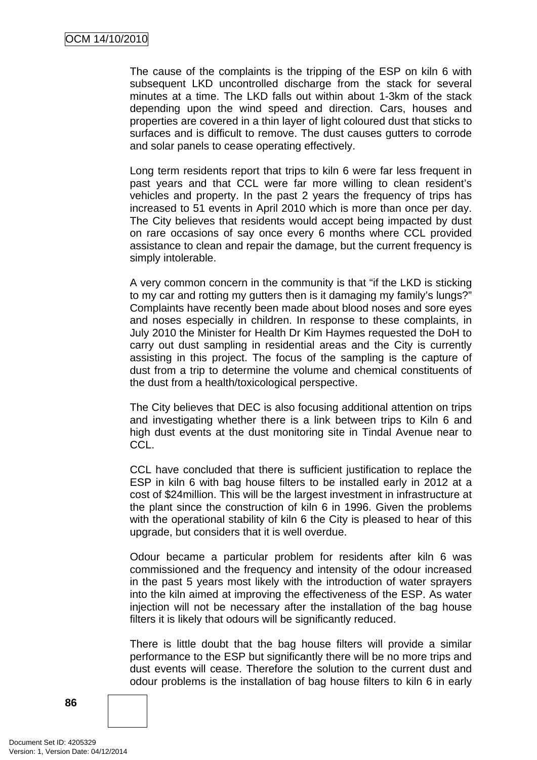The cause of the complaints is the tripping of the ESP on kiln 6 with subsequent LKD uncontrolled discharge from the stack for several minutes at a time. The LKD falls out within about 1-3km of the stack depending upon the wind speed and direction. Cars, houses and properties are covered in a thin layer of light coloured dust that sticks to surfaces and is difficult to remove. The dust causes gutters to corrode and solar panels to cease operating effectively.

Long term residents report that trips to kiln 6 were far less frequent in past years and that CCL were far more willing to clean resident's vehicles and property. In the past 2 years the frequency of trips has increased to 51 events in April 2010 which is more than once per day. The City believes that residents would accept being impacted by dust on rare occasions of say once every 6 months where CCL provided assistance to clean and repair the damage, but the current frequency is simply intolerable.

A very common concern in the community is that "if the LKD is sticking to my car and rotting my gutters then is it damaging my family's lungs?" Complaints have recently been made about blood noses and sore eyes and noses especially in children. In response to these complaints, in July 2010 the Minister for Health Dr Kim Haymes requested the DoH to carry out dust sampling in residential areas and the City is currently assisting in this project. The focus of the sampling is the capture of dust from a trip to determine the volume and chemical constituents of the dust from a health/toxicological perspective.

The City believes that DEC is also focusing additional attention on trips and investigating whether there is a link between trips to Kiln 6 and high dust events at the dust monitoring site in Tindal Avenue near to CCL.

CCL have concluded that there is sufficient justification to replace the ESP in kiln 6 with bag house filters to be installed early in 2012 at a cost of $24million. This will be the largest investment in infrastructure at the plant since the construction of kiln 6 in 1996. Given the problems with the operational stability of kiln 6 the City is pleased to hear of this upgrade, but considers that it is well overdue.

Odour became a particular problem for residents after kiln 6 was commissioned and the frequency and intensity of the odour increased in the past 5 years most likely with the introduction of water sprayers into the kiln aimed at improving the effectiveness of the ESP. As water injection will not be necessary after the installation of the bag house filters it is likely that odours will be significantly reduced.

There is little doubt that the bag house filters will provide a similar performance to the ESP but significantly there will be no more trips and dust events will cease. Therefore the solution to the current dust and odour problems is the installation of bag house filters to kiln 6 in early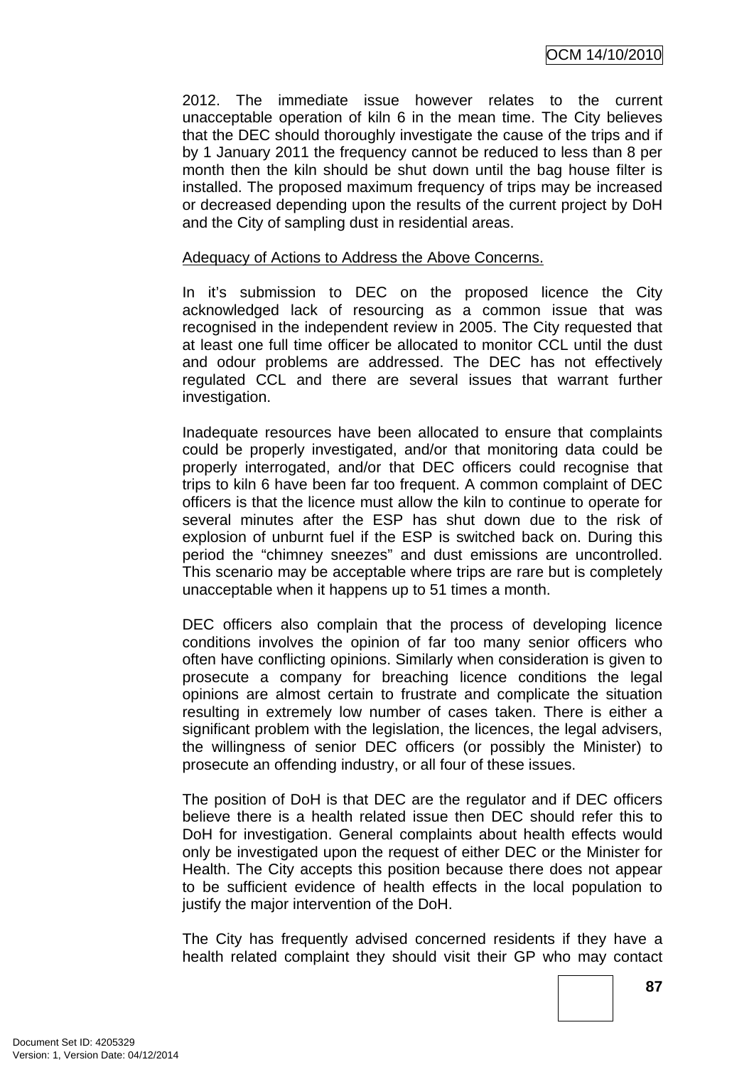2012. The immediate issue however relates to the current unacceptable operation of kiln 6 in the mean time. The City believes that the DEC should thoroughly investigate the cause of the trips and if by 1 January 2011 the frequency cannot be reduced to less than 8 per month then the kiln should be shut down until the bag house filter is installed. The proposed maximum frequency of trips may be increased or decreased depending upon the results of the current project by DoH and the City of sampling dust in residential areas.

Adequacy of Actions to Address the Above Concerns.

In it's submission to DEC on the proposed licence the City acknowledged lack of resourcing as a common issue that was recognised in the independent review in 2005. The City requested that at least one full time officer be allocated to monitor CCL until the dust and odour problems are addressed. The DEC has not effectively regulated CCL and there are several issues that warrant further investigation.

Inadequate resources have been allocated to ensure that complaints could be properly investigated, and/or that monitoring data could be properly interrogated, and/or that DEC officers could recognise that trips to kiln 6 have been far too frequent. A common complaint of DEC officers is that the licence must allow the kiln to continue to operate for several minutes after the ESP has shut down due to the risk of explosion of unburnt fuel if the ESP is switched back on. During this period the "chimney sneezes" and dust emissions are uncontrolled. This scenario may be acceptable where trips are rare but is completely unacceptable when it happens up to 51 times a month.

DEC officers also complain that the process of developing licence conditions involves the opinion of far too many senior officers who often have conflicting opinions. Similarly when consideration is given to prosecute a company for breaching licence conditions the legal opinions are almost certain to frustrate and complicate the situation resulting in extremely low number of cases taken. There is either a significant problem with the legislation, the licences, the legal advisers, the willingness of senior DEC officers (or possibly the Minister) to prosecute an offending industry, or all four of these issues.

The position of DoH is that DEC are the regulator and if DEC officers believe there is a health related issue then DEC should refer this to DoH for investigation. General complaints about health effects would only be investigated upon the request of either DEC or the Minister for Health. The City accepts this position because there does not appear to be sufficient evidence of health effects in the local population to justify the major intervention of the DoH.

The City has frequently advised concerned residents if they have a health related complaint they should visit their GP who may contact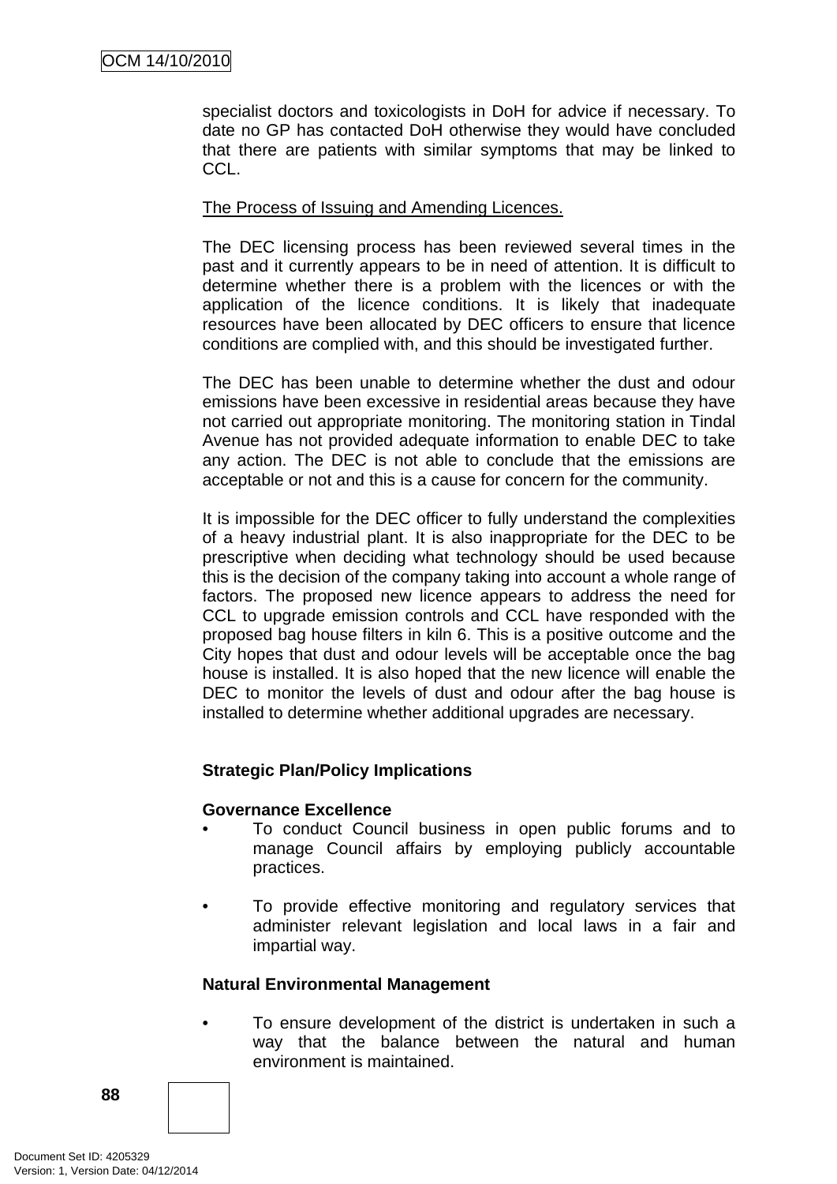specialist doctors and toxicologists in DoH for advice if necessary. To date no GP has contacted DoH otherwise they would have concluded that there are patients with similar symptoms that may be linked to CCL.

The Process of Issuing and Amending Licences.

The DEC licensing process has been reviewed several times in the past and it currently appears to be in need of attention. It is difficult to determine whether there is a problem with the licences or with the application of the licence conditions. It is likely that inadequate resources have been allocated by DEC officers to ensure that licence conditions are complied with, and this should be investigated further.

The DEC has been unable to determine whether the dust and odour emissions have been excessive in residential areas because they have not carried out appropriate monitoring. The monitoring station in Tindal Avenue has not provided adequate information to enable DEC to take any action. The DEC is not able to conclude that the emissions are acceptable or not and this is a cause for concern for the community.

It is impossible for the DEC officer to fully understand the complexities of a heavy industrial plant. It is also inappropriate for the DEC to be prescriptive when deciding what technology should be used because this is the decision of the company taking into account a whole range of factors. The proposed new licence appears to address the need for CCL to upgrade emission controls and CCL have responded with the proposed bag house filters in kiln 6. This is a positive outcome and the City hopes that dust and odour levels will be acceptable once the bag house is installed. It is also hoped that the new licence will enable the DEC to monitor the levels of dust and odour after the bag house is installed to determine whether additional upgrades are necessary.

**Strategic Plan/Policy Implications**

**Governance Excellence**

- To conduct Council business in open public forums and to manage Council affairs by employing publicly accountable practices.

- To provide effective monitoring and regulatory services that administer relevant legislation and local laws in a fair and impartial way.

**Natural Environmental Management**

- To ensure development of the district is undertaken in such a way that the balance between the natural and human environment is maintained.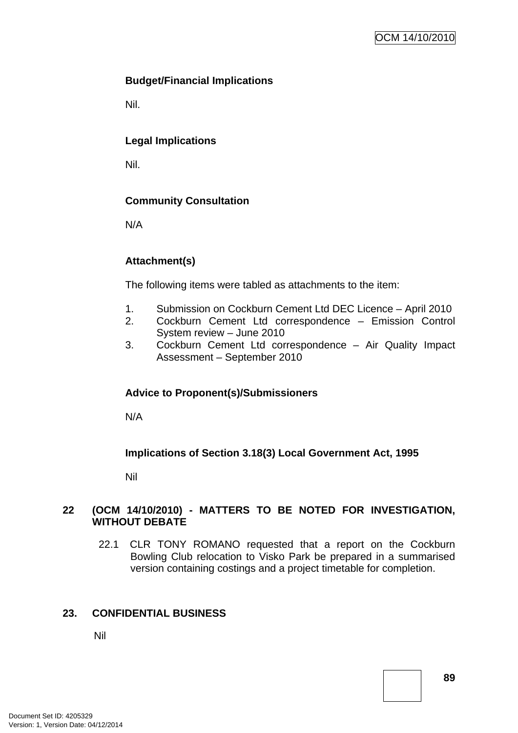**Budget/Financial Implications**

Nil.

**Legal Implications**

Nil.

**Community Consultation**

N/A

**Attachment(s)**

The following items were tabled as attachments to the item:

1. Submission on Cockburn Cement Ltd DEC Licence – April 2010
2. Cockburn Cement Ltd correspondence – Emission Control System review – June 2010
3. Cockburn Cement Ltd correspondence – Air Quality Impact Assessment – September 2010

**Advice to Proponent(s)/Submissioners**

N/A

**Implications of Section 3.18(3) Local Government Act, 1995**

Nil

## 22 (OCM 14/10/2010) - MATTERS TO BE NOTED FOR INVESTIGATION, WITHOUT DEBATE

22.1 CLR TONY ROMANO requested that a report on the Cockburn Bowling Club relocation to Visko Park be prepared in a summarised version containing costings and a project timetable for completion.

## 23. CONFIDENTIAL BUSINESS

Nil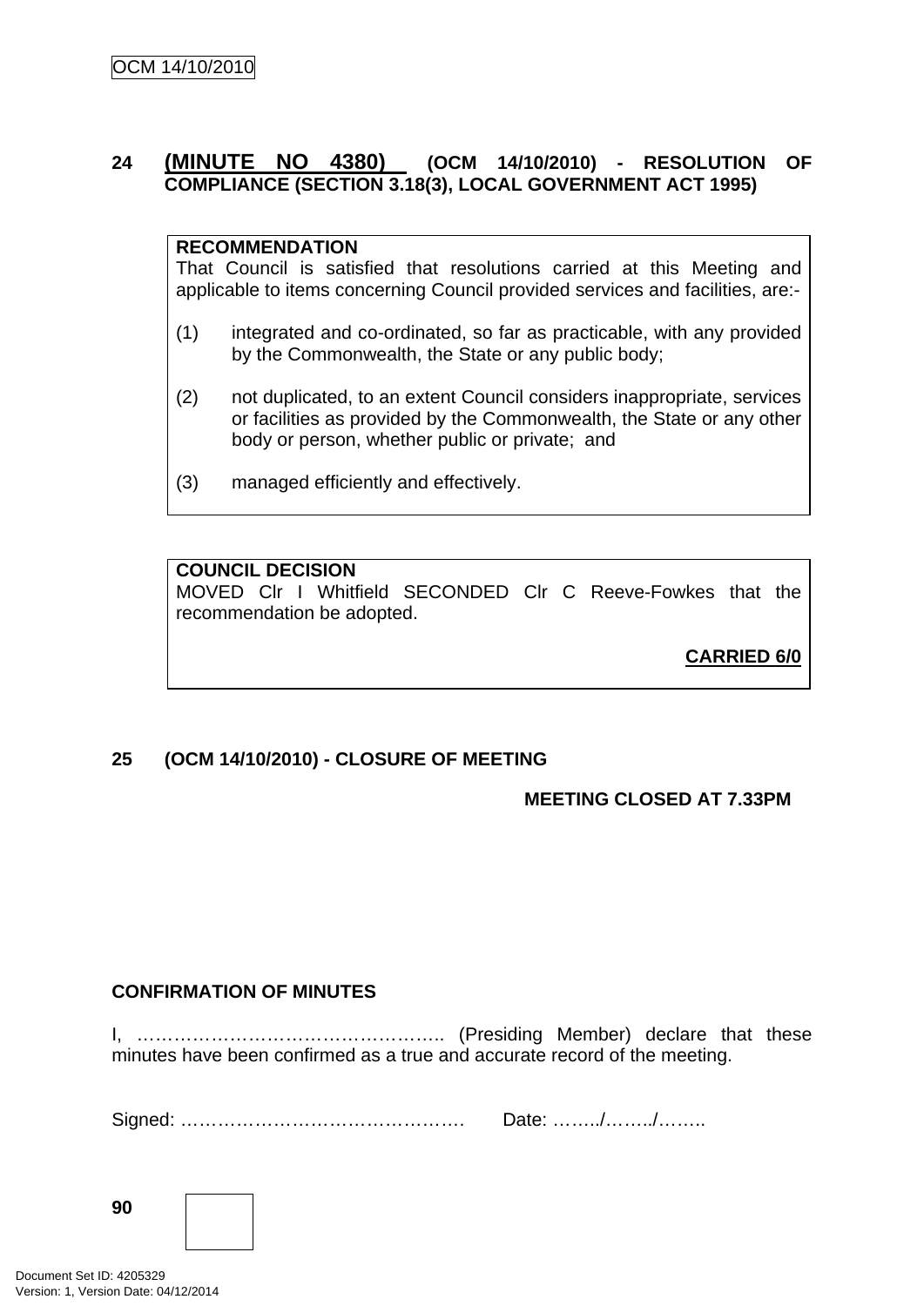## 24 (MINUTE NO 4380) (OCM 14/10/2010) - RESOLUTION OF COMPLIANCE (SECTION 3.18(3), LOCAL GOVERNMENT ACT 1995)

**RECOMMENDATION**

That Council is satisfied that resolutions carried at this Meeting and applicable to items concerning Council provided services and facilities, are:-

(1) integrated and co-ordinated, so far as practicable, with any provided by the Commonwealth, the State or any public body;

(2) not duplicated, to an extent Council considers inappropriate, services or facilities as provided by the Commonwealth, the State or any other body or person, whether public or private; and

(3) managed efficiently and effectively.

**COUNCIL DECISION**

MOVED Clr I Whitfield SECONDED Clr C Reeve-Fowkes that the recommendation be adopted.

**CARRIED 6/0**

## 25 (OCM 14/10/2010) - CLOSURE OF MEETING

**MEETING CLOSED AT 7.33PM**

**CONFIRMATION OF MINUTES**

I, ………………………………………….. (Presiding Member) declare that these minutes have been confirmed as a true and accurate record of the meeting.

Signed: ………………………………………. Date: ……../……../……..